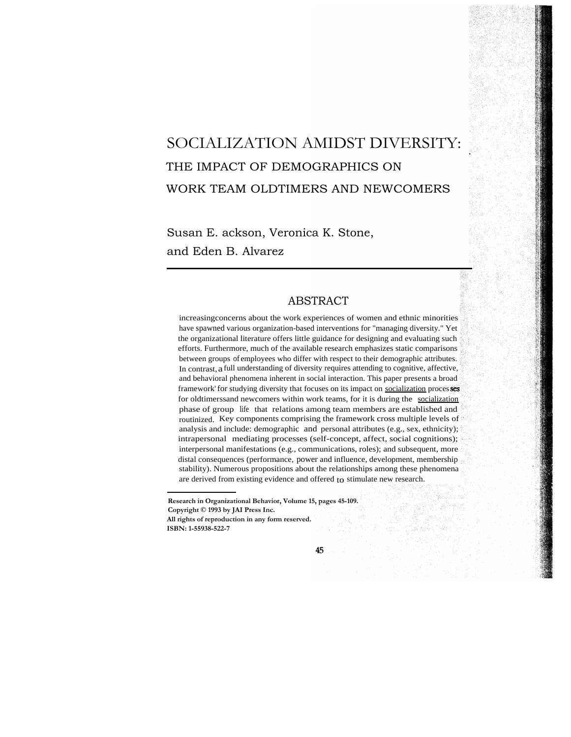# SOCIALIZATION AMIDST DIVERSITY: THE IMPACT OF DEMOGRAPHICS ON WORK TEAM OLDTIMERS AND NEWCOMERS

Susan E. ackson, Veronica K. Stone, and Eden B. Alvarez

## ABSTRACT

increasingconcerns about the work experiences of women and ethnic minorities have spawned various organization-based interventions for "managing diversity." Yet the organizational literature offers little guidance for designing and evaluating such efforts. Furthermore, much of the available research emphasizes static comparisons between groups of employees who differ with respect to their demographic attributes. In contrast, a full understanding of diversity requires attending to cognitive, affective, and behavioral phenomena inherent in social interaction. This paper presents a broad framework' for studying diversity that focuses on its impact on socialization processes for oldtimerssand newcomers within work teams, for it is during the socialization phase of group life that relations among team members are established and routinized. Key components comprising the framework cross multiple levels of analysis and include: demographic and personal attributes (e.g., sex, ethnicity); intrapersonal mediating processes (self-concept, affect, social cognitions); interpersonal manifestations (e.g., communications, roles); and subsequent, more distal consequences (performance, power and influence, development, membership stability). Numerous propositions about the relationships among these phenomena are derived from existing evidence and offered to stimulate new research.

**Research in Organizational Behavior, Volume 15, pages 45-109.**
**Copyright © 1993 by JAI Press Inc.**
**All rights of reproduction in any form reserved.**
**ISBN: 1-55938-522-7**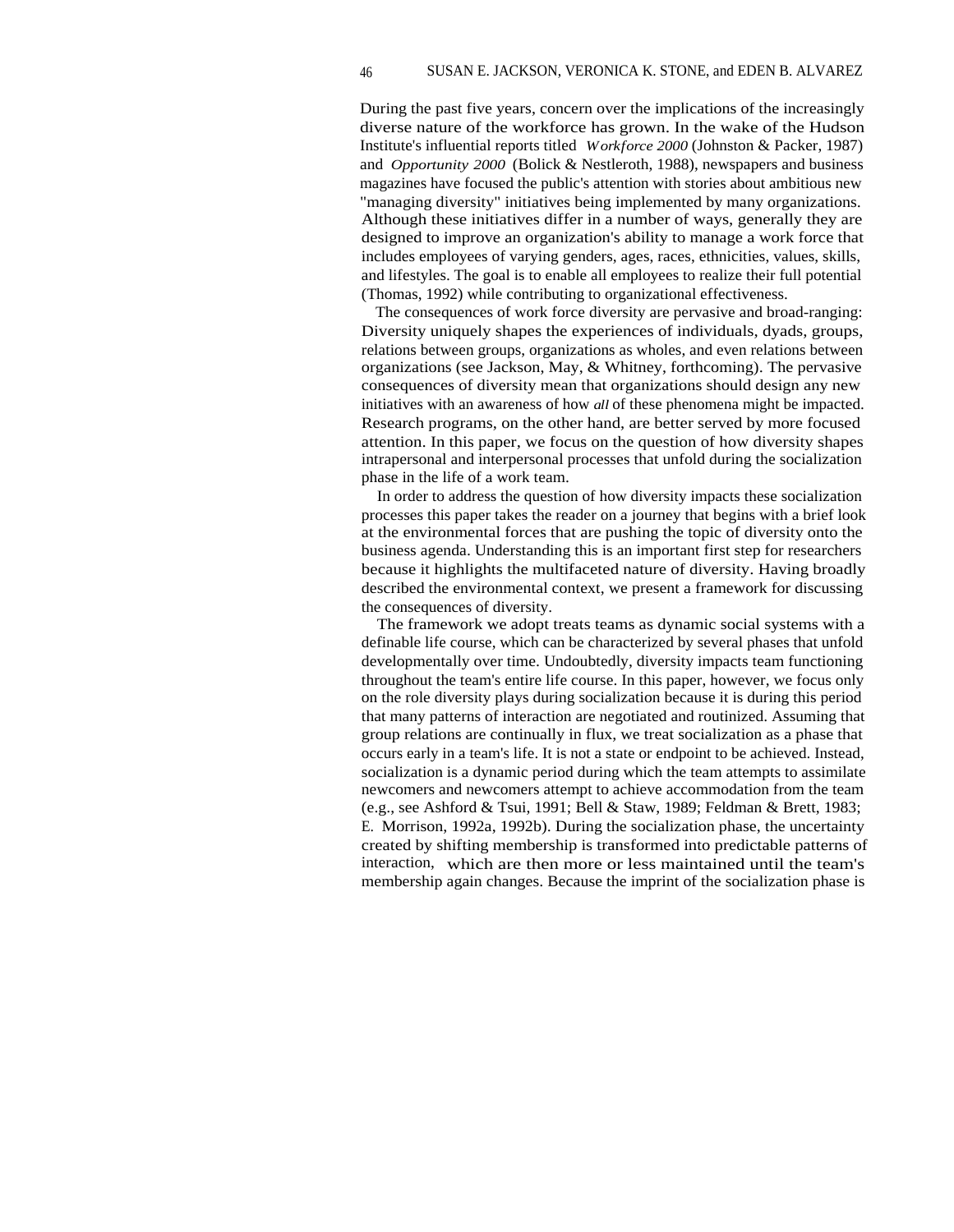During the past five years, concern over the implications of the increasingly diverse nature of the workforce has grown. In the wake of the Hudson Institute's influential reports titled *Workforce 2000* (Johnston & Packer, 1987) and *Opportunity 2000* (Bolick & Nestleroth, 1988), newspapers and business magazines have focused the public's attention with stories about ambitious new "managing diversity" initiatives being implemented by many organizations. Although these initiatives differ in a number of ways, generally they are designed to improve an organization's ability to manage a work force that includes employees of varying genders, ages, races, ethnicities, values, skills, and lifestyles. The goal is to enable all employees to realize their full potential (Thomas, 1992) while contributing to organizational effectiveness.

The consequences of work force diversity are pervasive and broad-ranging: Diversity uniquely shapes the experiences of individuals, dyads, groups, relations between groups, organizations as wholes, and even relations between organizations (see Jackson, May, & Whitney, forthcoming). The pervasive consequences of diversity mean that organizations should design any new initiatives with an awareness of how *all* of these phenomena might be impacted. Research programs, on the other hand, are better served by more focused attention. In this paper, we focus on the question of how diversity shapes intrapersonal and interpersonal processes that unfold during the socialization phase in the life of a work team.

In order to address the question of how diversity impacts these socialization processes this paper takes the reader on a journey that begins with a brief look at the environmental forces that are pushing the topic of diversity onto the business agenda. Understanding this is an important first step for researchers because it highlights the multifaceted nature of diversity. Having broadly described the environmental context, we present a framework for discussing the consequences of diversity.

The framework we adopt treats teams as dynamic social systems with a definable life course, which can be characterized by several phases that unfold developmentally over time. Undoubtedly, diversity impacts team functioning throughout the team's entire life course. In this paper, however, we focus only on the role diversity plays during socialization because it is during this period that many patterns of interaction are negotiated and routinized. Assuming that group relations are continually in flux, we treat socialization as a phase that occurs early in a team's life. It is not a state or endpoint to be achieved. Instead, socialization is a dynamic period during which the team attempts to assimilate newcomers and newcomers attempt to achieve accommodation from the team (e.g., see Ashford & Tsui, 1991; Bell & Staw, 1989; Feldman & Brett, 1983; E. Morrison, 1992a, 1992b). During the socialization phase, the uncertainty created by shifting membership is transformed into predictable patterns of interaction, which are then more or less maintained until the team's membership again changes. Because the imprint of the socialization phase is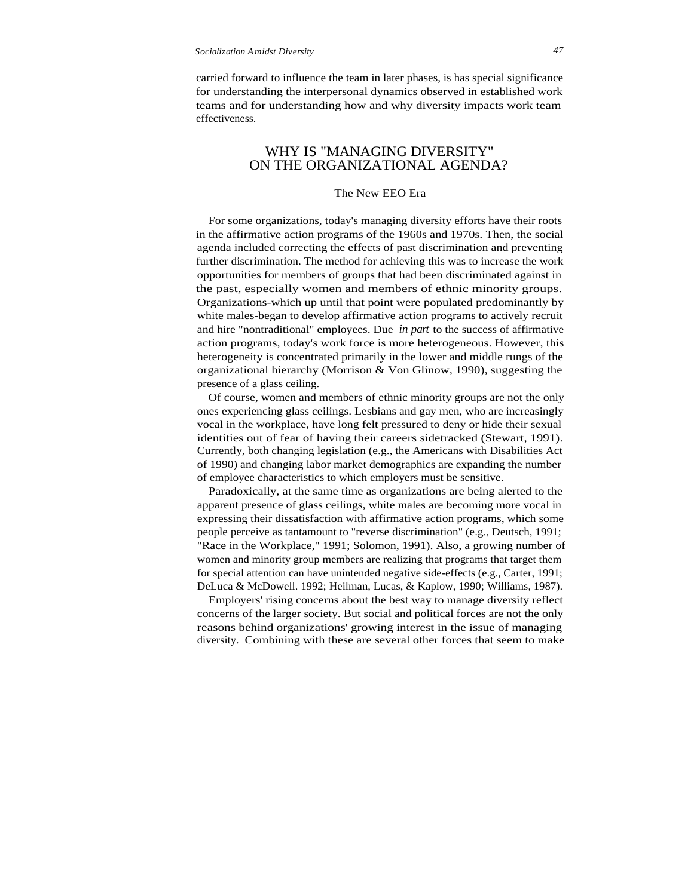carried forward to influence the team in later phases, is has special significance for understanding the interpersonal dynamics observed in established work teams and for understanding how and why diversity impacts work team effectiveness.

## WHY IS "MANAGING DIVERSITY" ON THE ORGANIZATIONAL AGENDA?

### The New EEO Era

For some organizations, today's managing diversity efforts have their roots in the affirmative action programs of the 1960s and 1970s. Then, the social agenda included correcting the effects of past discrimination and preventing further discrimination. The method for achieving this was to increase the work opportunities for members of groups that had been discriminated against in the past, especially women and members of ethnic minority groups. Organizations-which up until that point were populated predominantly by white males-began to develop affirmative action programs to actively recruit and hire "nontraditional" employees. Due *in part* to the success of affirmative action programs, today's work force is more heterogeneous. However, this heterogeneity is concentrated primarily in the lower and middle rungs of the organizational hierarchy (Morrison & Von Glinow, 1990), suggesting the presence of a glass ceiling.

Of course, women and members of ethnic minority groups are not the only ones experiencing glass ceilings. Lesbians and gay men, who are increasingly vocal in the workplace, have long felt pressured to deny or hide their sexual identities out of fear of having their careers sidetracked (Stewart, 1991). Currently, both changing legislation (e.g., the Americans with Disabilities Act of 1990) and changing labor market demographics are expanding the number of employee characteristics to which employers must be sensitive.

Paradoxically, at the same time as organizations are being alerted to the apparent presence of glass ceilings, white males are becoming more vocal in expressing their dissatisfaction with affirmative action programs, which some people perceive as tantamount to "reverse discrimination" (e.g., Deutsch, 1991; "Race in the Workplace," 1991; Solomon, 1991). Also, a growing number of women and minority group members are realizing that programs that target them for special attention can have unintended negative side-effects (e.g., Carter, 1991; DeLuca & McDowell. 1992; Heilman, Lucas, & Kaplow, 1990; Williams, 1987).

Employers' rising concerns about the best way to manage diversity reflect concerns of the larger society. But social and political forces are not the only reasons behind organizations' growing interest in the issue of managing diversity. Combining with these are several other forces that seem to make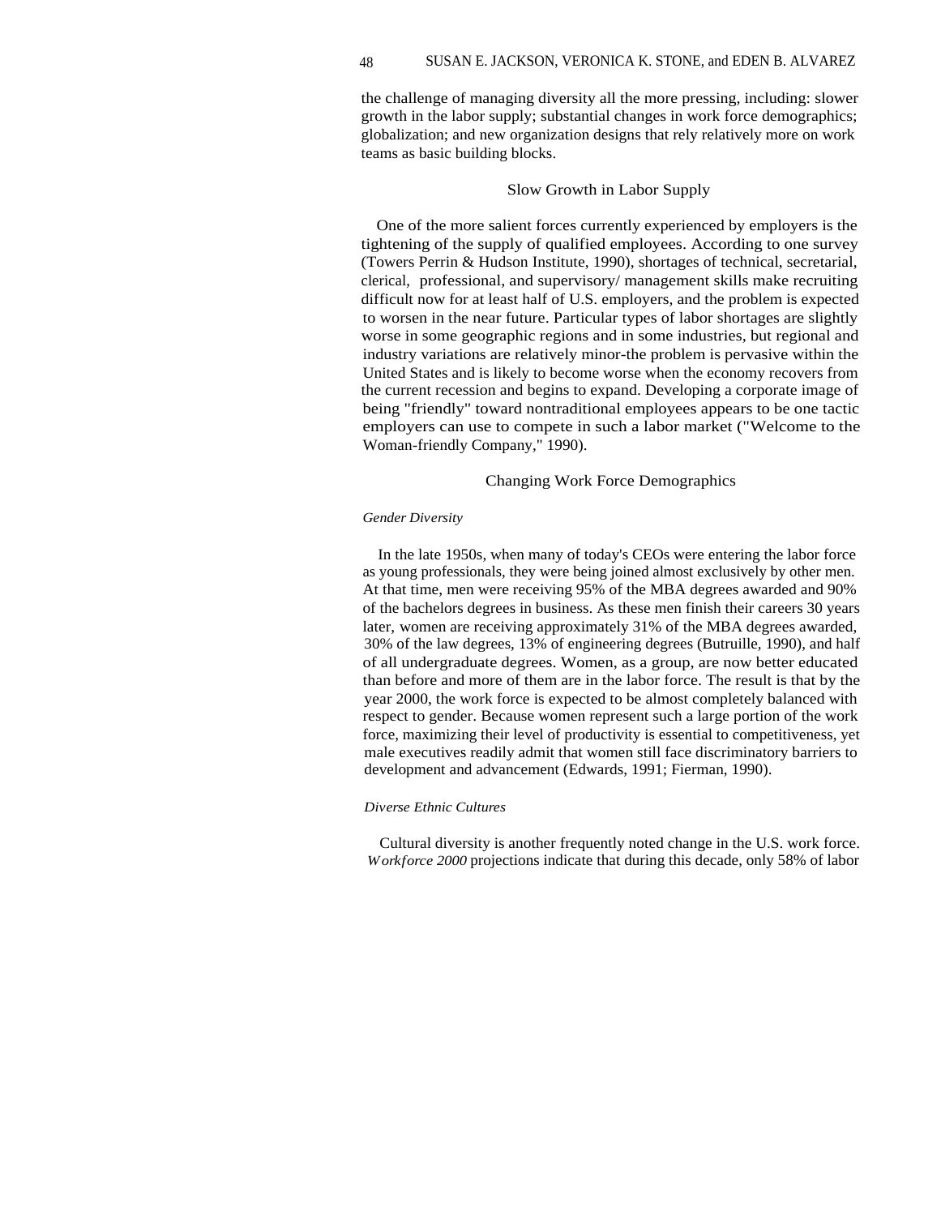the challenge of managing diversity all the more pressing, including: slower growth in the labor supply; substantial changes in work force demographics; globalization; and new organization designs that rely relatively more on work teams as basic building blocks.

## Slow Growth in Labor Supply

One of the more salient forces currently experienced by employers is the tightening of the supply of qualified employees. According to one survey (Towers Perrin & Hudson Institute, 1990), shortages of technical, secretarial, clerical, professional, and supervisory/ management skills make recruiting difficult now for at least half of U.S. employers, and the problem is expected to worsen in the near future. Particular types of labor shortages are slightly worse in some geographic regions and in some industries, but regional and industry variations are relatively minor-the problem is pervasive within the United States and is likely to become worse when the economy recovers from the current recession and begins to expand. Developing a corporate image of being "friendly" toward nontraditional employees appears to be one tactic employers can use to compete in such a labor market ("Welcome to the Woman-friendly Company," 1990).

## Changing Work Force Demographics

### *Gender Diversity*

In the late 1950s, when many of today's CEOs were entering the labor force as young professionals, they were being joined almost exclusively by other men. At that time, men were receiving 95% of the MBA degrees awarded and 90% of the bachelors degrees in business. As these men finish their careers 30 years later, women are receiving approximately 31% of the MBA degrees awarded, 30% of the law degrees, 13% of engineering degrees (Butruille, 1990), and half of all undergraduate degrees. Women, as a group, are now better educated than before and more of them are in the labor force. The result is that by the year 2000, the work force is expected to be almost completely balanced with respect to gender. Because women represent such a large portion of the work force, maximizing their level of productivity is essential to competitiveness, yet male executives readily admit that women still face discriminatory barriers to development and advancement (Edwards, 1991; Fierman, 1990).

### *Diverse Ethnic Cultures*

Cultural diversity is another frequently noted change in the U.S. work force. *Workforce 2000* projections indicate that during this decade, only 58% of labor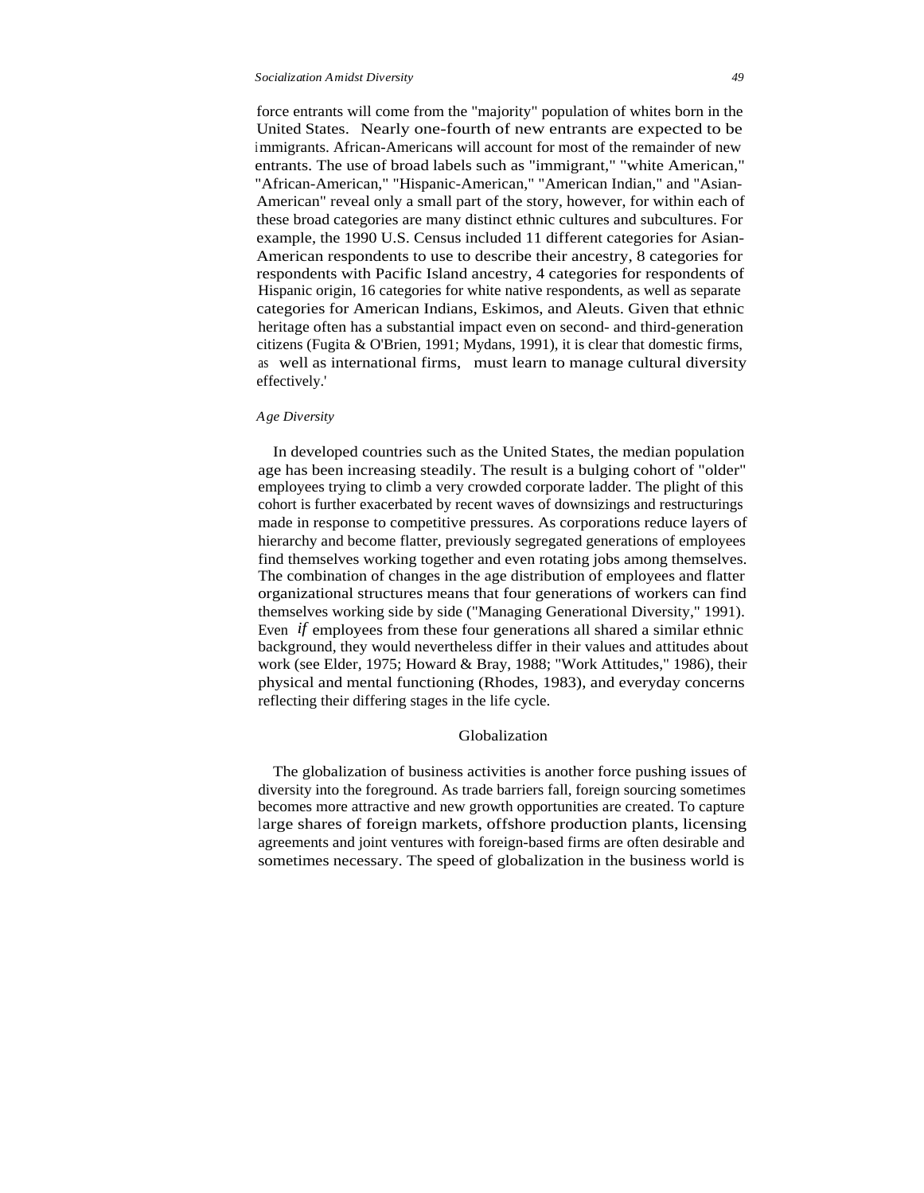force entrants will come from the "majority" population of whites born in the United States. Nearly one-fourth of new entrants are expected to be immigrants. African-Americans will account for most of the remainder of new entrants. The use of broad labels such as "immigrant," "white American," "African-American," "Hispanic-American," "American Indian," and "Asian-American" reveal only a small part of the story, however, for within each of these broad categories are many distinct ethnic cultures and subcultures. For example, the 1990 U.S. Census included 11 different categories for Asian-American respondents to use to describe their ancestry, 8 categories for respondents with Pacific Island ancestry, 4 categories for respondents of Hispanic origin, 16 categories for white native respondents, as well as separate categories for American Indians, Eskimos, and Aleuts. Given that ethnic heritage often has a substantial impact even on second- and third-generation citizens (Fugita & O'Brien, 1991; Mydans, 1991), it is clear that domestic firms, as well as international firms, must learn to manage cultural diversity effectively.'

### *Age Diversity*

In developed countries such as the United States, the median population age has been increasing steadily. The result is a bulging cohort of "older" employees trying to climb a very crowded corporate ladder. The plight of this cohort is further exacerbated by recent waves of downsizings and restructurings made in response to competitive pressures. As corporations reduce layers of hierarchy and become flatter, previously segregated generations of employees find themselves working together and even rotating jobs among themselves. The combination of changes in the age distribution of employees and flatter organizational structures means that four generations of workers can find themselves working side by side ("Managing Generational Diversity," 1991). Even *if* employees from these four generations all shared a similar ethnic background, they would nevertheless differ in their values and attitudes about work (see Elder, 1975; Howard & Bray, 1988; "Work Attitudes," 1986), their physical and mental functioning (Rhodes, 1983), and everyday concerns reflecting their differing stages in the life cycle.

## Globalization

The globalization of business activities is another force pushing issues of diversity into the foreground. As trade barriers fall, foreign sourcing sometimes becomes more attractive and new growth opportunities are created. To capture large shares of foreign markets, offshore production plants, licensing agreements and joint ventures with foreign-based firms are often desirable and sometimes necessary. The speed of globalization in the business world is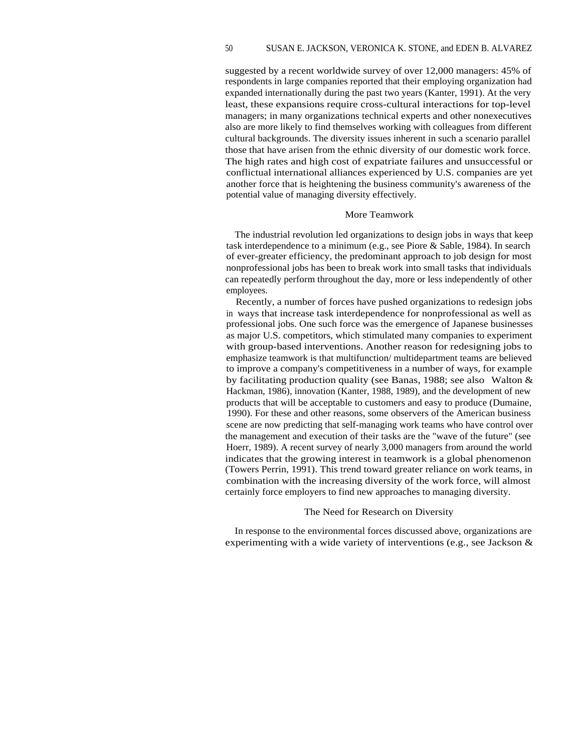suggested by a recent worldwide survey of over 12,000 managers: 45% of respondents in large companies reported that their employing organization had expanded internationally during the past two years (Kanter, 1991). At the very least, these expansions require cross-cultural interactions for top-level managers; in many organizations technical experts and other nonexecutives also are more likely to find themselves working with colleagues from different cultural backgrounds. The diversity issues inherent in such a scenario parallel those that have arisen from the ethnic diversity of our domestic work force. The high rates and high cost of expatriate failures and unsuccessful or conflictual international alliances experienced by U.S. companies are yet another force that is heightening the business community's awareness of the potential value of managing diversity effectively.

## More Teamwork

The industrial revolution led organizations to design jobs in ways that keep task interdependence to a minimum (e.g., see Piore & Sable, 1984). In search of ever-greater efficiency, the predominant approach to job design for most nonprofessional jobs has been to break work into small tasks that individuals can repeatedly perform throughout the day, more or less independently of other employees.

Recently, a number of forces have pushed organizations to redesign jobs in ways that increase task interdependence for nonprofessional as well as professional jobs. One such force was the emergence of Japanese businesses as major U.S. competitors, which stimulated many companies to experiment with group-based interventions. Another reason for redesigning jobs to emphasize teamwork is that multifunction/ multidepartment teams are believed to improve a company's competitiveness in a number of ways, for example by facilitating production quality (see Banas, 1988; see also Walton & Hackman, 1986), innovation (Kanter, 1988, 1989), and the development of new products that will be acceptable to customers and easy to produce (Dumaine, 1990). For these and other reasons, some observers of the American business scene are now predicting that self-managing work teams who have control over the management and execution of their tasks are the "wave of the future" (see Hoerr, 1989). A recent survey of nearly 3,000 managers from around the world indicates that the growing interest in teamwork is a global phenomenon (Towers Perrin, 1991). This trend toward greater reliance on work teams, in combination with the increasing diversity of the work force, will almost certainly force employers to find new approaches to managing diversity.

## The Need for Research on Diversity

In response to the environmental forces discussed above, organizations are experimenting with a wide variety of interventions (e.g., see Jackson &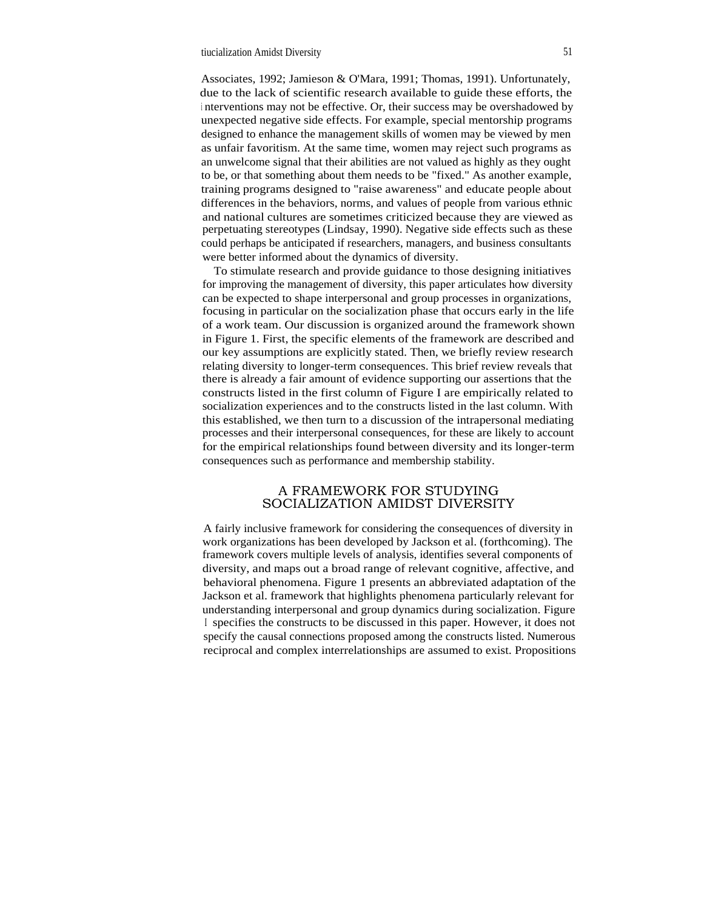Associates, 1992; Jamieson & O'Mara, 1991; Thomas, 1991). Unfortunately, due to the lack of scientific research available to guide these efforts, the interventions may not be effective. Or, their success may be overshadowed by unexpected negative side effects. For example, special mentorship programs designed to enhance the management skills of women may be viewed by men as unfair favoritism. At the same time, women may reject such programs as an unwelcome signal that their abilities are not valued as highly as they ought to be, or that something about them needs to be "fixed." As another example, training programs designed to "raise awareness" and educate people about differences in the behaviors, norms, and values of people from various ethnic and national cultures are sometimes criticized because they are viewed as perpetuating stereotypes (Lindsay, 1990). Negative side effects such as these could perhaps be anticipated if researchers, managers, and business consultants were better informed about the dynamics of diversity.

To stimulate research and provide guidance to those designing initiatives for improving the management of diversity, this paper articulates how diversity can be expected to shape interpersonal and group processes in organizations, focusing in particular on the socialization phase that occurs early in the life of a work team. Our discussion is organized around the framework shown in Figure 1. First, the specific elements of the framework are described and our key assumptions are explicitly stated. Then, we briefly review research relating diversity to longer-term consequences. This brief review reveals that there is already a fair amount of evidence supporting our assertions that the constructs listed in the first column of Figure I are empirically related to socialization experiences and to the constructs listed in the last column. With this established, we then turn to a discussion of the intrapersonal mediating processes and their interpersonal consequences, for these are likely to account for the empirical relationships found between diversity and its longer-term consequences such as performance and membership stability.

## A FRAMEWORK FOR STUDYING SOCIALIZATION AMIDST DIVERSITY

A fairly inclusive framework for considering the consequences of diversity in work organizations has been developed by Jackson et al. (forthcoming). The framework covers multiple levels of analysis, identifies several components of diversity, and maps out a broad range of relevant cognitive, affective, and behavioral phenomena. Figure 1 presents an abbreviated adaptation of the Jackson et al. framework that highlights phenomena particularly relevant for understanding interpersonal and group dynamics during socialization. Figure 1 specifies the constructs to be discussed in this paper. However, it does not specify the causal connections proposed among the constructs listed. Numerous reciprocal and complex interrelationships are assumed to exist. Propositions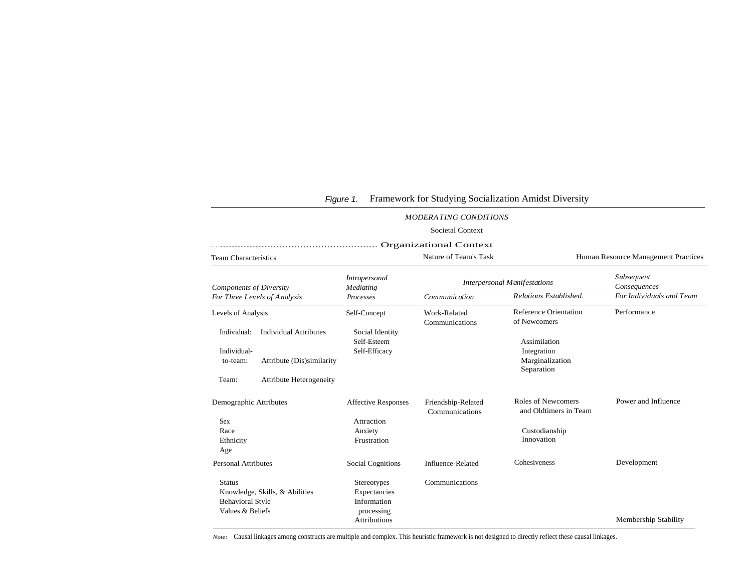*Figure 1.* Framework for Studying Socialization Amidst Diversity

*MODERATING CONDITIONS*

Societal Context

Organizational Context

Team Characteristics | Nature of Team's Task | Human Resource Management Practices

| *Components of Diversity For Three Levels of Analysis* | *Intrapersonal Mediating Processes* | *Interpersonal Manifestations* | | *Subsequent Consequences For Individuals and Team* |
|---|---|---|---|---|
| | | *Communication* | *Relations Established.* | |
| Levels of Analysis<br>Individual: Individual Attributes<br>Individual-to-team: Attribute (Dis)similarity<br>Team: Attribute Heterogeneity | Self-Concept<br>Social Identity<br>Self-Esteem<br>Self-Efficacy | Work-Related Communications | Reference Orientation of Newcomers<br>Assimilation<br>Integration<br>Marginalization<br>Separation | Performance |
| Demographic Attributes<br>Sex<br>Race<br>Ethnicity<br>Age | Affective Responses<br>Attraction<br>Anxiety<br>Frustration | Friendship-Related Communications | Roles of Newcomers and Oldtimers in Team<br>Custodianship<br>Innovation | Power and Influence |
| Personal Attributes<br>Status<br>Knowledge, Skills, & Abilities<br>Behavioral Style<br>Values & Beliefs | Social Cognitions<br>Stereotypes<br>Expectancies<br>Information processing<br>Attributions | Influence-Related Communications | Cohesiveness | Development<br>Membership Stability |

*Note:* Causal linkages among constructs are multiple and complex. This heuristic framework is not designed to directly reflect these causal linkages.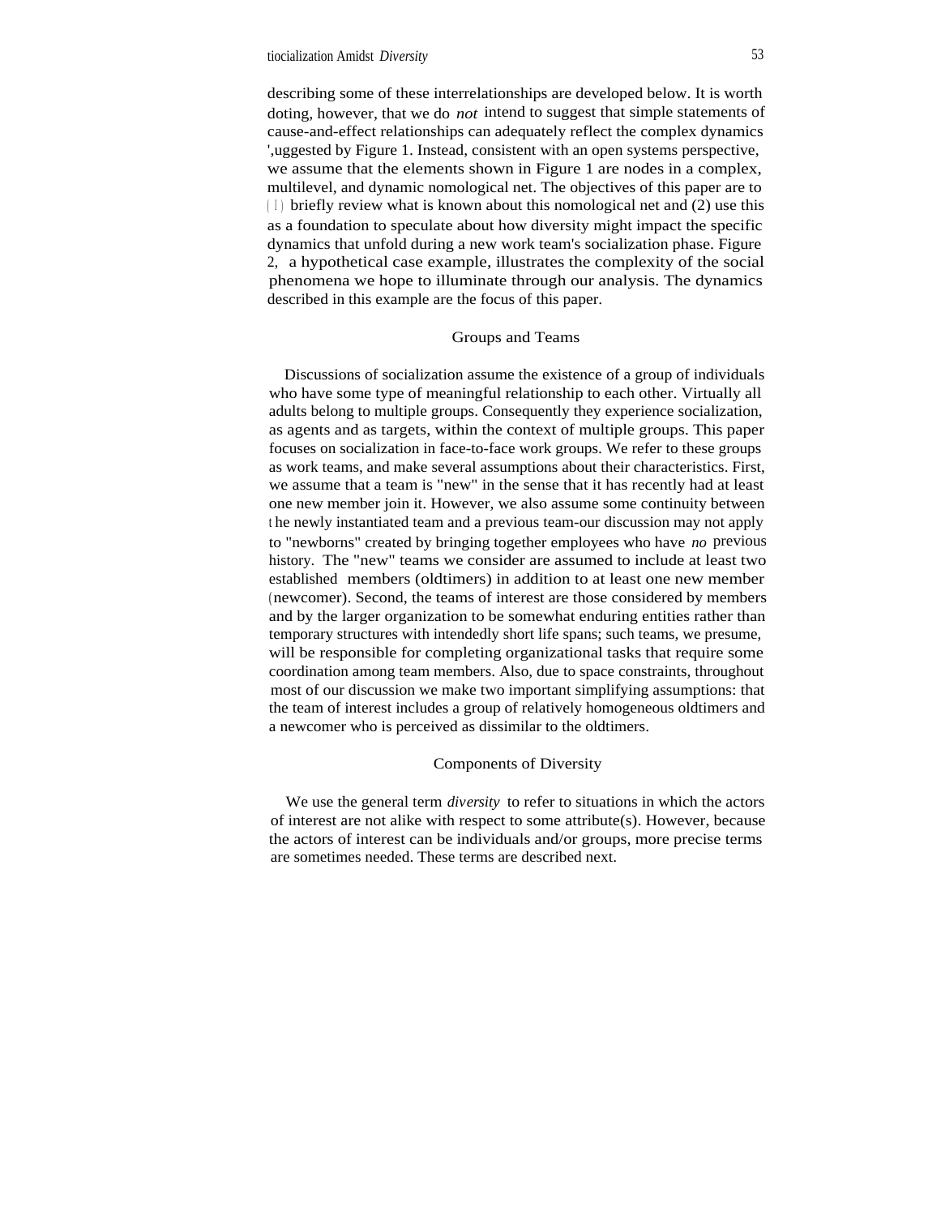describing some of these interrelationships are developed below. It is worth doting, however, that we do *not* intend to suggest that simple statements of cause-and-effect relationships can adequately reflect the complex dynamics ',uggested by Figure 1. Instead, consistent with an open systems perspective, we assume that the elements shown in Figure 1 are nodes in a complex, multilevel, and dynamic nomological net. The objectives of this paper are to (1) briefly review what is known about this nomological net and (2) use this as a foundation to speculate about how diversity might impact the specific dynamics that unfold during a new work team's socialization phase. Figure 2, a hypothetical case example, illustrates the complexity of the social phenomena we hope to illuminate through our analysis. The dynamics described in this example are the focus of this paper.

## Groups and Teams

Discussions of socialization assume the existence of a group of individuals who have some type of meaningful relationship to each other. Virtually all adults belong to multiple groups. Consequently they experience socialization, as agents and as targets, within the context of multiple groups. This paper focuses on socialization in face-to-face work groups. We refer to these groups as work teams, and make several assumptions about their characteristics. First, we assume that a team is "new" in the sense that it has recently had at least one new member join it. However, we also assume some continuity between the newly instantiated team and a previous team-our discussion may not apply to "newborns" created by bringing together employees who have *no* previous history. The "new" teams we consider are assumed to include at least two established members (oldtimers) in addition to at least one new member (newcomer). Second, the teams of interest are those considered by members and by the larger organization to be somewhat enduring entities rather than temporary structures with intendedly short life spans; such teams, we presume, will be responsible for completing organizational tasks that require some coordination among team members. Also, due to space constraints, throughout most of our discussion we make two important simplifying assumptions: that the team of interest includes a group of relatively homogeneous oldtimers and a newcomer who is perceived as dissimilar to the oldtimers.

## Components of Diversity

We use the general term *diversity* to refer to situations in which the actors of interest are not alike with respect to some attribute(s). However, because the actors of interest can be individuals and/or groups, more precise terms are sometimes needed. These terms are described next.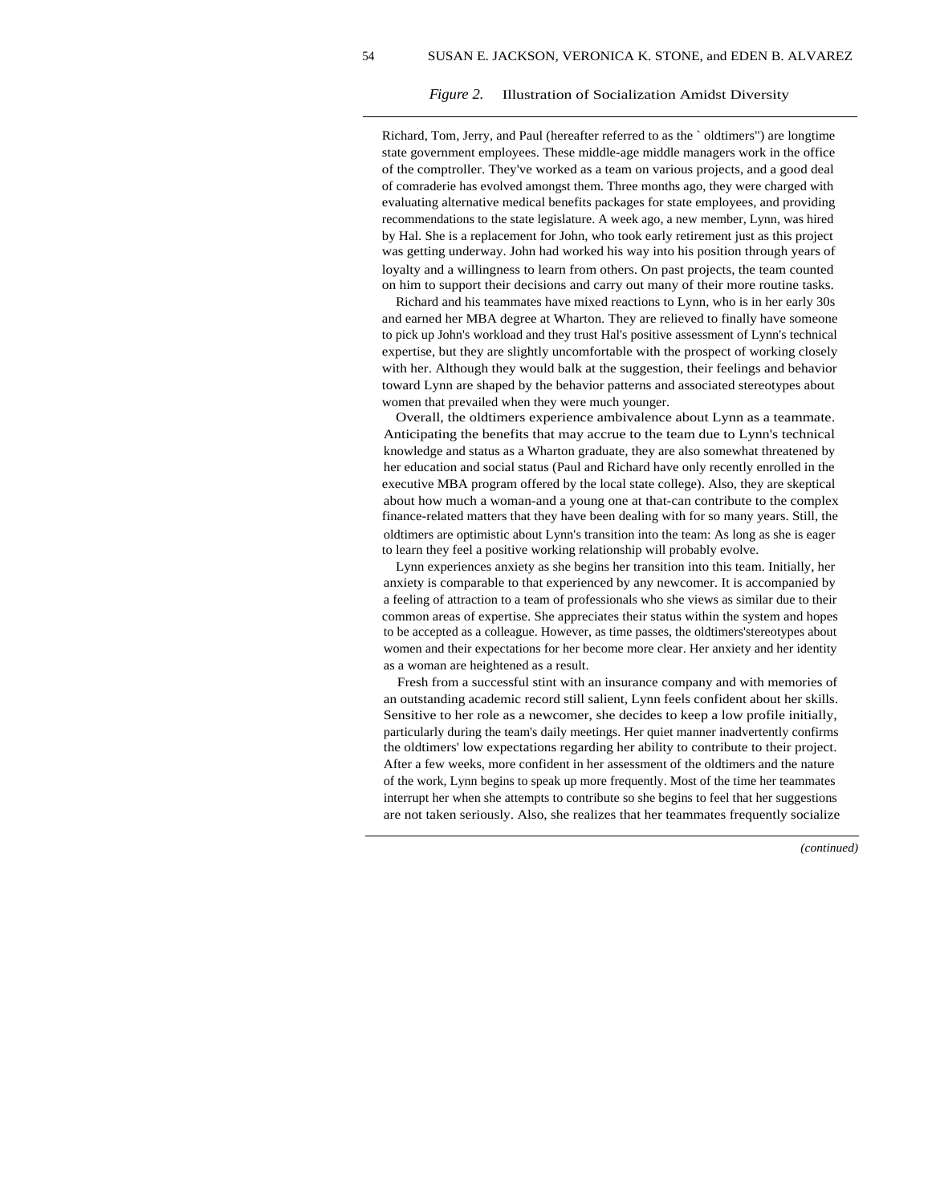*Figure 2.* Illustration of Socialization Amidst Diversity

Richard, Tom, Jerry, and Paul (hereafter referred to as the ` oldtimers") are longtime state government employees. These middle-age middle managers work in the office of the comptroller. They've worked as a team on various projects, and a good deal of comraderie has evolved amongst them. Three months ago, they were charged with evaluating alternative medical benefits packages for state employees, and providing recommendations to the state legislature. A week ago, a new member, Lynn, was hired by Hal. She is a replacement for John, who took early retirement just as this project was getting underway. John had worked his way into his position through years of loyalty and a willingness to learn from others. On past projects, the team counted on him to support their decisions and carry out many of their more routine tasks.

Richard and his teammates have mixed reactions to Lynn, who is in her early 30s and earned her MBA degree at Wharton. They are relieved to finally have someone to pick up John's workload and they trust Hal's positive assessment of Lynn's technical expertise, but they are slightly uncomfortable with the prospect of working closely with her. Although they would balk at the suggestion, their feelings and behavior toward Lynn are shaped by the behavior patterns and associated stereotypes about women that prevailed when they were much younger.

Overall, the oldtimers experience ambivalence about Lynn as a teammate. Anticipating the benefits that may accrue to the team due to Lynn's technical knowledge and status as a Wharton graduate, they are also somewhat threatened by her education and social status (Paul and Richard have only recently enrolled in the executive MBA program offered by the local state college). Also, they are skeptical about how much a woman-and a young one at that-can contribute to the complex finance-related matters that they have been dealing with for so many years. Still, the oldtimers are optimistic about Lynn's transition into the team: As long as she is eager to learn they feel a positive working relationship will probably evolve.

Lynn experiences anxiety as she begins her transition into this team. Initially, her anxiety is comparable to that experienced by any newcomer. It is accompanied by a feeling of attraction to a team of professionals who she views as similar due to their common areas of expertise. She appreciates their status within the system and hopes to be accepted as a colleague. However, as time passes, the oldtimers'stereotypes about women and their expectations for her become more clear. Her anxiety and her identity as a woman are heightened as a result.

Fresh from a successful stint with an insurance company and with memories of an outstanding academic record still salient, Lynn feels confident about her skills. Sensitive to her role as a newcomer, she decides to keep a low profile initially, particularly during the team's daily meetings. Her quiet manner inadvertently confirms the oldtimers' low expectations regarding her ability to contribute to their project. After a few weeks, more confident in her assessment of the oldtimers and the nature of the work, Lynn begins to speak up more frequently. Most of the time her teammates interrupt her when she attempts to contribute so she begins to feel that her suggestions are not taken seriously. Also, she realizes that her teammates frequently socialize

*(continued)*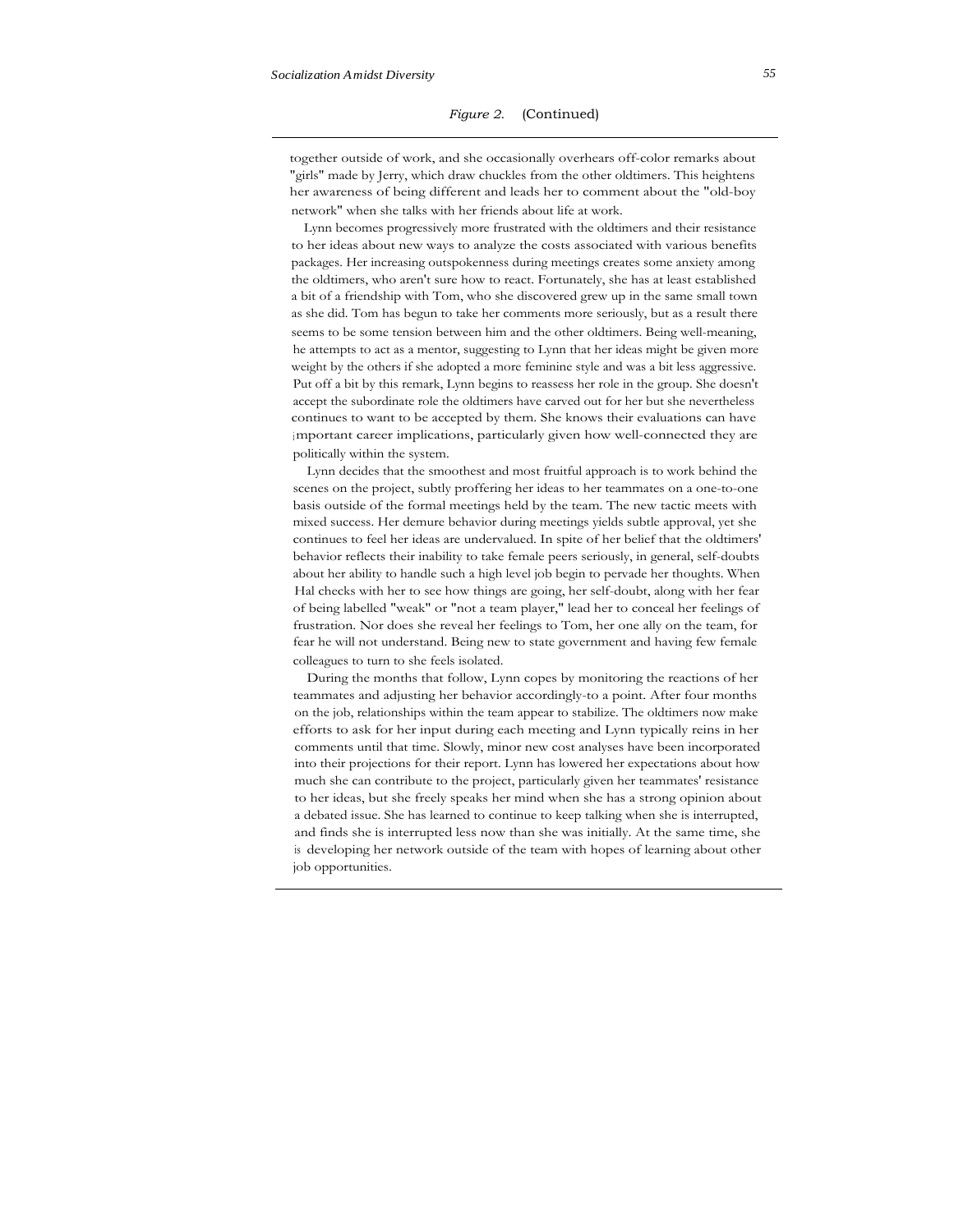*Figure 2.* (Continued)

together outside of work, and she occasionally overhears off-color remarks about "girls" made by Jerry, which draw chuckles from the other oldtimers. This heightens her awareness of being different and leads her to comment about the "old-boy network" when she talks with her friends about life at work.

Lynn becomes progressively more frustrated with the oldtimers and their resistance to her ideas about new ways to analyze the costs associated with various benefits packages. Her increasing outspokenness during meetings creates some anxiety among the oldtimers, who aren't sure how to react. Fortunately, she has at least established a bit of a friendship with Tom, who she discovered grew up in the same small town as she did. Tom has begun to take her comments more seriously, but as a result there seems to be some tension between him and the other oldtimers. Being well-meaning, he attempts to act as a mentor, suggesting to Lynn that her ideas might be given more weight by the others if she adopted a more feminine style and was a bit less aggressive. Put off a bit by this remark, Lynn begins to reassess her role in the group. She doesn't accept the subordinate role the oldtimers have carved out for her but she nevertheless continues to want to be accepted by them. She knows their evaluations can have important career implications, particularly given how well-connected they are politically within the system.

Lynn decides that the smoothest and most fruitful approach is to work behind the scenes on the project, subtly proffering her ideas to her teammates on a one-to-one basis outside of the formal meetings held by the team. The new tactic meets with mixed success. Her demure behavior during meetings yields subtle approval, yet she continues to feel her ideas are undervalued. In spite of her belief that the oldtimers' behavior reflects their inability to take female peers seriously, in general, self-doubts about her ability to handle such a high level job begin to pervade her thoughts. When Hal checks with her to see how things are going, her self-doubt, along with her fear of being labelled "weak" or "not a team player," lead her to conceal her feelings of frustration. Nor does she reveal her feelings to Tom, her one ally on the team, for fear he will not understand. Being new to state government and having few female colleagues to turn to she feels isolated.

During the months that follow, Lynn copes by monitoring the reactions of her teammates and adjusting her behavior accordingly-to a point. After four months on the job, relationships within the team appear to stabilize. The oldtimers now make efforts to ask for her input during each meeting and Lynn typically reins in her comments until that time. Slowly, minor new cost analyses have been incorporated into their projections for their report. Lynn has lowered her expectations about how much she can contribute to the project, particularly given her teammates' resistance to her ideas, but she freely speaks her mind when she has a strong opinion about a debated issue. She has learned to continue to keep talking when she is interrupted, and finds she is interrupted less now than she was initially. At the same time, she is developing her network outside of the team with hopes of learning about other job opportunities.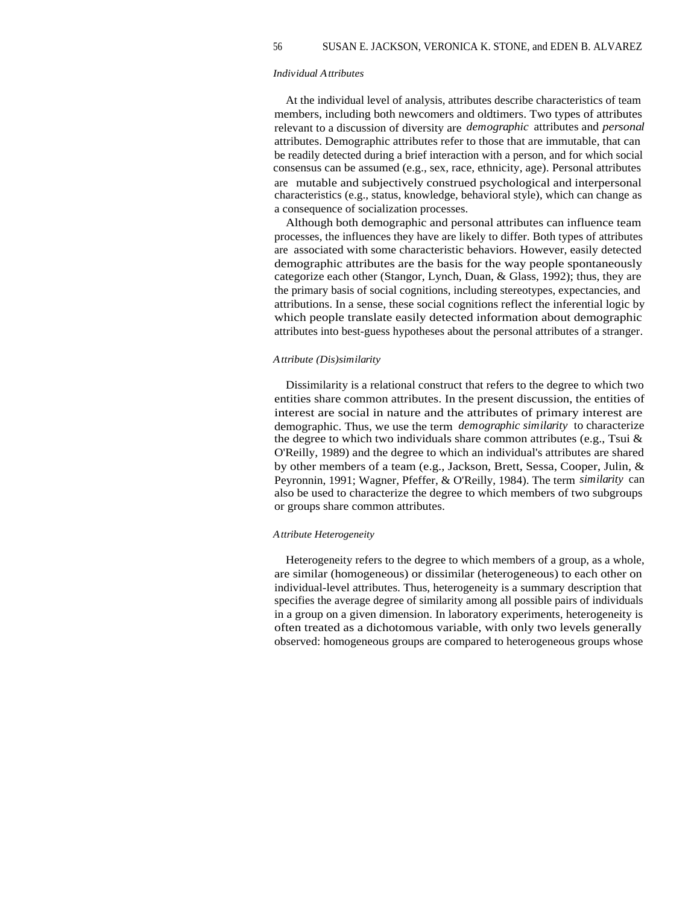### *Individual Attributes*

At the individual level of analysis, attributes describe characteristics of team members, including both newcomers and oldtimers. Two types of attributes relevant to a discussion of diversity are *demographic* attributes and *personal* attributes. Demographic attributes refer to those that are immutable, that can be readily detected during a brief interaction with a person, and for which social consensus can be assumed (e.g., sex, race, ethnicity, age). Personal attributes are mutable and subjectively construed psychological and interpersonal characteristics (e.g., status, knowledge, behavioral style), which can change as a consequence of socialization processes.

Although both demographic and personal attributes can influence team processes, the influences they have are likely to differ. Both types of attributes are associated with some characteristic behaviors. However, easily detected demographic attributes are the basis for the way people spontaneously categorize each other (Stangor, Lynch, Duan, & Glass, 1992); thus, they are the primary basis of social cognitions, including stereotypes, expectancies, and attributions. In a sense, these social cognitions reflect the inferential logic by which people translate easily detected information about demographic attributes into best-guess hypotheses about the personal attributes of a stranger.

### *Attribute (Dis)similarity*

Dissimilarity is a relational construct that refers to the degree to which two entities share common attributes. In the present discussion, the entities of interest are social in nature and the attributes of primary interest are demographic. Thus, we use the term *demographic similarity* to characterize the degree to which two individuals share common attributes (e.g., Tsui & O'Reilly, 1989) and the degree to which an individual's attributes are shared by other members of a team (e.g., Jackson, Brett, Sessa, Cooper, Julin, & Peyronnin, 1991; Wagner, Pfeffer, & O'Reilly, 1984). The term *similarity* can also be used to characterize the degree to which members of two subgroups or groups share common attributes.

### *Attribute Heterogeneity*

Heterogeneity refers to the degree to which members of a group, as a whole, are similar (homogeneous) or dissimilar (heterogeneous) to each other on individual-level attributes. Thus, heterogeneity is a summary description that specifies the average degree of similarity among all possible pairs of individuals in a group on a given dimension. In laboratory experiments, heterogeneity is often treated as a dichotomous variable, with only two levels generally observed: homogeneous groups are compared to heterogeneous groups whose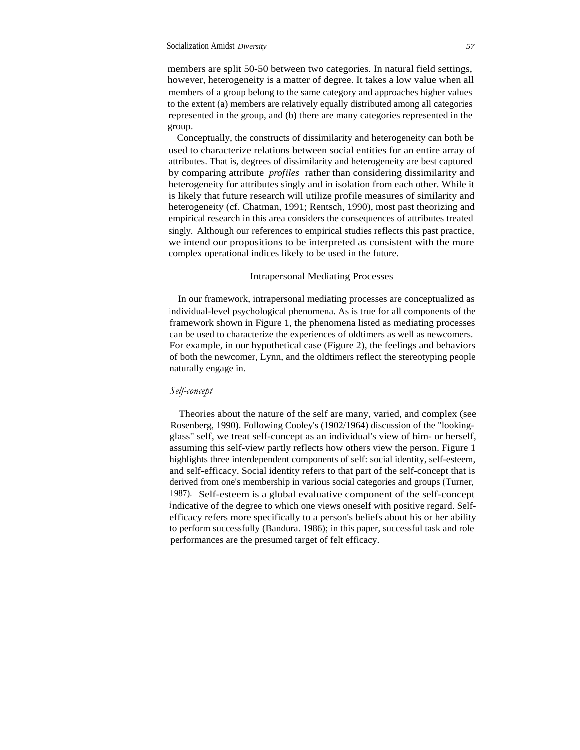members are split 50-50 between two categories. In natural field settings, however, heterogeneity is a matter of degree. It takes a low value when all members of a group belong to the same category and approaches higher values to the extent (a) members are relatively equally distributed among all categories represented in the group, and (b) there are many categories represented in the group.

Conceptually, the constructs of dissimilarity and heterogeneity can both be used to characterize relations between social entities for an entire array of attributes. That is, degrees of dissimilarity and heterogeneity are best captured by comparing attribute *profiles* rather than considering dissimilarity and heterogeneity for attributes singly and in isolation from each other. While it is likely that future research will utilize profile measures of similarity and heterogeneity (cf. Chatman, 1991; Rentsch, 1990), most past theorizing and empirical research in this area considers the consequences of attributes treated singly. Although our references to empirical studies reflects this past practice, we intend our propositions to be interpreted as consistent with the more complex operational indices likely to be used in the future.

## Intrapersonal Mediating Processes

In our framework, intrapersonal mediating processes are conceptualized as individual-level psychological phenomena. As is true for all components of the framework shown in Figure 1, the phenomena listed as mediating processes can be used to characterize the experiences of oldtimers as well as newcomers. For example, in our hypothetical case (Figure 2), the feelings and behaviors of both the newcomer, Lynn, and the oldtimers reflect the stereotyping people naturally engage in.

### *Self-concept*

Theories about the nature of the self are many, varied, and complex (see Rosenberg, 1990). Following Cooley's (1902/1964) discussion of the "looking-glass" self, we treat self-concept as an individual's view of him- or herself, assuming this self-view partly reflects how others view the person. Figure 1 highlights three interdependent components of self: social identity, self-esteem, and self-efficacy. Social identity refers to that part of the self-concept that is derived from one's membership in various social categories and groups (Turner, 1987). Self-esteem is a global evaluative component of the self-concept indicative of the degree to which one views oneself with positive regard. Self-efficacy refers more specifically to a person's beliefs about his or her ability to perform successfully (Bandura. 1986); in this paper, successful task and role performances are the presumed target of felt efficacy.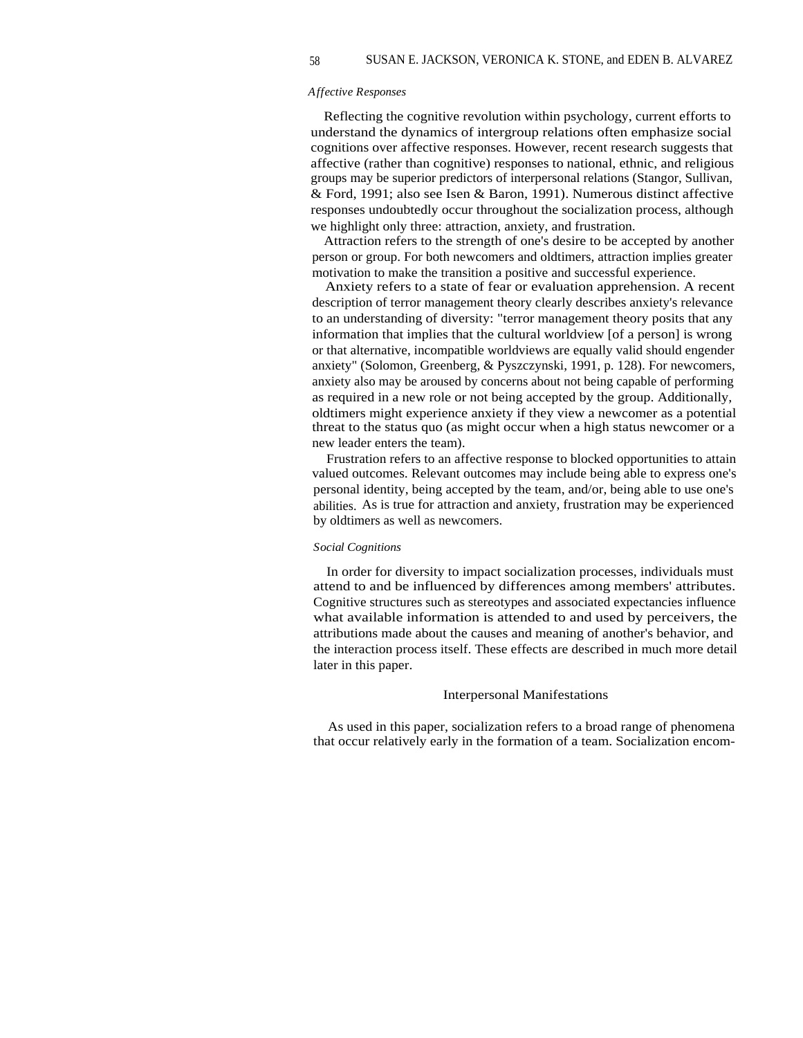*Affective Responses*

Reflecting the cognitive revolution within psychology, current efforts to understand the dynamics of intergroup relations often emphasize social cognitions over affective responses. However, recent research suggests that affective (rather than cognitive) responses to national, ethnic, and religious groups may be superior predictors of interpersonal relations (Stangor, Sullivan, & Ford, 1991; also see Isen & Baron, 1991). Numerous distinct affective responses undoubtedly occur throughout the socialization process, although we highlight only three: attraction, anxiety, and frustration.

Attraction refers to the strength of one's desire to be accepted by another person or group. For both newcomers and oldtimers, attraction implies greater motivation to make the transition a positive and successful experience.

Anxiety refers to a state of fear or evaluation apprehension. A recent description of terror management theory clearly describes anxiety's relevance to an understanding of diversity: "terror management theory posits that any information that implies that the cultural worldview [of a person] is wrong or that alternative, incompatible worldviews are equally valid should engender anxiety" (Solomon, Greenberg, & Pyszczynski, 1991, p. 128). For newcomers, anxiety also may be aroused by concerns about not being capable of performing as required in a new role or not being accepted by the group. Additionally, oldtimers might experience anxiety if they view a newcomer as a potential threat to the status quo (as might occur when a high status newcomer or a new leader enters the team).

Frustration refers to an affective response to blocked opportunities to attain valued outcomes. Relevant outcomes may include being able to express one's personal identity, being accepted by the team, and/or, being able to use one's abilities. As is true for attraction and anxiety, frustration may be experienced by oldtimers as well as newcomers.

*Social Cognitions*

In order for diversity to impact socialization processes, individuals must attend to and be influenced by differences among members' attributes. Cognitive structures such as stereotypes and associated expectancies influence what available information is attended to and used by perceivers, the attributions made about the causes and meaning of another's behavior, and the interaction process itself. These effects are described in much more detail later in this paper.

## Interpersonal Manifestations

As used in this paper, socialization refers to a broad range of phenomena that occur relatively early in the formation of a team. Socialization encom-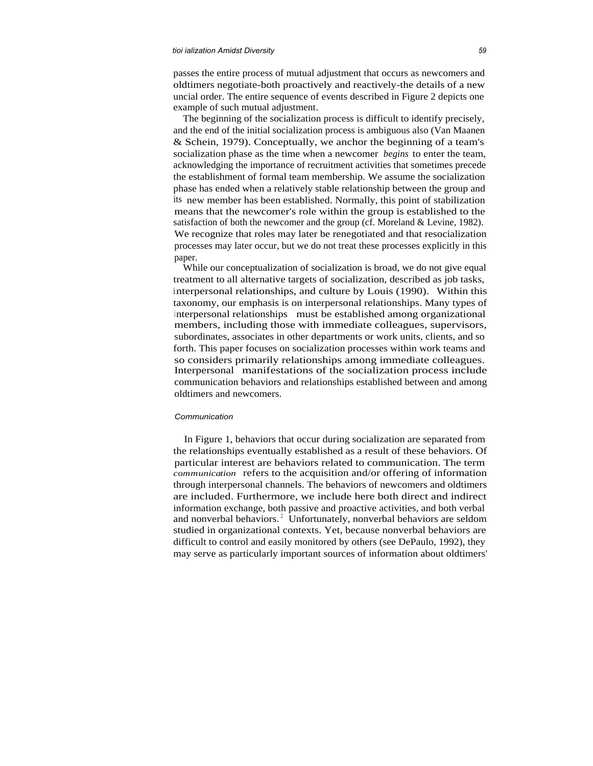passes the entire process of mutual adjustment that occurs as newcomers and oldtimers negotiate-both proactively and reactively-the details of a new uncial order. The entire sequence of events described in Figure 2 depicts one example of such mutual adjustment.

The beginning of the socialization process is difficult to identify precisely, and the end of the initial socialization process is ambiguous also (Van Maanen & Schein, 1979). Conceptually, we anchor the beginning of a team's socialization phase as the time when a newcomer *begins* to enter the team, acknowledging the importance of recruitment activities that sometimes precede the establishment of formal team membership. We assume the socialization phase has ended when a relatively stable relationship between the group and its new member has been established. Normally, this point of stabilization means that the newcomer's role within the group is established to the satisfaction of both the newcomer and the group (cf. Moreland & Levine, 1982). We recognize that roles may later be renegotiated and that resocialization processes may later occur, but we do not treat these processes explicitly in this paper.

While our conceptualization of socialization is broad, we do not give equal treatment to all alternative targets of socialization, described as job tasks, interpersonal relationships, and culture by Louis (1990). Within this taxonomy, our emphasis is on interpersonal relationships. Many types of interpersonal relationships must be established among organizational members, including those with immediate colleagues, supervisors, subordinates, associates in other departments or work units, clients, and so forth. This paper focuses on socialization processes within work teams and so considers primarily relationships among immediate colleagues. Interpersonal manifestations of the socialization process include communication behaviors and relationships established between and among oldtimers and newcomers.

### Communication

In Figure 1, behaviors that occur during socialization are separated from the relationships eventually established as a result of these behaviors. Of particular interest are behaviors related to communication. The term *communication* refers to the acquisition and/or offering of information through interpersonal channels. The behaviors of newcomers and oldtimers are included. Furthermore, we include here both direct and indirect information exchange, both passive and proactive activities, and both verbal and nonverbal behaviors.[2] Unfortunately, nonverbal behaviors are seldom studied in organizational contexts. Yet, because nonverbal behaviors are difficult to control and easily monitored by others (see DePaulo, 1992), they may serve as particularly important sources of information about oldtimers'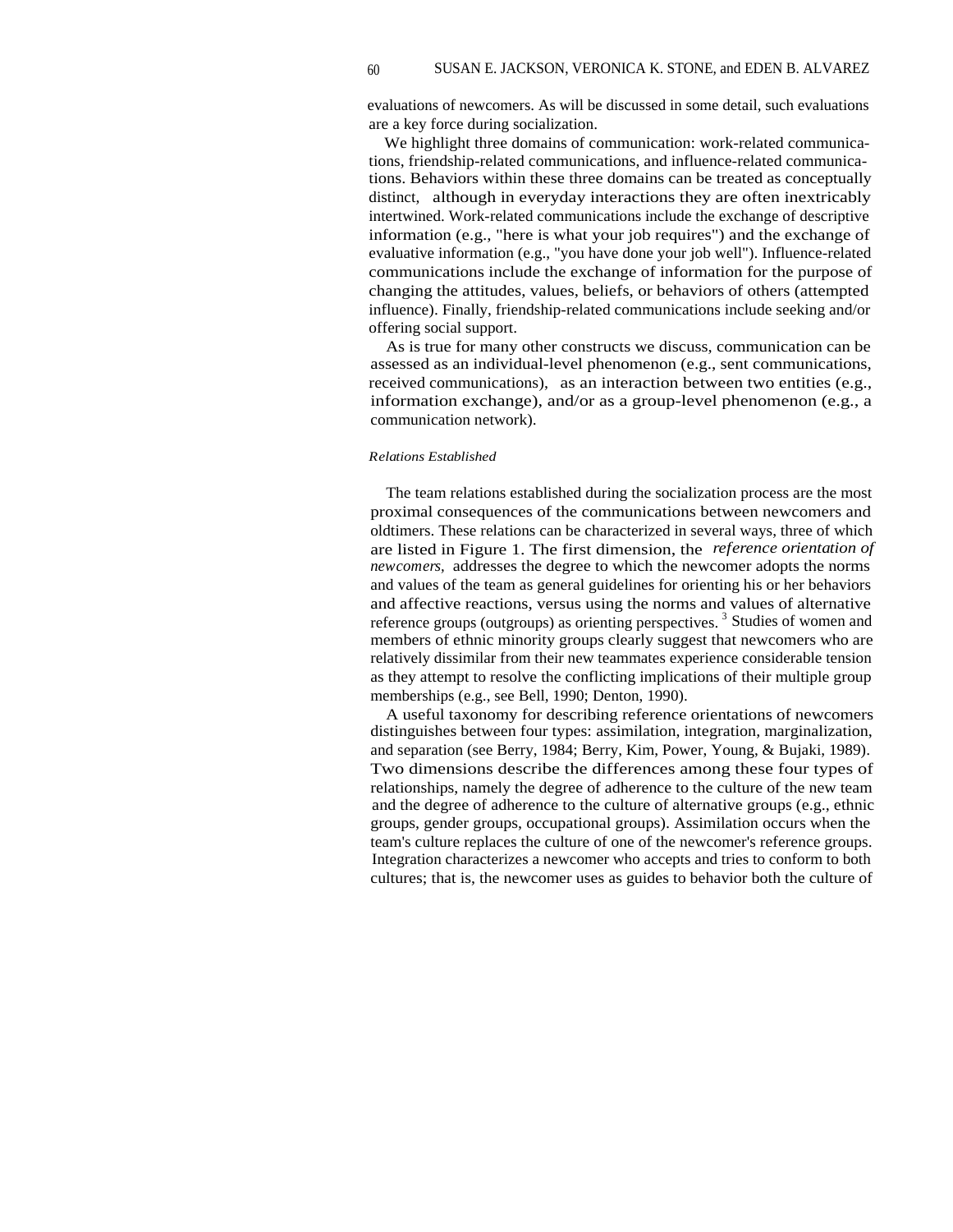evaluations of newcomers. As will be discussed in some detail, such evaluations are a key force during socialization.

We highlight three domains of communication: work-related communications, friendship-related communications, and influence-related communications. Behaviors within these three domains can be treated as conceptually distinct, although in everyday interactions they are often inextricably intertwined. Work-related communications include the exchange of descriptive information (e.g., "here is what your job requires") and the exchange of evaluative information (e.g., "you have done your job well"). Influence-related communications include the exchange of information for the purpose of changing the attitudes, values, beliefs, or behaviors of others (attempted influence). Finally, friendship-related communications include seeking and/or offering social support.

As is true for many other constructs we discuss, communication can be assessed as an individual-level phenomenon (e.g., sent communications, received communications), as an interaction between two entities (e.g., information exchange), and/or as a group-level phenomenon (e.g., a communication network).

#### *Relations Established*

The team relations established during the socialization process are the most proximal consequences of the communications between newcomers and oldtimers. These relations can be characterized in several ways, three of which are listed in Figure 1. The first dimension, the *reference orientation of newcomers,* addresses the degree to which the newcomer adopts the norms and values of the team as general guidelines for orienting his or her behaviors and affective reactions, versus using the norms and values of alternative reference groups (outgroups) as orienting perspectives. [3] Studies of women and members of ethnic minority groups clearly suggest that newcomers who are relatively dissimilar from their new teammates experience considerable tension as they attempt to resolve the conflicting implications of their multiple group memberships (e.g., see Bell, 1990; Denton, 1990).

A useful taxonomy for describing reference orientations of newcomers distinguishes between four types: assimilation, integration, marginalization, and separation (see Berry, 1984; Berry, Kim, Power, Young, & Bujaki, 1989). Two dimensions describe the differences among these four types of relationships, namely the degree of adherence to the culture of the new team and the degree of adherence to the culture of alternative groups (e.g., ethnic groups, gender groups, occupational groups). Assimilation occurs when the team's culture replaces the culture of one of the newcomer's reference groups. Integration characterizes a newcomer who accepts and tries to conform to both cultures; that is, the newcomer uses as guides to behavior both the culture of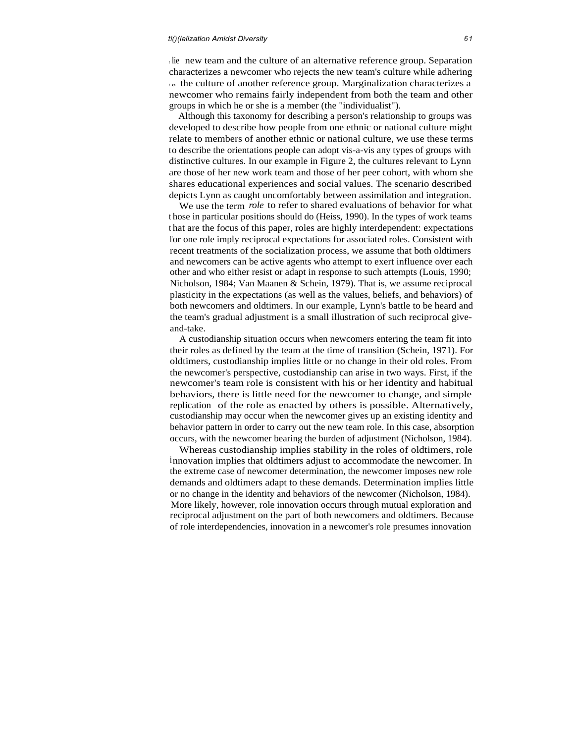the new team and the culture of an alternative reference group. Separation characterizes a newcomer who rejects the new team's culture while adhering to the culture of another reference group. Marginalization characterizes a newcomer who remains fairly independent from both the team and other groups in which he or she is a member (the "individualist").

Although this taxonomy for describing a person's relationship to groups was developed to describe how people from one ethnic or national culture might relate to members of another ethnic or national culture, we use these terms to describe the orientations people can adopt vis-a-vis any types of groups with distinctive cultures. In our example in Figure 2, the cultures relevant to Lynn are those of her new work team and those of her peer cohort, with whom she shares educational experiences and social values. The scenario described depicts Lynn as caught uncomfortably between assimilation and integration.

We use the term *role* to refer to shared evaluations of behavior for what those in particular positions should do (Heiss, 1990). In the types of work teams that are the focus of this paper, roles are highly interdependent: expectations for one role imply reciprocal expectations for associated roles. Consistent with recent treatments of the socialization process, we assume that both oldtimers and newcomers can be active agents who attempt to exert influence over each other and who either resist or adapt in response to such attempts (Louis, 1990; Nicholson, 1984; Van Maanen & Schein, 1979). That is, we assume reciprocal plasticity in the expectations (as well as the values, beliefs, and behaviors) of both newcomers and oldtimers. In our example, Lynn's battle to be heard and the team's gradual adjustment is a small illustration of such reciprocal give-and-take.

A custodianship situation occurs when newcomers entering the team fit into their roles as defined by the team at the time of transition (Schein, 1971). For oldtimers, custodianship implies little or no change in their old roles. From the newcomer's perspective, custodianship can arise in two ways. First, if the newcomer's team role is consistent with his or her identity and habitual behaviors, there is little need for the newcomer to change, and simple replication of the role as enacted by others is possible. Alternatively, custodianship may occur when the newcomer gives up an existing identity and behavior pattern in order to carry out the new team role. In this case, absorption occurs, with the newcomer bearing the burden of adjustment (Nicholson, 1984).

Whereas custodianship implies stability in the roles of oldtimers, role innovation implies that oldtimers adjust to accommodate the newcomer. In the extreme case of newcomer determination, the newcomer imposes new role demands and oldtimers adapt to these demands. Determination implies little or no change in the identity and behaviors of the newcomer (Nicholson, 1984). More likely, however, role innovation occurs through mutual exploration and reciprocal adjustment on the part of both newcomers and oldtimers. Because of role interdependencies, innovation in a newcomer's role presumes innovation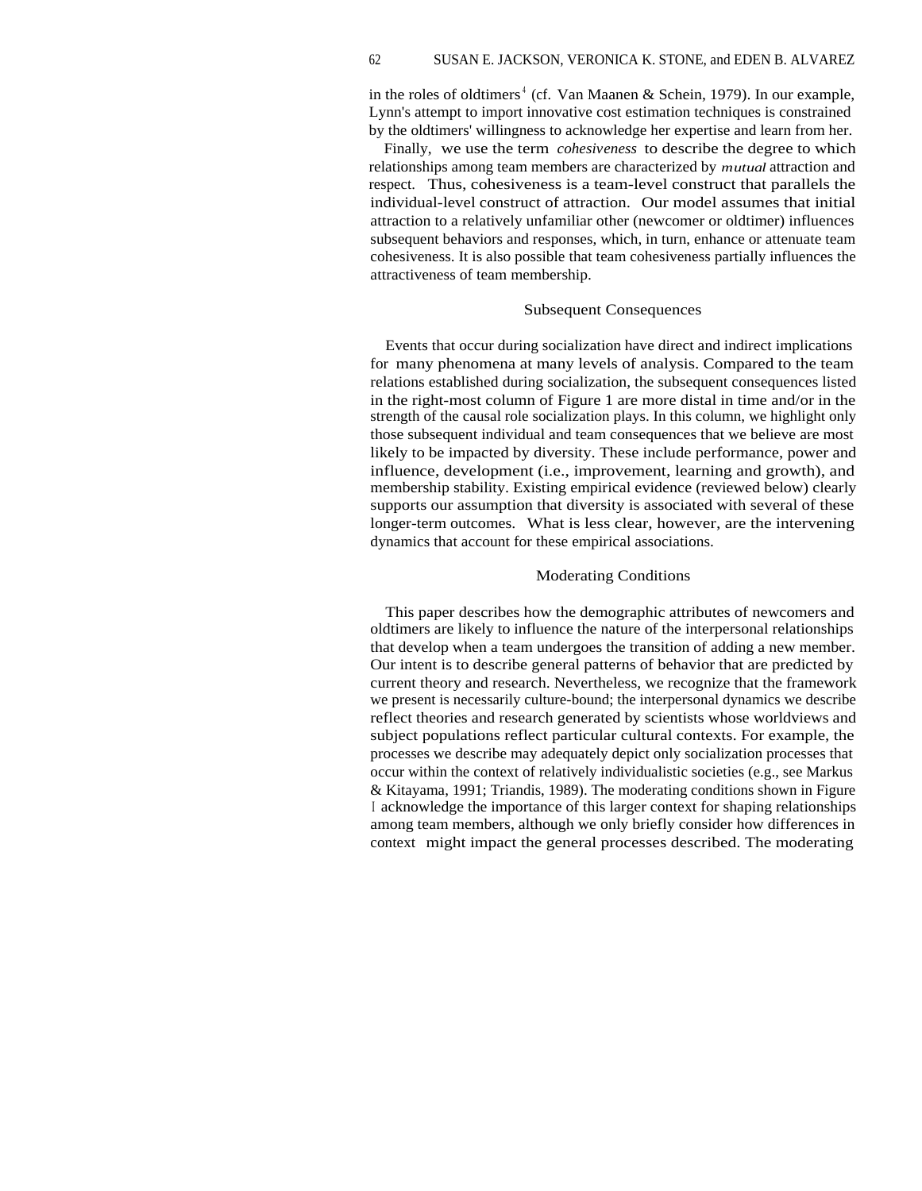in the roles of oldtimers[4] (cf. Van Maanen & Schein, 1979). In our example, Lynn's attempt to import innovative cost estimation techniques is constrained by the oldtimers' willingness to acknowledge her expertise and learn from her.

Finally, we use the term *cohesiveness* to describe the degree to which relationships among team members are characterized by *mutual* attraction and respect. Thus, cohesiveness is a team-level construct that parallels the individual-level construct of attraction. Our model assumes that initial attraction to a relatively unfamiliar other (newcomer or oldtimer) influences subsequent behaviors and responses, which, in turn, enhance or attenuate team cohesiveness. It is also possible that team cohesiveness partially influences the attractiveness of team membership.

### Subsequent Consequences

Events that occur during socialization have direct and indirect implications for many phenomena at many levels of analysis. Compared to the team relations established during socialization, the subsequent consequences listed in the right-most column of Figure 1 are more distal in time and/or in the strength of the causal role socialization plays. In this column, we highlight only those subsequent individual and team consequences that we believe are most likely to be impacted by diversity. These include performance, power and influence, development (i.e., improvement, learning and growth), and membership stability. Existing empirical evidence (reviewed below) clearly supports our assumption that diversity is associated with several of these longer-term outcomes. What is less clear, however, are the intervening dynamics that account for these empirical associations.

### Moderating Conditions

This paper describes how the demographic attributes of newcomers and oldtimers are likely to influence the nature of the interpersonal relationships that develop when a team undergoes the transition of adding a new member. Our intent is to describe general patterns of behavior that are predicted by current theory and research. Nevertheless, we recognize that the framework we present is necessarily culture-bound; the interpersonal dynamics we describe reflect theories and research generated by scientists whose worldviews and subject populations reflect particular cultural contexts. For example, the processes we describe may adequately depict only socialization processes that occur within the context of relatively individualistic societies (e.g., see Markus & Kitayama, 1991; Triandis, 1989). The moderating conditions shown in Figure 1 acknowledge the importance of this larger context for shaping relationships among team members, although we only briefly consider how differences in context might impact the general processes described. The moderating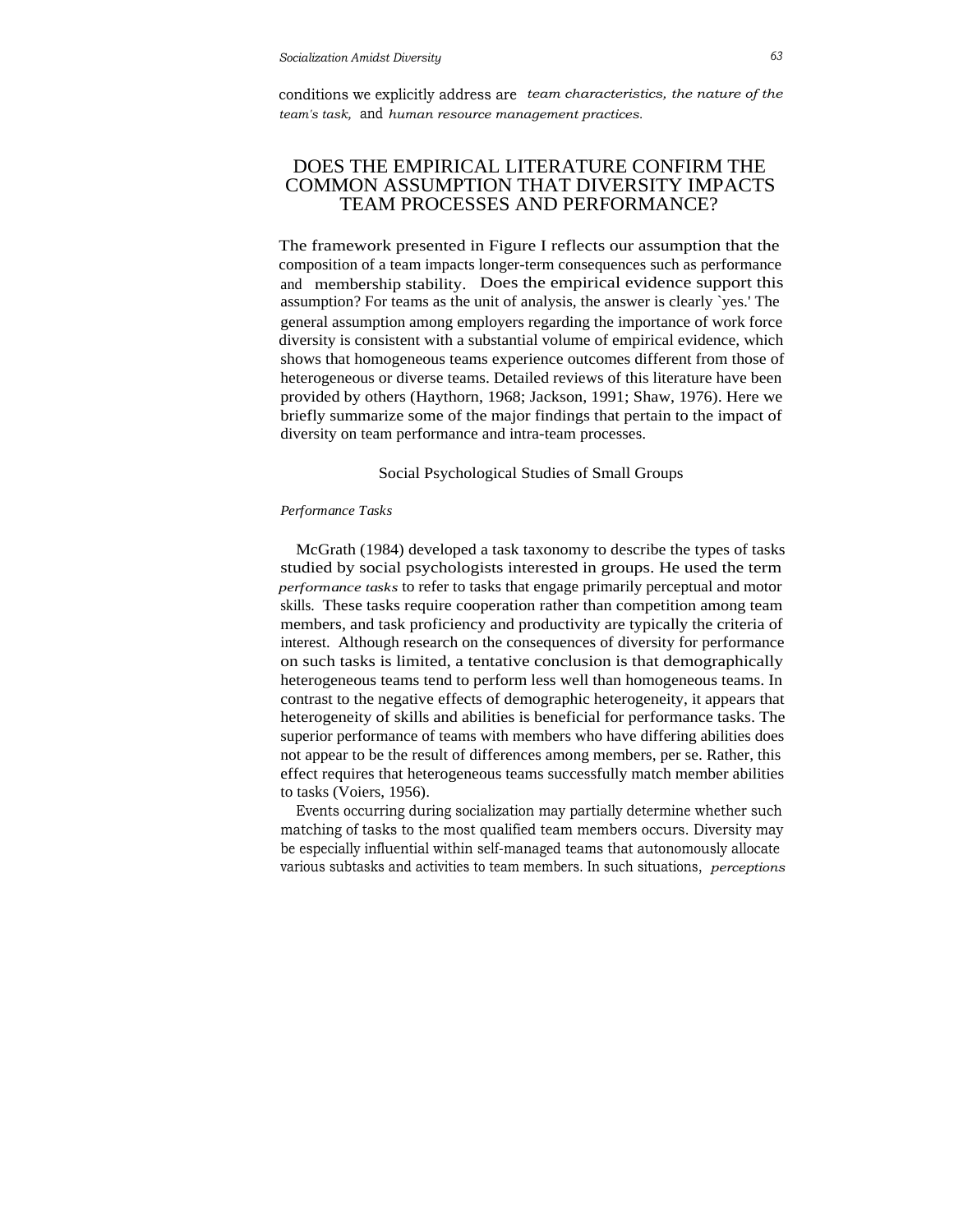conditions we explicitly address are *team characteristics, the nature of the team's task,* and *human resource management practices.*

## DOES THE EMPIRICAL LITERATURE CONFIRM THE COMMON ASSUMPTION THAT DIVERSITY IMPACTS TEAM PROCESSES AND PERFORMANCE?

The framework presented in Figure I reflects our assumption that the composition of a team impacts longer-term consequences such as performance and membership stability. Does the empirical evidence support this assumption? For teams as the unit of analysis, the answer is clearly `yes.' The general assumption among employers regarding the importance of work force diversity is consistent with a substantial volume of empirical evidence, which shows that homogeneous teams experience outcomes different from those of heterogeneous or diverse teams. Detailed reviews of this literature have been provided by others (Haythorn, 1968; Jackson, 1991; Shaw, 1976). Here we briefly summarize some of the major findings that pertain to the impact of diversity on team performance and intra-team processes.

### Social Psychological Studies of Small Groups

*Performance Tasks*

McGrath (1984) developed a task taxonomy to describe the types of tasks studied by social psychologists interested in groups. He used the term *performance tasks* to refer to tasks that engage primarily perceptual and motor skills. These tasks require cooperation rather than competition among team members, and task proficiency and productivity are typically the criteria of interest. Although research on the consequences of diversity for performance on such tasks is limited, a tentative conclusion is that demographically heterogeneous teams tend to perform less well than homogeneous teams. In contrast to the negative effects of demographic heterogeneity, it appears that heterogeneity of skills and abilities is beneficial for performance tasks. The superior performance of teams with members who have differing abilities does not appear to be the result of differences among members, per se. Rather, this effect requires that heterogeneous teams successfully match member abilities to tasks (Voiers, 1956).

Events occurring during socialization may partially determine whether such matching of tasks to the most qualified team members occurs. Diversity may be especially influential within self-managed teams that autonomously allocate various subtasks and activities to team members. In such situations, *perceptions*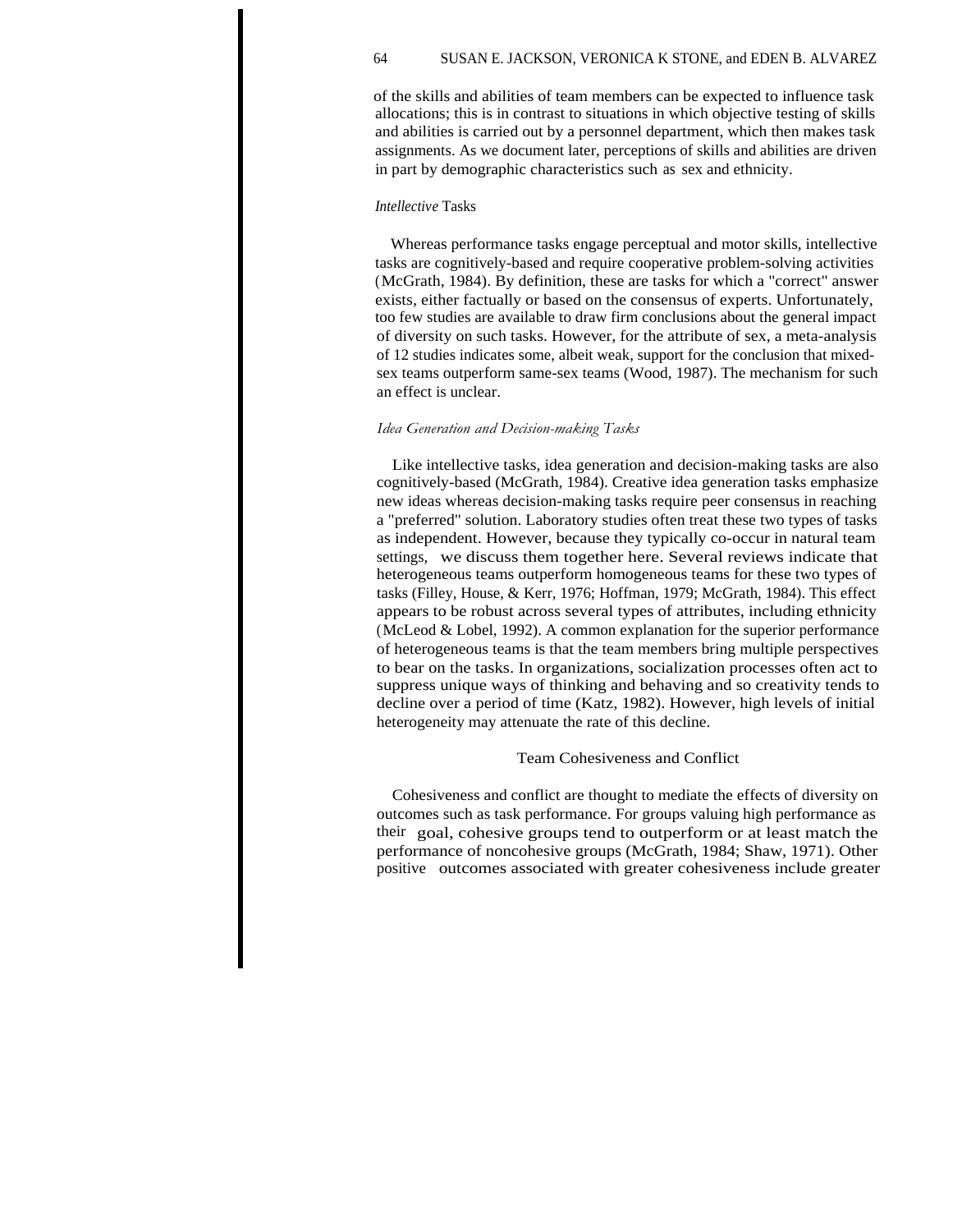of the skills and abilities of team members can be expected to influence task allocations; this is in contrast to situations in which objective testing of skills and abilities is carried out by a personnel department, which then makes task assignments. As we document later, perceptions of skills and abilities are driven in part by demographic characteristics such as sex and ethnicity.

### *Intellective* Tasks

Whereas performance tasks engage perceptual and motor skills, intellective tasks are cognitively-based and require cooperative problem-solving activities (McGrath, 1984). By definition, these are tasks for which a "correct" answer exists, either factually or based on the consensus of experts. Unfortunately, too few studies are available to draw firm conclusions about the general impact of diversity on such tasks. However, for the attribute of sex, a meta-analysis of 12 studies indicates some, albeit weak, support for the conclusion that mixed-sex teams outperform same-sex teams (Wood, 1987). The mechanism for such an effect is unclear.

### *Idea Generation and Decision-making Tasks*

Like intellective tasks, idea generation and decision-making tasks are also cognitively-based (McGrath, 1984). Creative idea generation tasks emphasize new ideas whereas decision-making tasks require peer consensus in reaching a "preferred" solution. Laboratory studies often treat these two types of tasks as independent. However, because they typically co-occur in natural team settings, we discuss them together here. Several reviews indicate that heterogeneous teams outperform homogeneous teams for these two types of tasks (Filley, House, & Kerr, 1976; Hoffman, 1979; McGrath, 1984). This effect appears to be robust across several types of attributes, including ethnicity (McLeod & Lobel, 1992). A common explanation for the superior performance of heterogeneous teams is that the team members bring multiple perspectives to bear on the tasks. In organizations, socialization processes often act to suppress unique ways of thinking and behaving and so creativity tends to decline over a period of time (Katz, 1982). However, high levels of initial heterogeneity may attenuate the rate of this decline.

## Team Cohesiveness and Conflict

Cohesiveness and conflict are thought to mediate the effects of diversity on outcomes such as task performance. For groups valuing high performance as their goal, cohesive groups tend to outperform or at least match the performance of noncohesive groups (McGrath, 1984; Shaw, 1971). Other positive outcomes associated with greater cohesiveness include greater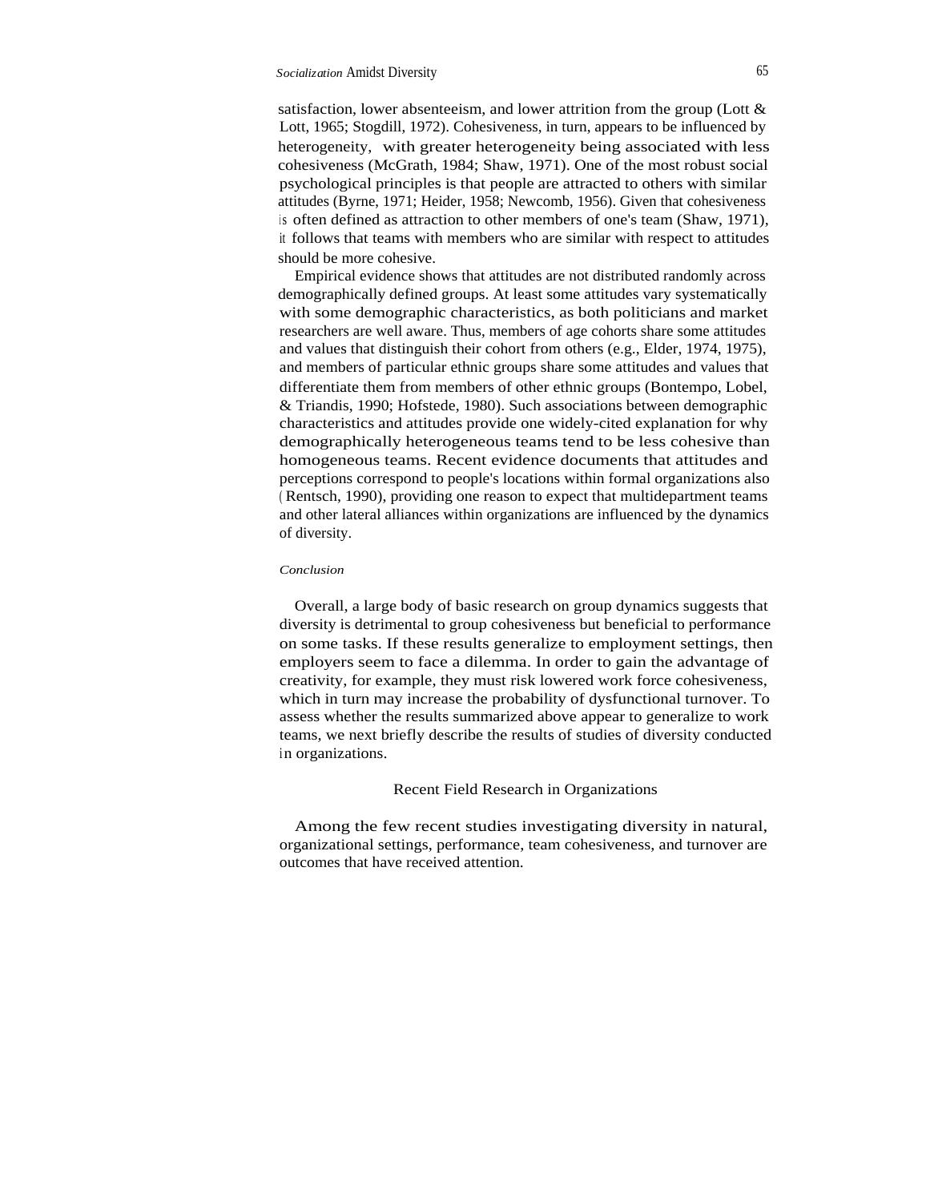satisfaction, lower absenteeism, and lower attrition from the group (Lott & Lott, 1965; Stogdill, 1972). Cohesiveness, in turn, appears to be influenced by heterogeneity, with greater heterogeneity being associated with less cohesiveness (McGrath, 1984; Shaw, 1971). One of the most robust social psychological principles is that people are attracted to others with similar attitudes (Byrne, 1971; Heider, 1958; Newcomb, 1956). Given that cohesiveness is often defined as attraction to other members of one's team (Shaw, 1971), it follows that teams with members who are similar with respect to attitudes should be more cohesive.

Empirical evidence shows that attitudes are not distributed randomly across demographically defined groups. At least some attitudes vary systematically with some demographic characteristics, as both politicians and market researchers are well aware. Thus, members of age cohorts share some attitudes and values that distinguish their cohort from others (e.g., Elder, 1974, 1975), and members of particular ethnic groups share some attitudes and values that differentiate them from members of other ethnic groups (Bontempo, Lobel, & Triandis, 1990; Hofstede, 1980). Such associations between demographic characteristics and attitudes provide one widely-cited explanation for why demographically heterogeneous teams tend to be less cohesive than homogeneous teams. Recent evidence documents that attitudes and perceptions correspond to people's locations within formal organizations also (Rentsch, 1990), providing one reason to expect that multidepartment teams and other lateral alliances within organizations are influenced by the dynamics of diversity.

### *Conclusion*

Overall, a large body of basic research on group dynamics suggests that diversity is detrimental to group cohesiveness but beneficial to performance on some tasks. If these results generalize to employment settings, then employers seem to face a dilemma. In order to gain the advantage of creativity, for example, they must risk lowered work force cohesiveness, which in turn may increase the probability of dysfunctional turnover. To assess whether the results summarized above appear to generalize to work teams, we next briefly describe the results of studies of diversity conducted in organizations.

## Recent Field Research in Organizations

Among the few recent studies investigating diversity in natural, organizational settings, performance, team cohesiveness, and turnover are outcomes that have received attention.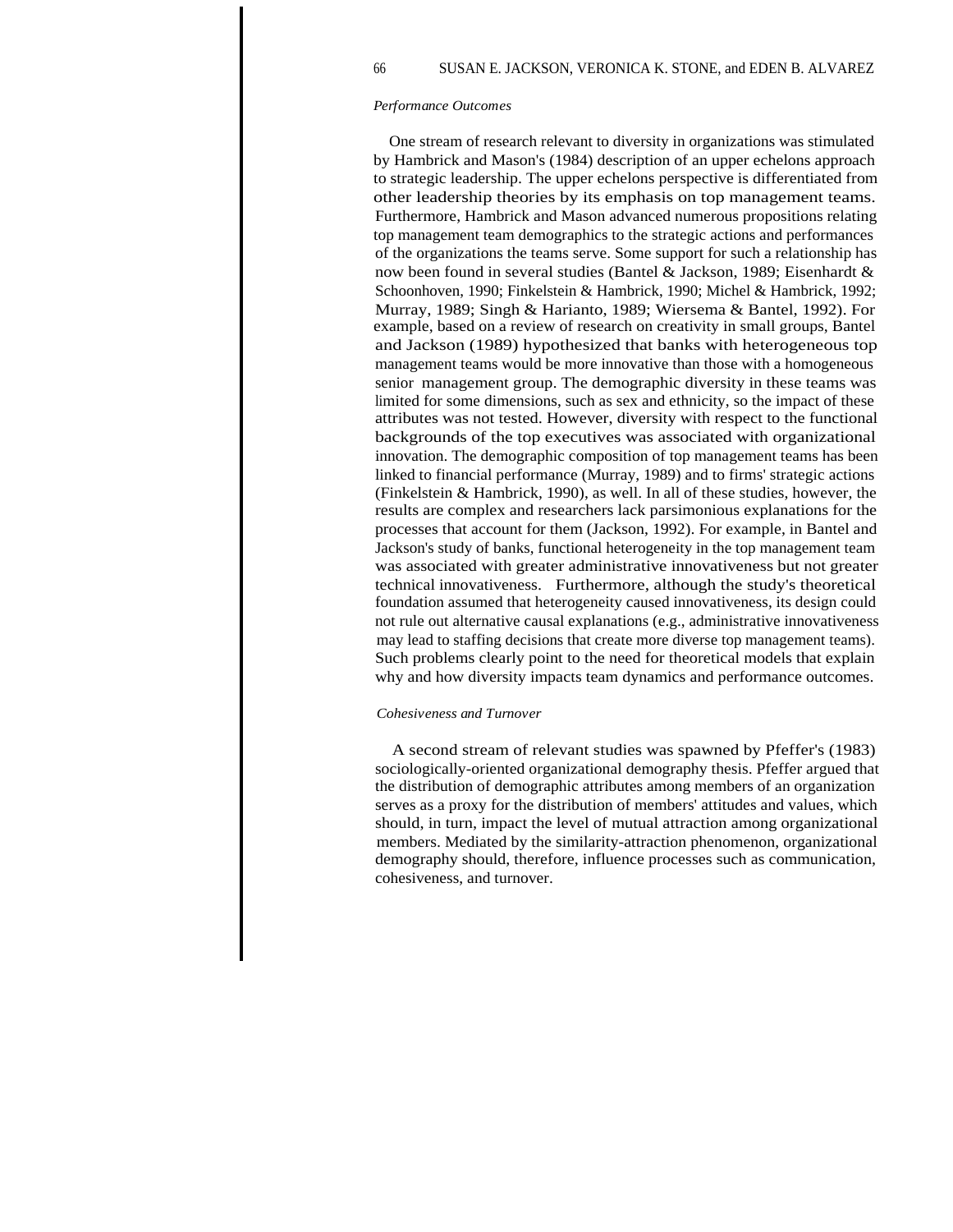*Performance Outcomes*

One stream of research relevant to diversity in organizations was stimulated by Hambrick and Mason's (1984) description of an upper echelons approach to strategic leadership. The upper echelons perspective is differentiated from other leadership theories by its emphasis on top management teams. Furthermore, Hambrick and Mason advanced numerous propositions relating top management team demographics to the strategic actions and performances of the organizations the teams serve. Some support for such a relationship has now been found in several studies (Bantel & Jackson, 1989; Eisenhardt & Schoonhoven, 1990; Finkelstein & Hambrick, 1990; Michel & Hambrick, 1992; Murray, 1989; Singh & Harianto, 1989; Wiersema & Bantel, 1992). For example, based on a review of research on creativity in small groups, Bantel and Jackson (1989) hypothesized that banks with heterogeneous top management teams would be more innovative than those with a homogeneous senior management group. The demographic diversity in these teams was limited for some dimensions, such as sex and ethnicity, so the impact of these attributes was not tested. However, diversity with respect to the functional backgrounds of the top executives was associated with organizational innovation. The demographic composition of top management teams has been linked to financial performance (Murray, 1989) and to firms' strategic actions (Finkelstein & Hambrick, 1990), as well. In all of these studies, however, the results are complex and researchers lack parsimonious explanations for the processes that account for them (Jackson, 1992). For example, in Bantel and Jackson's study of banks, functional heterogeneity in the top management team was associated with greater administrative innovativeness but not greater technical innovativeness. Furthermore, although the study's theoretical foundation assumed that heterogeneity caused innovativeness, its design could not rule out alternative causal explanations (e.g., administrative innovativeness may lead to staffing decisions that create more diverse top management teams). Such problems clearly point to the need for theoretical models that explain why and how diversity impacts team dynamics and performance outcomes.

*Cohesiveness and Turnover*

A second stream of relevant studies was spawned by Pfeffer's (1983) sociologically-oriented organizational demography thesis. Pfeffer argued that the distribution of demographic attributes among members of an organization serves as a proxy for the distribution of members' attitudes and values, which should, in turn, impact the level of mutual attraction among organizational members. Mediated by the similarity-attraction phenomenon, organizational demography should, therefore, influence processes such as communication, cohesiveness, and turnover.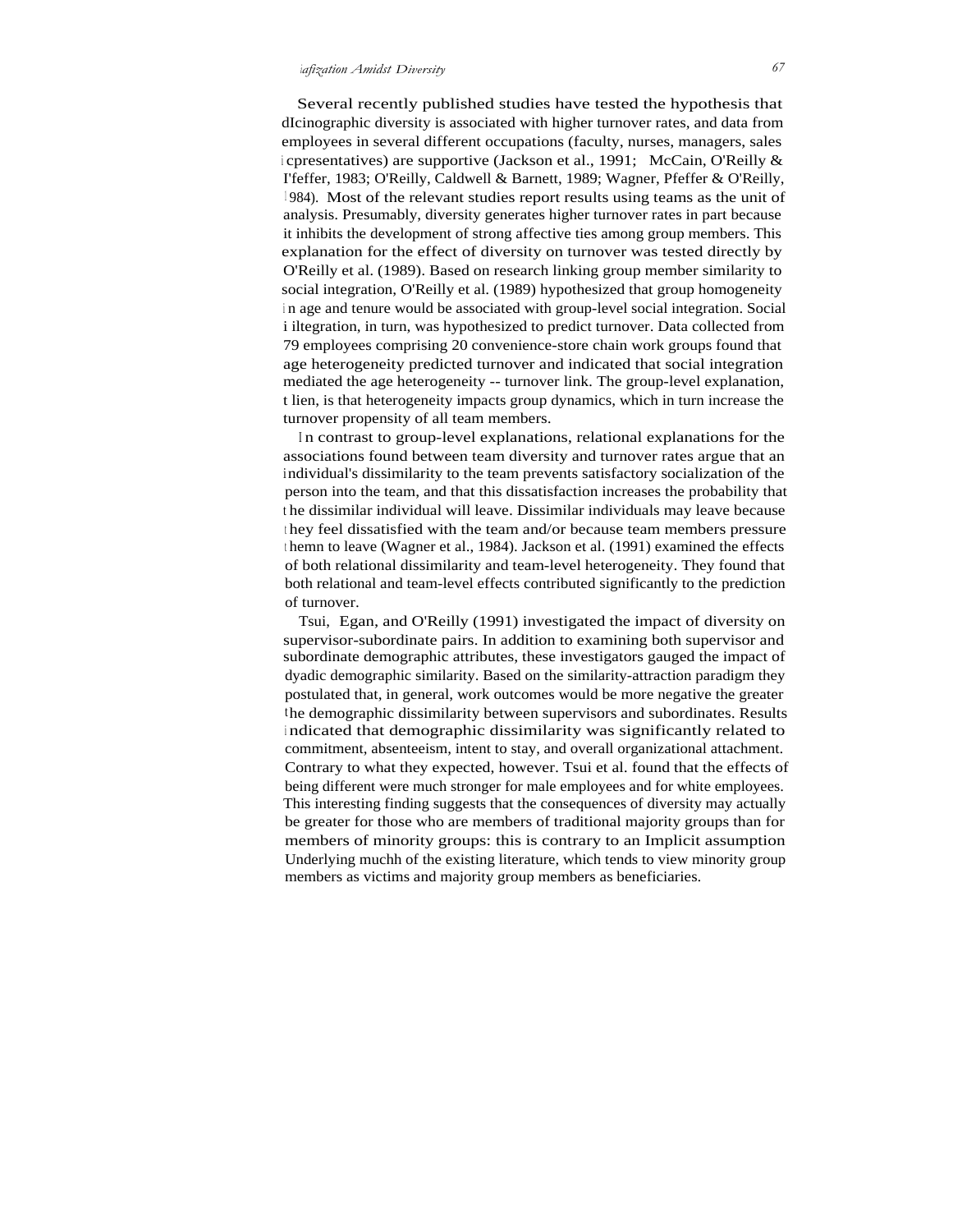Several recently published studies have tested the hypothesis that dIcinographic diversity is associated with higher turnover rates, and data from employees in several different occupations (faculty, nurses, managers, sales icpresentatives) are supportive (Jackson et al., 1991; McCain, O'Reilly & I'feffer, 1983; O'Reilly, Caldwell & Barnett, 1989; Wagner, Pfeffer & O'Reilly, 1984). Most of the relevant studies report results using teams as the unit of analysis. Presumably, diversity generates higher turnover rates in part because it inhibits the development of strong affective ties among group members. This explanation for the effect of diversity on turnover was tested directly by O'Reilly et al. (1989). Based on research linking group member similarity to social integration, O'Reilly et al. (1989) hypothesized that group homogeneity in age and tenure would be associated with group-level social integration. Social iltegration, in turn, was hypothesized to predict turnover. Data collected from 79 employees comprising 20 convenience-store chain work groups found that age heterogeneity predicted turnover and indicated that social integration mediated the age heterogeneity -- turnover link. The group-level explanation, tlien, is that heterogeneity impacts group dynamics, which in turn increase the turnover propensity of all team members.

In contrast to group-level explanations, relational explanations for the associations found between team diversity and turnover rates argue that an individual's dissimilarity to the team prevents satisfactory socialization of the person into the team, and that this dissatisfaction increases the probability that the dissimilar individual will leave. Dissimilar individuals may leave because they feel dissatisfied with the team and/or because team members pressure themn to leave (Wagner et al., 1984). Jackson et al. (1991) examined the effects of both relational dissimilarity and team-level heterogeneity. They found that both relational and team-level effects contributed significantly to the prediction of turnover.

Tsui, Egan, and O'Reilly (1991) investigated the impact of diversity on supervisor-subordinate pairs. In addition to examining both supervisor and subordinate demographic attributes, these investigators gauged the impact of dyadic demographic similarity. Based on the similarity-attraction paradigm they postulated that, in general, work outcomes would be more negative the greater the demographic dissimilarity between supervisors and subordinates. Results indicated that demographic dissimilarity was significantly related to commitment, absenteeism, intent to stay, and overall organizational attachment. Contrary to what they expected, however. Tsui et al. found that the effects of being different were much stronger for male employees and for white employees. This interesting finding suggests that the consequences of diversity may actually be greater for those who are members of traditional majority groups than for members of minority groups: this is contrary to an Implicit assumption Underlying muchh of the existing literature, which tends to view minority group members as victims and majority group members as beneficiaries.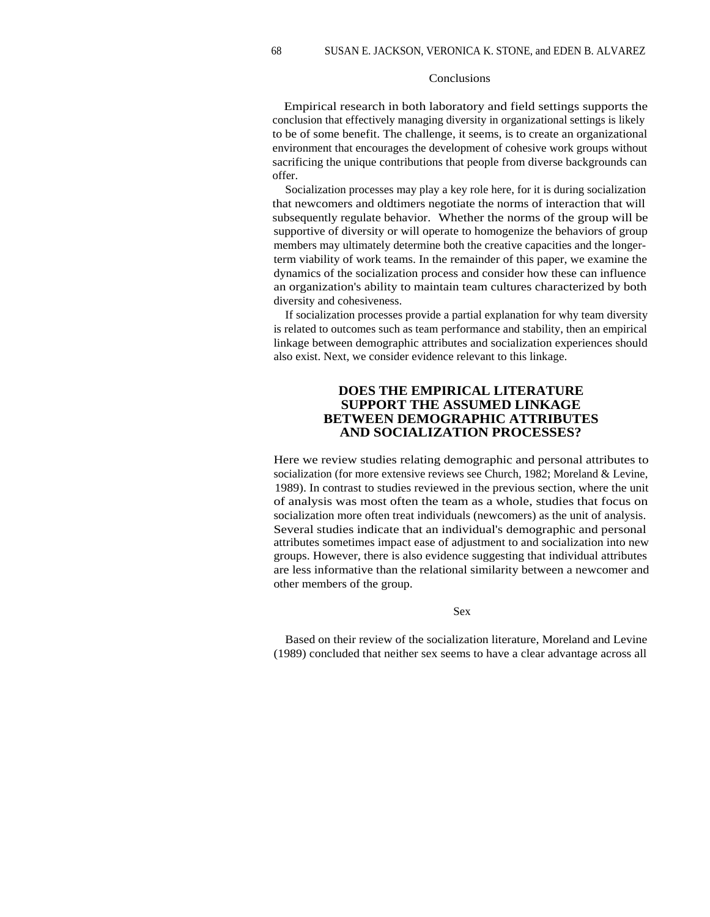### Conclusions

Empirical research in both laboratory and field settings supports the conclusion that effectively managing diversity in organizational settings is likely to be of some benefit. The challenge, it seems, is to create an organizational environment that encourages the development of cohesive work groups without sacrificing the unique contributions that people from diverse backgrounds can offer.

Socialization processes may play a key role here, for it is during socialization that newcomers and oldtimers negotiate the norms of interaction that will subsequently regulate behavior. Whether the norms of the group will be supportive of diversity or will operate to homogenize the behaviors of group members may ultimately determine both the creative capacities and the longer-term viability of work teams. In the remainder of this paper, we examine the dynamics of the socialization process and consider how these can influence an organization's ability to maintain team cultures characterized by both diversity and cohesiveness.

If socialization processes provide a partial explanation for why team diversity is related to outcomes such as team performance and stability, then an empirical linkage between demographic attributes and socialization experiences should also exist. Next, we consider evidence relevant to this linkage.

## DOES THE EMPIRICAL LITERATURE SUPPORT THE ASSUMED LINKAGE BETWEEN DEMOGRAPHIC ATTRIBUTES AND SOCIALIZATION PROCESSES?

Here we review studies relating demographic and personal attributes to socialization (for more extensive reviews see Church, 1982; Moreland & Levine, 1989). In contrast to studies reviewed in the previous section, where the unit of analysis was most often the team as a whole, studies that focus on socialization more often treat individuals (newcomers) as the unit of analysis. Several studies indicate that an individual's demographic and personal attributes sometimes impact ease of adjustment to and socialization into new groups. However, there is also evidence suggesting that individual attributes are less informative than the relational similarity between a newcomer and other members of the group.

### Sex

Based on their review of the socialization literature, Moreland and Levine (1989) concluded that neither sex seems to have a clear advantage across all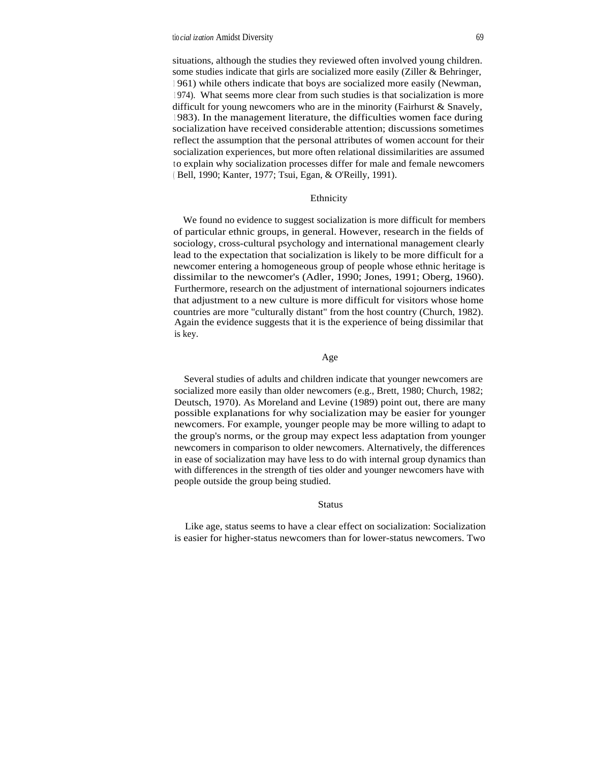situations, although the studies they reviewed often involved young children. some studies indicate that girls are socialized more easily (Ziller & Behringer, 1961) while others indicate that boys are socialized more easily (Newman, 1974). What seems more clear from such studies is that socialization is more difficult for young newcomers who are in the minority (Fairhurst & Snavely, 1983). In the management literature, the difficulties women face during socialization have received considerable attention; discussions sometimes reflect the assumption that the personal attributes of women account for their socialization experiences, but more often relational dissimilarities are assumed to explain why socialization processes differ for male and female newcomers (Bell, 1990; Kanter, 1977; Tsui, Egan, & O'Reilly, 1991).

### Ethnicity

We found no evidence to suggest socialization is more difficult for members of particular ethnic groups, in general. However, research in the fields of sociology, cross-cultural psychology and international management clearly lead to the expectation that socialization is likely to be more difficult for a newcomer entering a homogeneous group of people whose ethnic heritage is dissimilar to the newcomer's (Adler, 1990; Jones, 1991; Oberg, 1960). Furthermore, research on the adjustment of international sojourners indicates that adjustment to a new culture is more difficult for visitors whose home countries are more "culturally distant" from the host country (Church, 1982). Again the evidence suggests that it is the experience of being dissimilar that is key.

### Age

Several studies of adults and children indicate that younger newcomers are socialized more easily than older newcomers (e.g., Brett, 1980; Church, 1982; Deutsch, 1970). As Moreland and Levine (1989) point out, there are many possible explanations for why socialization may be easier for younger newcomers. For example, younger people may be more willing to adapt to the group's norms, or the group may expect less adaptation from younger newcomers in comparison to older newcomers. Alternatively, the differences in ease of socialization may have less to do with internal group dynamics than with differences in the strength of ties older and younger newcomers have with people outside the group being studied.

### Status

Like age, status seems to have a clear effect on socialization: Socialization is easier for higher-status newcomers than for lower-status newcomers. Two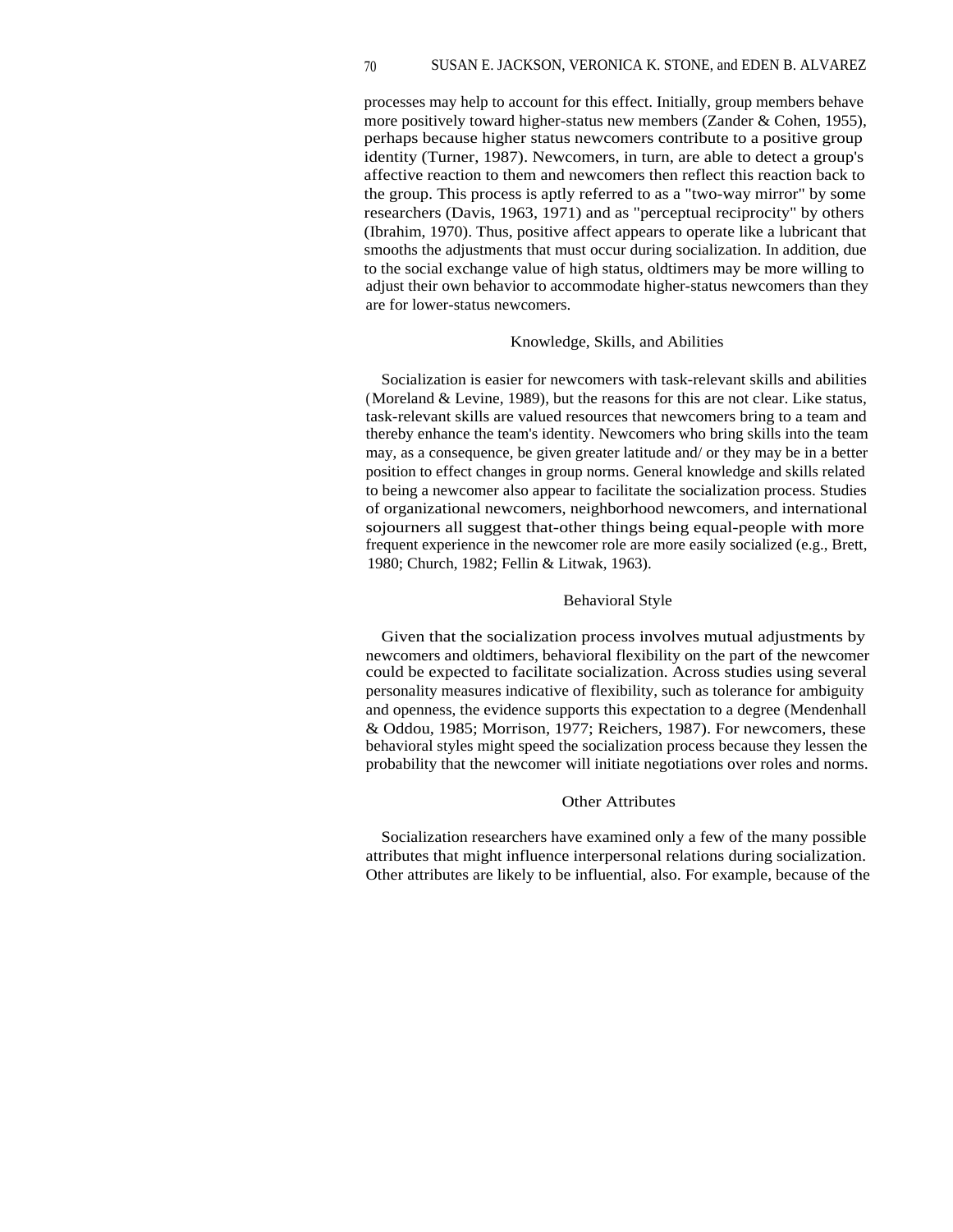processes may help to account for this effect. Initially, group members behave more positively toward higher-status new members (Zander & Cohen, 1955), perhaps because higher status newcomers contribute to a positive group identity (Turner, 1987). Newcomers, in turn, are able to detect a group's affective reaction to them and newcomers then reflect this reaction back to the group. This process is aptly referred to as a "two-way mirror" by some researchers (Davis, 1963, 1971) and as "perceptual reciprocity" by others (Ibrahim, 1970). Thus, positive affect appears to operate like a lubricant that smooths the adjustments that must occur during socialization. In addition, due to the social exchange value of high status, oldtimers may be more willing to adjust their own behavior to accommodate higher-status newcomers than they are for lower-status newcomers.

## Knowledge, Skills, and Abilities

Socialization is easier for newcomers with task-relevant skills and abilities (Moreland & Levine, 1989), but the reasons for this are not clear. Like status, task-relevant skills are valued resources that newcomers bring to a team and thereby enhance the team's identity. Newcomers who bring skills into the team may, as a consequence, be given greater latitude and/ or they may be in a better position to effect changes in group norms. General knowledge and skills related to being a newcomer also appear to facilitate the socialization process. Studies of organizational newcomers, neighborhood newcomers, and international sojourners all suggest that-other things being equal-people with more frequent experience in the newcomer role are more easily socialized (e.g., Brett, 1980; Church, 1982; Fellin & Litwak, 1963).

## Behavioral Style

Given that the socialization process involves mutual adjustments by newcomers and oldtimers, behavioral flexibility on the part of the newcomer could be expected to facilitate socialization. Across studies using several personality measures indicative of flexibility, such as tolerance for ambiguity and openness, the evidence supports this expectation to a degree (Mendenhall & Oddou, 1985; Morrison, 1977; Reichers, 1987). For newcomers, these behavioral styles might speed the socialization process because they lessen the probability that the newcomer will initiate negotiations over roles and norms.

## Other Attributes

Socialization researchers have examined only a few of the many possible attributes that might influence interpersonal relations during socialization. Other attributes are likely to be influential, also. For example, because of the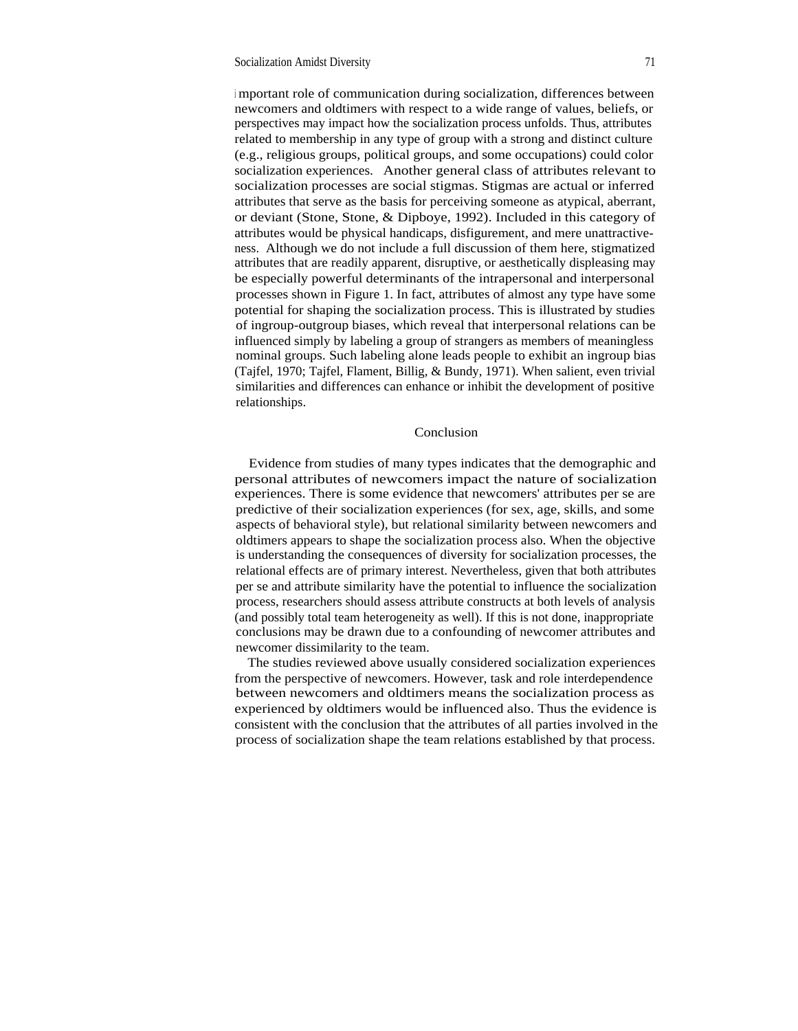important role of communication during socialization, differences between newcomers and oldtimers with respect to a wide range of values, beliefs, or perspectives may impact how the socialization process unfolds. Thus, attributes related to membership in any type of group with a strong and distinct culture (e.g., religious groups, political groups, and some occupations) could color socialization experiences. Another general class of attributes relevant to socialization processes are social stigmas. Stigmas are actual or inferred attributes that serve as the basis for perceiving someone as atypical, aberrant, or deviant (Stone, Stone, & Dipboye, 1992). Included in this category of attributes would be physical handicaps, disfigurement, and mere unattractiveness. Although we do not include a full discussion of them here, stigmatized attributes that are readily apparent, disruptive, or aesthetically displeasing may be especially powerful determinants of the intrapersonal and interpersonal processes shown in Figure 1. In fact, attributes of almost any type have some potential for shaping the socialization process. This is illustrated by studies of ingroup-outgroup biases, which reveal that interpersonal relations can be influenced simply by labeling a group of strangers as members of meaningless nominal groups. Such labeling alone leads people to exhibit an ingroup bias (Tajfel, 1970; Tajfel, Flament, Billig, & Bundy, 1971). When salient, even trivial similarities and differences can enhance or inhibit the development of positive relationships.

## Conclusion

Evidence from studies of many types indicates that the demographic and personal attributes of newcomers impact the nature of socialization experiences. There is some evidence that newcomers' attributes per se are predictive of their socialization experiences (for sex, age, skills, and some aspects of behavioral style), but relational similarity between newcomers and oldtimers appears to shape the socialization process also. When the objective is understanding the consequences of diversity for socialization processes, the relational effects are of primary interest. Nevertheless, given that both attributes per se and attribute similarity have the potential to influence the socialization process, researchers should assess attribute constructs at both levels of analysis (and possibly total team heterogeneity as well). If this is not done, inappropriate conclusions may be drawn due to a confounding of newcomer attributes and newcomer dissimilarity to the team.

The studies reviewed above usually considered socialization experiences from the perspective of newcomers. However, task and role interdependence between newcomers and oldtimers means the socialization process as experienced by oldtimers would be influenced also. Thus the evidence is consistent with the conclusion that the attributes of all parties involved in the process of socialization shape the team relations established by that process.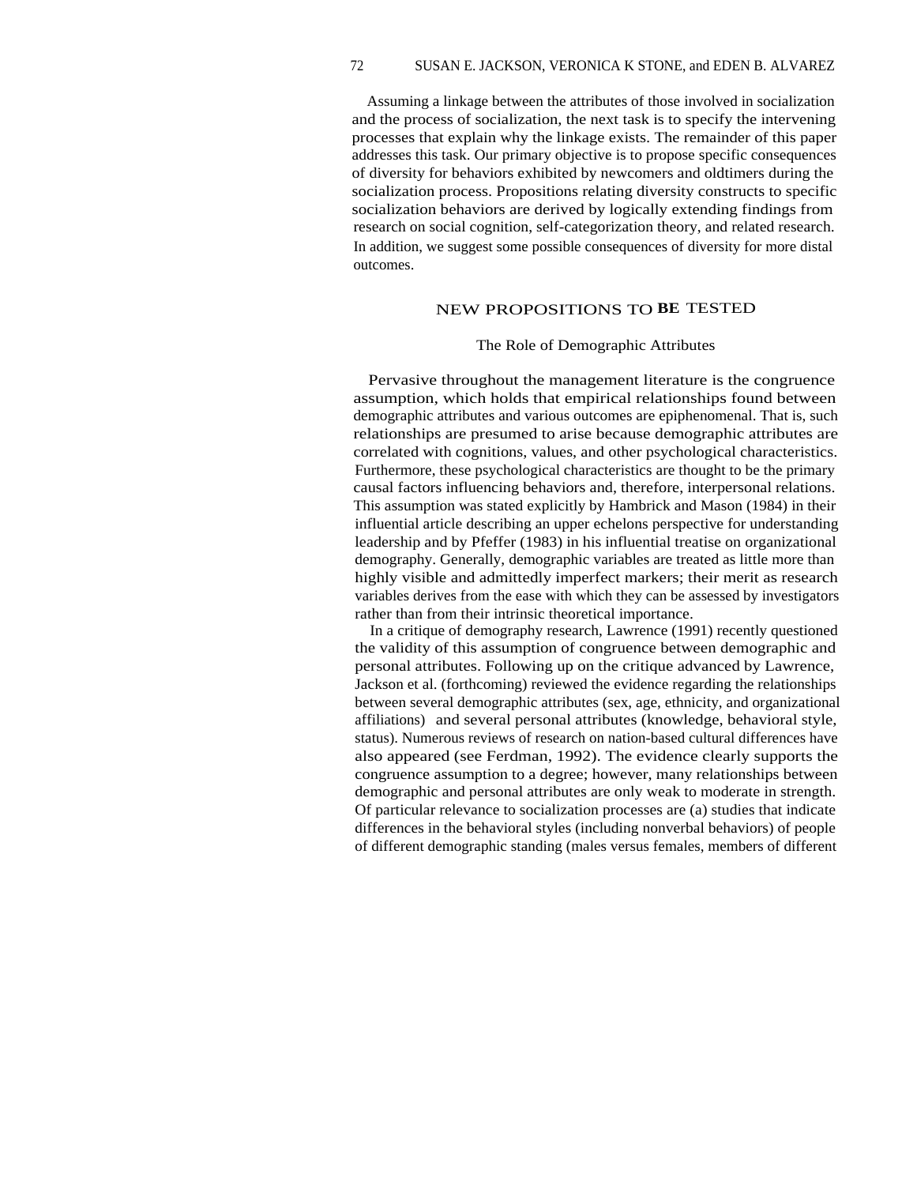Assuming a linkage between the attributes of those involved in socialization and the process of socialization, the next task is to specify the intervening processes that explain why the linkage exists. The remainder of this paper addresses this task. Our primary objective is to propose specific consequences of diversity for behaviors exhibited by newcomers and oldtimers during the socialization process. Propositions relating diversity constructs to specific socialization behaviors are derived by logically extending findings from research on social cognition, self-categorization theory, and related research. In addition, we suggest some possible consequences of diversity for more distal outcomes.

## NEW PROPOSITIONS TO BE TESTED

### The Role of Demographic Attributes

Pervasive throughout the management literature is the congruence assumption, which holds that empirical relationships found between demographic attributes and various outcomes are epiphenomenal. That is, such relationships are presumed to arise because demographic attributes are correlated with cognitions, values, and other psychological characteristics. Furthermore, these psychological characteristics are thought to be the primary causal factors influencing behaviors and, therefore, interpersonal relations. This assumption was stated explicitly by Hambrick and Mason (1984) in their influential article describing an upper echelons perspective for understanding leadership and by Pfeffer (1983) in his influential treatise on organizational demography. Generally, demographic variables are treated as little more than highly visible and admittedly imperfect markers; their merit as research variables derives from the ease with which they can be assessed by investigators rather than from their intrinsic theoretical importance.

In a critique of demography research, Lawrence (1991) recently questioned the validity of this assumption of congruence between demographic and personal attributes. Following up on the critique advanced by Lawrence, Jackson et al. (forthcoming) reviewed the evidence regarding the relationships between several demographic attributes (sex, age, ethnicity, and organizational affiliations) and several personal attributes (knowledge, behavioral style, status). Numerous reviews of research on nation-based cultural differences have also appeared (see Ferdman, 1992). The evidence clearly supports the congruence assumption to a degree; however, many relationships between demographic and personal attributes are only weak to moderate in strength. Of particular relevance to socialization processes are (a) studies that indicate differences in the behavioral styles (including nonverbal behaviors) of people of different demographic standing (males versus females, members of different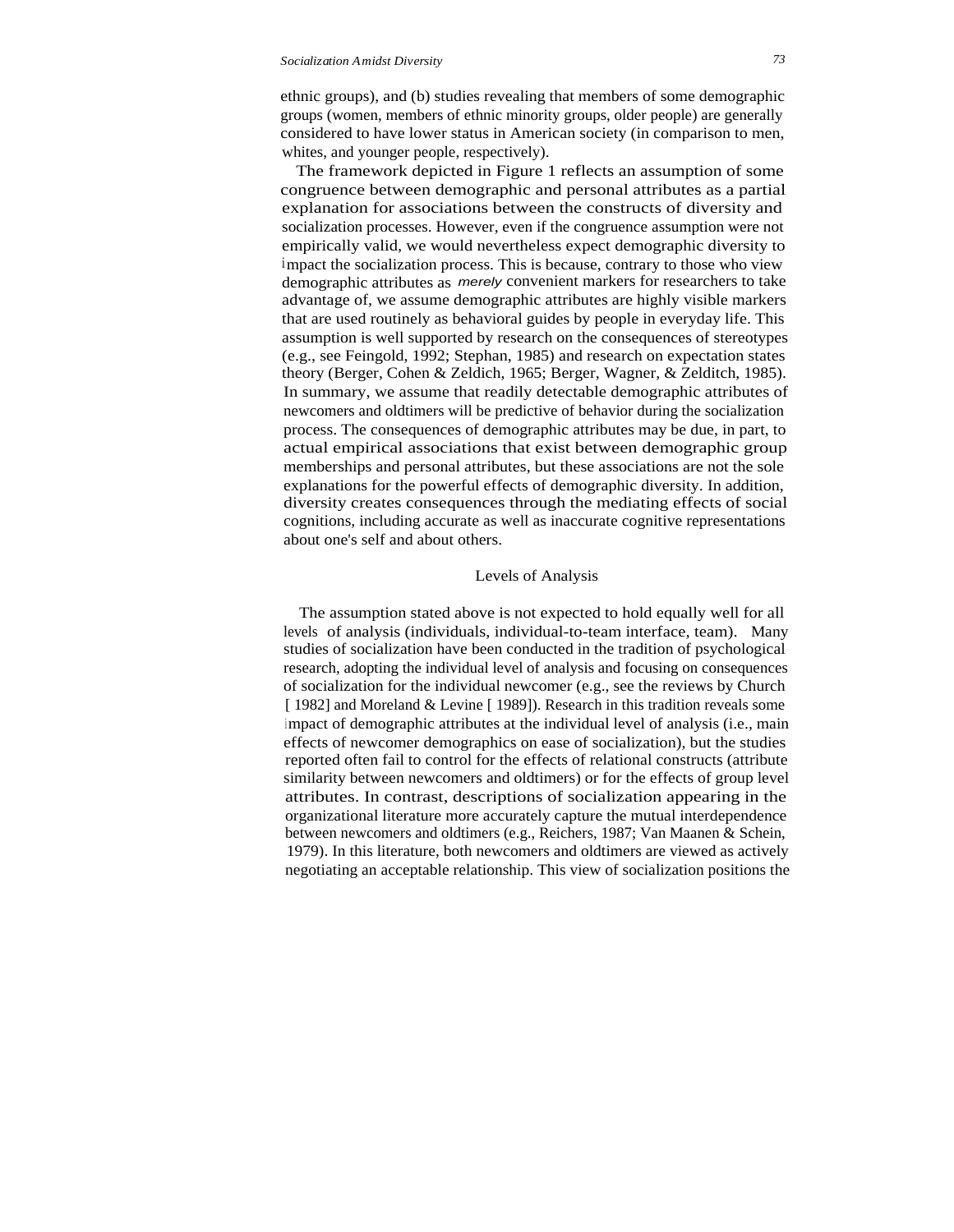ethnic groups), and (b) studies revealing that members of some demographic groups (women, members of ethnic minority groups, older people) are generally considered to have lower status in American society (in comparison to men, whites, and younger people, respectively).

The framework depicted in Figure 1 reflects an assumption of some congruence between demographic and personal attributes as a partial explanation for associations between the constructs of diversity and socialization processes. However, even if the congruence assumption were not empirically valid, we would nevertheless expect demographic diversity to impact the socialization process. This is because, contrary to those who view demographic attributes as *merely* convenient markers for researchers to take advantage of, we assume demographic attributes are highly visible markers that are used routinely as behavioral guides by people in everyday life. This assumption is well supported by research on the consequences of stereotypes (e.g., see Feingold, 1992; Stephan, 1985) and research on expectation states theory (Berger, Cohen & Zeldich, 1965; Berger, Wagner, & Zelditch, 1985). In summary, we assume that readily detectable demographic attributes of newcomers and oldtimers will be predictive of behavior during the socialization process. The consequences of demographic attributes may be due, in part, to actual empirical associations that exist between demographic group memberships and personal attributes, but these associations are not the sole explanations for the powerful effects of demographic diversity. In addition, diversity creates consequences through the mediating effects of social cognitions, including accurate as well as inaccurate cognitive representations about one's self and about others.

## Levels of Analysis

The assumption stated above is not expected to hold equally well for all levels of analysis (individuals, individual-to-team interface, team). Many studies of socialization have been conducted in the tradition of psychological research, adopting the individual level of analysis and focusing on consequences of socialization for the individual newcomer (e.g., see the reviews by Church [ 1982] and Moreland & Levine [ 1989]). Research in this tradition reveals some impact of demographic attributes at the individual level of analysis (i.e., main effects of newcomer demographics on ease of socialization), but the studies reported often fail to control for the effects of relational constructs (attribute similarity between newcomers and oldtimers) or for the effects of group level attributes. In contrast, descriptions of socialization appearing in the organizational literature more accurately capture the mutual interdependence between newcomers and oldtimers (e.g., Reichers, 1987; Van Maanen & Schein, 1979). In this literature, both newcomers and oldtimers are viewed as actively negotiating an acceptable relationship. This view of socialization positions the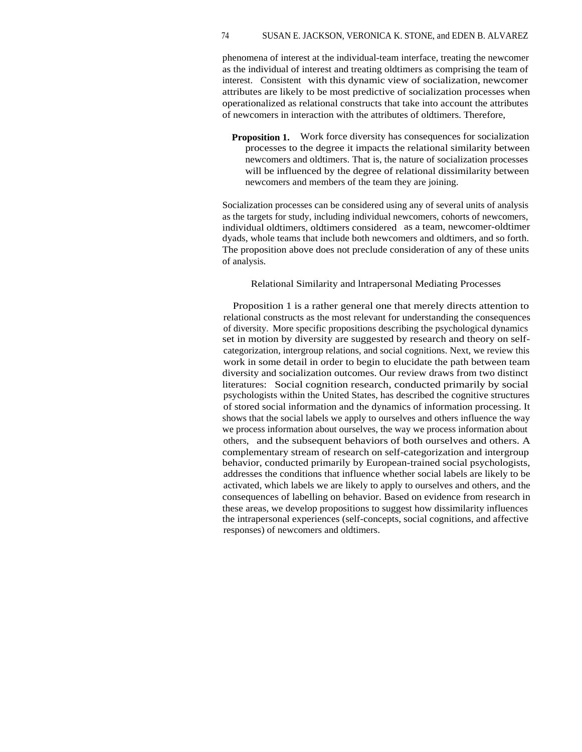phenomena of interest at the individual-team interface, treating the newcomer as the individual of interest and treating oldtimers as comprising the team of interest. Consistent with this dynamic view of socialization, newcomer attributes are likely to be most predictive of socialization processes when operationalized as relational constructs that take into account the attributes of newcomers in interaction with the attributes of oldtimers. Therefore,

> **Proposition 1.** Work force diversity has consequences for socialization processes to the degree it impacts the relational similarity between newcomers and oldtimers. That is, the nature of socialization processes will be influenced by the degree of relational dissimilarity between newcomers and members of the team they are joining.

Socialization processes can be considered using any of several units of analysis as the targets for study, including individual newcomers, cohorts of newcomers, individual oldtimers, oldtimers considered as a team, newcomer-oldtimer dyads, whole teams that include both newcomers and oldtimers, and so forth. The proposition above does not preclude consideration of any of these units of analysis.

## Relational Similarity and Intrapersonal Mediating Processes

Proposition 1 is a rather general one that merely directs attention to relational constructs as the most relevant for understanding the consequences of diversity. More specific propositions describing the psychological dynamics set in motion by diversity are suggested by research and theory on self-categorization, intergroup relations, and social cognitions. Next, we review this work in some detail in order to begin to elucidate the path between team diversity and socialization outcomes. Our review draws from two distinct literatures: Social cognition research, conducted primarily by social psychologists within the United States, has described the cognitive structures of stored social information and the dynamics of information processing. It shows that the social labels we apply to ourselves and others influence the way we process information about ourselves, the way we process information about others, and the subsequent behaviors of both ourselves and others. A complementary stream of research on self-categorization and intergroup behavior, conducted primarily by European-trained social psychologists, addresses the conditions that influence whether social labels are likely to be activated, which labels we are likely to apply to ourselves and others, and the consequences of labelling on behavior. Based on evidence from research in these areas, we develop propositions to suggest how dissimilarity influences the intrapersonal experiences (self-concepts, social cognitions, and affective responses) of newcomers and oldtimers.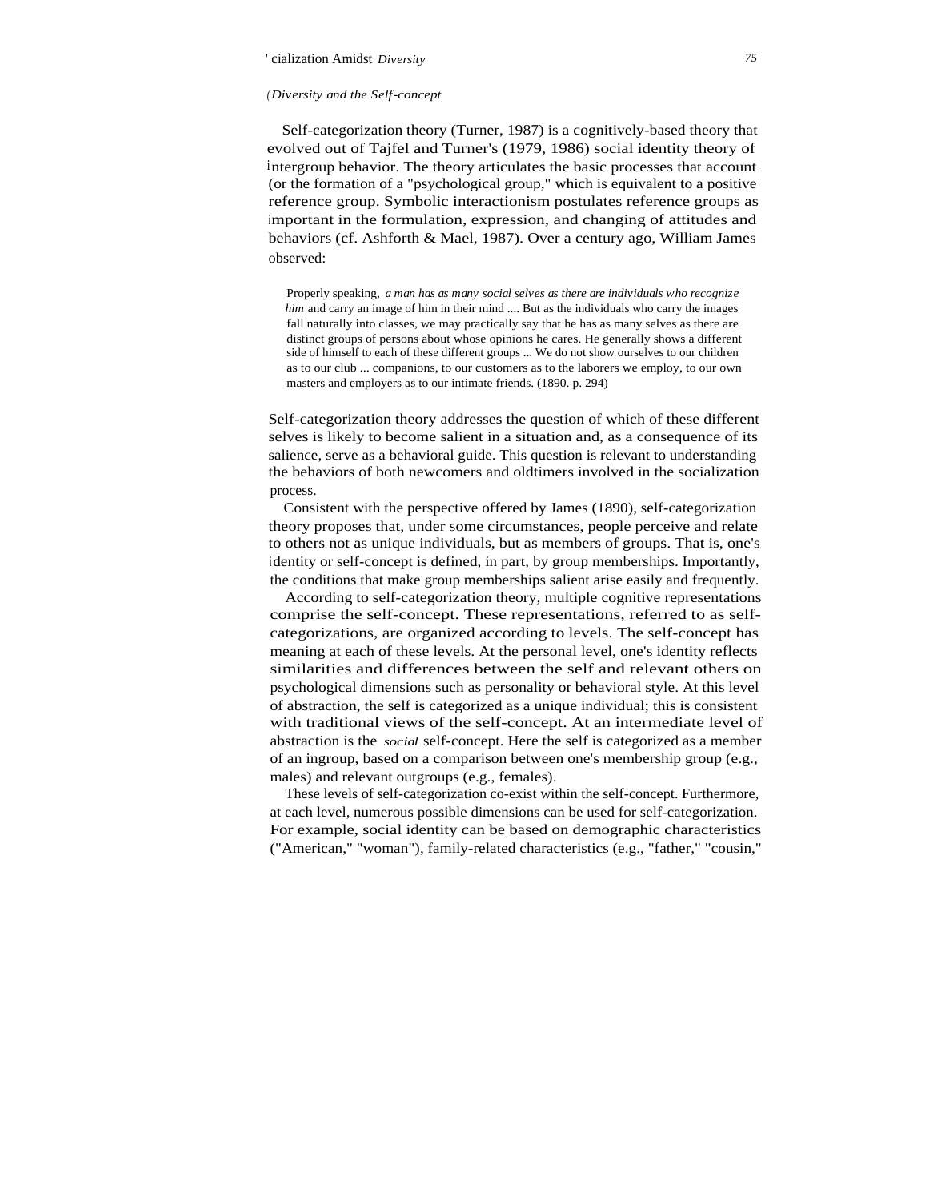## Diversity and the Self-concept

Self-categorization theory (Turner, 1987) is a cognitively-based theory that evolved out of Tajfel and Turner's (1979, 1986) social identity theory of intergroup behavior. The theory articulates the basic processes that account (or the formation of a "psychological group," which is equivalent to a positive reference group. Symbolic interactionism postulates reference groups as important in the formulation, expression, and changing of attitudes and behaviors (cf. Ashforth & Mael, 1987). Over a century ago, William James observed:

> Properly speaking, *a man has as many social selves as there are individuals who recognize him* and carry an image of him in their mind .... But as the individuals who carry the images fall naturally into classes, we may practically say that he has as many selves as there are distinct groups of persons about whose opinions he cares. He generally shows a different side of himself to each of these different groups ... We do not show ourselves to our children as to our club ... companions, to our customers as to the laborers we employ, to our own masters and employers as to our intimate friends. (1890. p. 294)

Self-categorization theory addresses the question of which of these different selves is likely to become salient in a situation and, as a consequence of its salience, serve as a behavioral guide. This question is relevant to understanding the behaviors of both newcomers and oldtimers involved in the socialization process.

Consistent with the perspective offered by James (1890), self-categorization theory proposes that, under some circumstances, people perceive and relate to others not as unique individuals, but as members of groups. That is, one's identity or self-concept is defined, in part, by group memberships. Importantly, the conditions that make group memberships salient arise easily and frequently.

According to self-categorization theory, multiple cognitive representations comprise the self-concept. These representations, referred to as self-categorizations, are organized according to levels. The self-concept has meaning at each of these levels. At the personal level, one's identity reflects similarities and differences between the self and relevant others on psychological dimensions such as personality or behavioral style. At this level of abstraction, the self is categorized as a unique individual; this is consistent with traditional views of the self-concept. At an intermediate level of abstraction is the *social* self-concept. Here the self is categorized as a member of an ingroup, based on a comparison between one's membership group (e.g., males) and relevant outgroups (e.g., females).

These levels of self-categorization co-exist within the self-concept. Furthermore, at each level, numerous possible dimensions can be used for self-categorization. For example, social identity can be based on demographic characteristics ("American," "woman"), family-related characteristics (e.g., "father," "cousin,"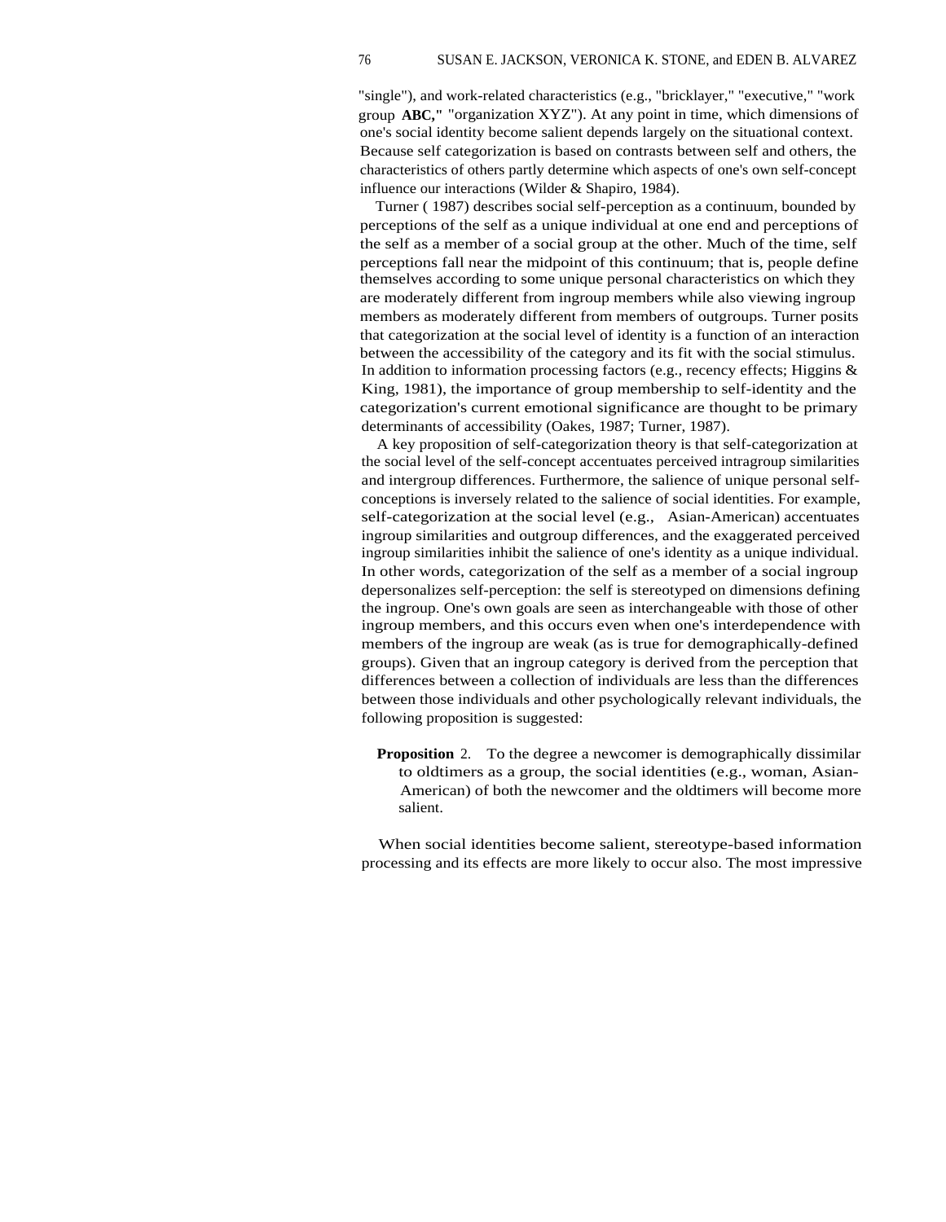"single"), and work-related characteristics (e.g., "bricklayer," "executive," "work group **ABC,"** "organization XYZ"). At any point in time, which dimensions of one's social identity become salient depends largely on the situational context. Because self categorization is based on contrasts between self and others, the characteristics of others partly determine which aspects of one's own self-concept influence our interactions (Wilder & Shapiro, 1984).

Turner ( 1987) describes social self-perception as a continuum, bounded by perceptions of the self as a unique individual at one end and perceptions of the self as a member of a social group at the other. Much of the time, self perceptions fall near the midpoint of this continuum; that is, people define themselves according to some unique personal characteristics on which they are moderately different from ingroup members while also viewing ingroup members as moderately different from members of outgroups. Turner posits that categorization at the social level of identity is a function of an interaction between the accessibility of the category and its fit with the social stimulus. In addition to information processing factors (e.g., recency effects; Higgins & King, 1981), the importance of group membership to self-identity and the categorization's current emotional significance are thought to be primary determinants of accessibility (Oakes, 1987; Turner, 1987).

A key proposition of self-categorization theory is that self-categorization at the social level of the self-concept accentuates perceived intragroup similarities and intergroup differences. Furthermore, the salience of unique personal self-conceptions is inversely related to the salience of social identities. For example, self-categorization at the social level (e.g., Asian-American) accentuates ingroup similarities and outgroup differences, and the exaggerated perceived ingroup similarities inhibit the salience of one's identity as a unique individual. In other words, categorization of the self as a member of a social ingroup depersonalizes self-perception: the self is stereotyped on dimensions defining the ingroup. One's own goals are seen as interchangeable with those of other ingroup members, and this occurs even when one's interdependence with members of the ingroup are weak (as is true for demographically-defined groups). Given that an ingroup category is derived from the perception that differences between a collection of individuals are less than the differences between those individuals and other psychologically relevant individuals, the following proposition is suggested:

> **Proposition** 2. To the degree a newcomer is demographically dissimilar to oldtimers as a group, the social identities (e.g., woman, Asian-American) of both the newcomer and the oldtimers will become more salient.

When social identities become salient, stereotype-based information processing and its effects are more likely to occur also. The most impressive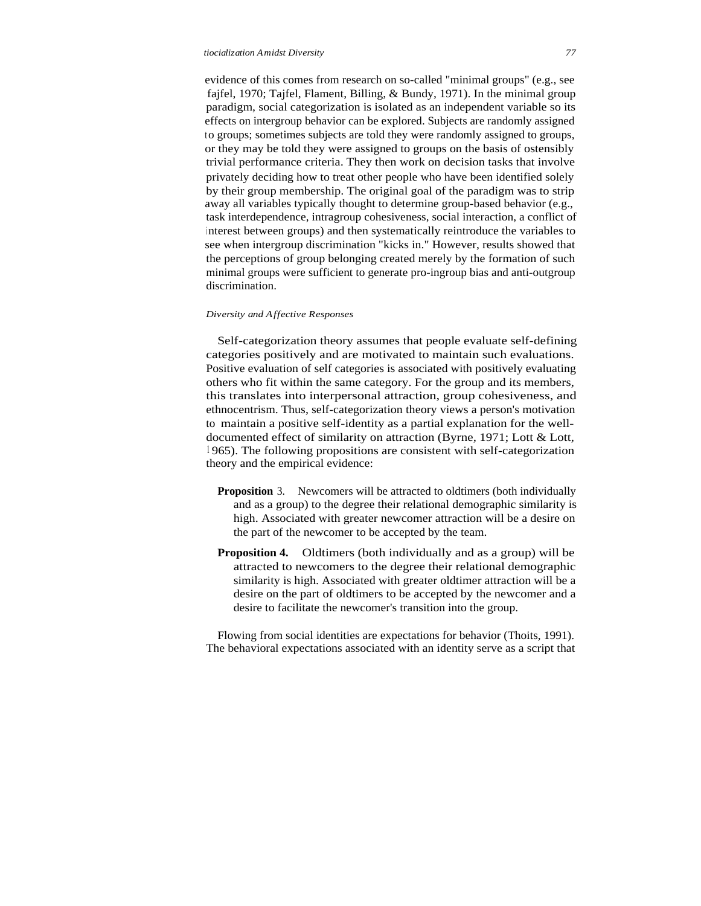evidence of this comes from research on so-called "minimal groups" (e.g., see fajfel, 1970; Tajfel, Flament, Billing, & Bundy, 1971). In the minimal group paradigm, social categorization is isolated as an independent variable so its effects on intergroup behavior can be explored. Subjects are randomly assigned to groups; sometimes subjects are told they were randomly assigned to groups, or they may be told they were assigned to groups on the basis of ostensibly trivial performance criteria. They then work on decision tasks that involve privately deciding how to treat other people who have been identified solely by their group membership. The original goal of the paradigm was to strip away all variables typically thought to determine group-based behavior (e.g., task interdependence, intragroup cohesiveness, social interaction, a conflict of interest between groups) and then systematically reintroduce the variables to see when intergroup discrimination "kicks in." However, results showed that the perceptions of group belonging created merely by the formation of such minimal groups were sufficient to generate pro-ingroup bias and anti-outgroup discrimination.

### *Diversity and Affective Responses*

Self-categorization theory assumes that people evaluate self-defining categories positively and are motivated to maintain such evaluations. Positive evaluation of self categories is associated with positively evaluating others who fit within the same category. For the group and its members, this translates into interpersonal attraction, group cohesiveness, and ethnocentrism. Thus, self-categorization theory views a person's motivation to maintain a positive self-identity as a partial explanation for the well-documented effect of similarity on attraction (Byrne, 1971; Lott & Lott, 1965). The following propositions are consistent with self-categorization theory and the empirical evidence:

**Proposition 3.** Newcomers will be attracted to oldtimers (both individually and as a group) to the degree their relational demographic similarity is high. Associated with greater newcomer attraction will be a desire on the part of the newcomer to be accepted by the team.

**Proposition 4.** Oldtimers (both individually and as a group) will be attracted to newcomers to the degree their relational demographic similarity is high. Associated with greater oldtimer attraction will be a desire on the part of oldtimers to be accepted by the newcomer and a desire to facilitate the newcomer's transition into the group.

Flowing from social identities are expectations for behavior (Thoits, 1991). The behavioral expectations associated with an identity serve as a script that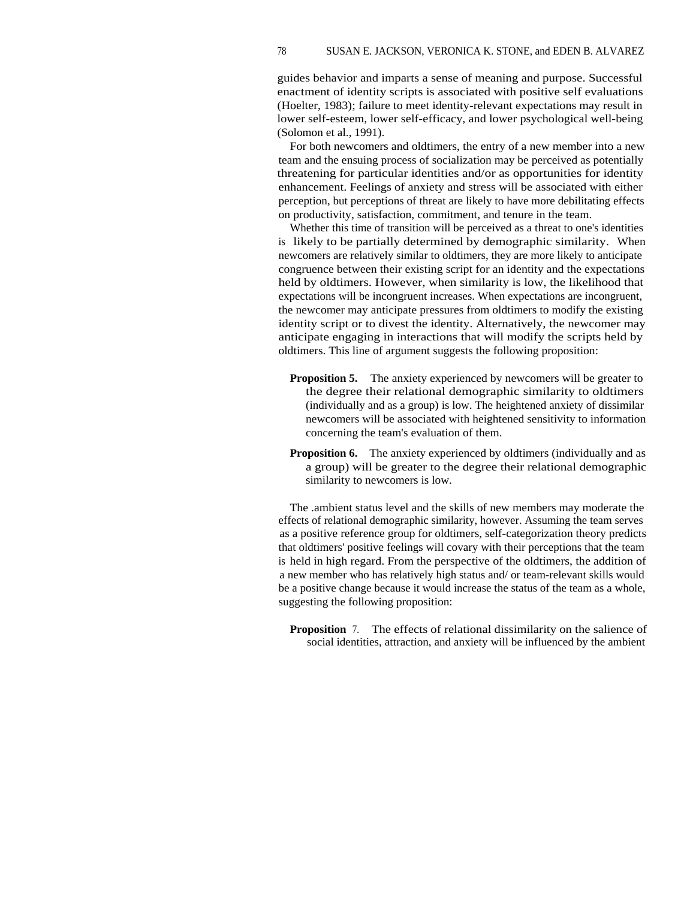guides behavior and imparts a sense of meaning and purpose. Successful enactment of identity scripts is associated with positive self evaluations (Hoelter, 1983); failure to meet identity-relevant expectations may result in lower self-esteem, lower self-efficacy, and lower psychological well-being (Solomon et al., 1991).

For both newcomers and oldtimers, the entry of a new member into a new team and the ensuing process of socialization may be perceived as potentially threatening for particular identities and/or as opportunities for identity enhancement. Feelings of anxiety and stress will be associated with either perception, but perceptions of threat are likely to have more debilitating effects on productivity, satisfaction, commitment, and tenure in the team.

Whether this time of transition will be perceived as a threat to one's identities is likely to be partially determined by demographic similarity. When newcomers are relatively similar to oldtimers, they are more likely to anticipate congruence between their existing script for an identity and the expectations held by oldtimers. However, when similarity is low, the likelihood that expectations will be incongruent increases. When expectations are incongruent, the newcomer may anticipate pressures from oldtimers to modify the existing identity script or to divest the identity. Alternatively, the newcomer may anticipate engaging in interactions that will modify the scripts held by oldtimers. This line of argument suggests the following proposition:

**Proposition 5.** The anxiety experienced by newcomers will be greater to the degree their relational demographic similarity to oldtimers (individually and as a group) is low. The heightened anxiety of dissimilar newcomers will be associated with heightened sensitivity to information concerning the team's evaluation of them.

**Proposition 6.** The anxiety experienced by oldtimers (individually and as a group) will be greater to the degree their relational demographic similarity to newcomers is low.

The .ambient status level and the skills of new members may moderate the effects of relational demographic similarity, however. Assuming the team serves as a positive reference group for oldtimers, self-categorization theory predicts that oldtimers' positive feelings will covary with their perceptions that the team is held in high regard. From the perspective of the oldtimers, the addition of a new member who has relatively high status and/ or team-relevant skills would be a positive change because it would increase the status of the team as a whole, suggesting the following proposition:

**Proposition 7.** The effects of relational dissimilarity on the salience of social identities, attraction, and anxiety will be influenced by the ambient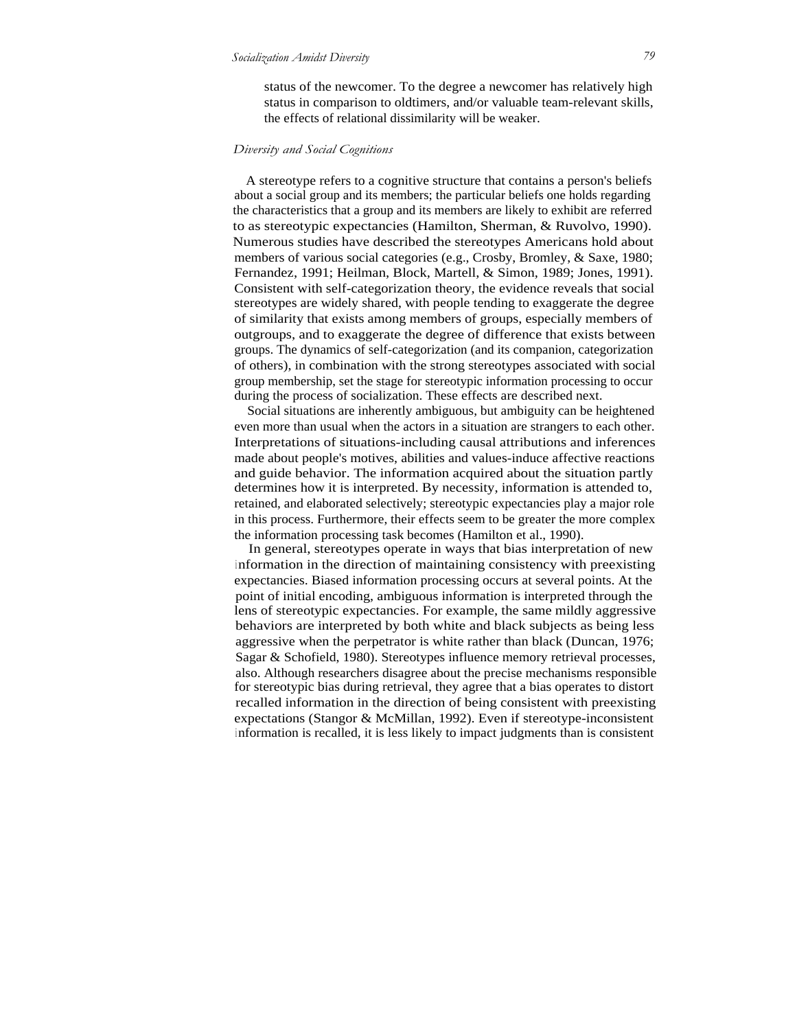status of the newcomer. To the degree a newcomer has relatively high status in comparison to oldtimers, and/or valuable team-relevant skills, the effects of relational dissimilarity will be weaker.

*Diversity and Social Cognitions*

A stereotype refers to a cognitive structure that contains a person's beliefs about a social group and its members; the particular beliefs one holds regarding the characteristics that a group and its members are likely to exhibit are referred to as stereotypic expectancies (Hamilton, Sherman, & Ruvolvo, 1990). Numerous studies have described the stereotypes Americans hold about members of various social categories (e.g., Crosby, Bromley, & Saxe, 1980; Fernandez, 1991; Heilman, Block, Martell, & Simon, 1989; Jones, 1991). Consistent with self-categorization theory, the evidence reveals that social stereotypes are widely shared, with people tending to exaggerate the degree of similarity that exists among members of groups, especially members of outgroups, and to exaggerate the degree of difference that exists between groups. The dynamics of self-categorization (and its companion, categorization of others), in combination with the strong stereotypes associated with social group membership, set the stage for stereotypic information processing to occur during the process of socialization. These effects are described next.

Social situations are inherently ambiguous, but ambiguity can be heightened even more than usual when the actors in a situation are strangers to each other. Interpretations of situations-including causal attributions and inferences made about people's motives, abilities and values-induce affective reactions and guide behavior. The information acquired about the situation partly determines how it is interpreted. By necessity, information is attended to, retained, and elaborated selectively; stereotypic expectancies play a major role in this process. Furthermore, their effects seem to be greater the more complex the information processing task becomes (Hamilton et al., 1990).

In general, stereotypes operate in ways that bias interpretation of new information in the direction of maintaining consistency with preexisting expectancies. Biased information processing occurs at several points. At the point of initial encoding, ambiguous information is interpreted through the lens of stereotypic expectancies. For example, the same mildly aggressive behaviors are interpreted by both white and black subjects as being less aggressive when the perpetrator is white rather than black (Duncan, 1976; Sagar & Schofield, 1980). Stereotypes influence memory retrieval processes, also. Although researchers disagree about the precise mechanisms responsible for stereotypic bias during retrieval, they agree that a bias operates to distort recalled information in the direction of being consistent with preexisting expectations (Stangor & McMillan, 1992). Even if stereotype-inconsistent information is recalled, it is less likely to impact judgments than is consistent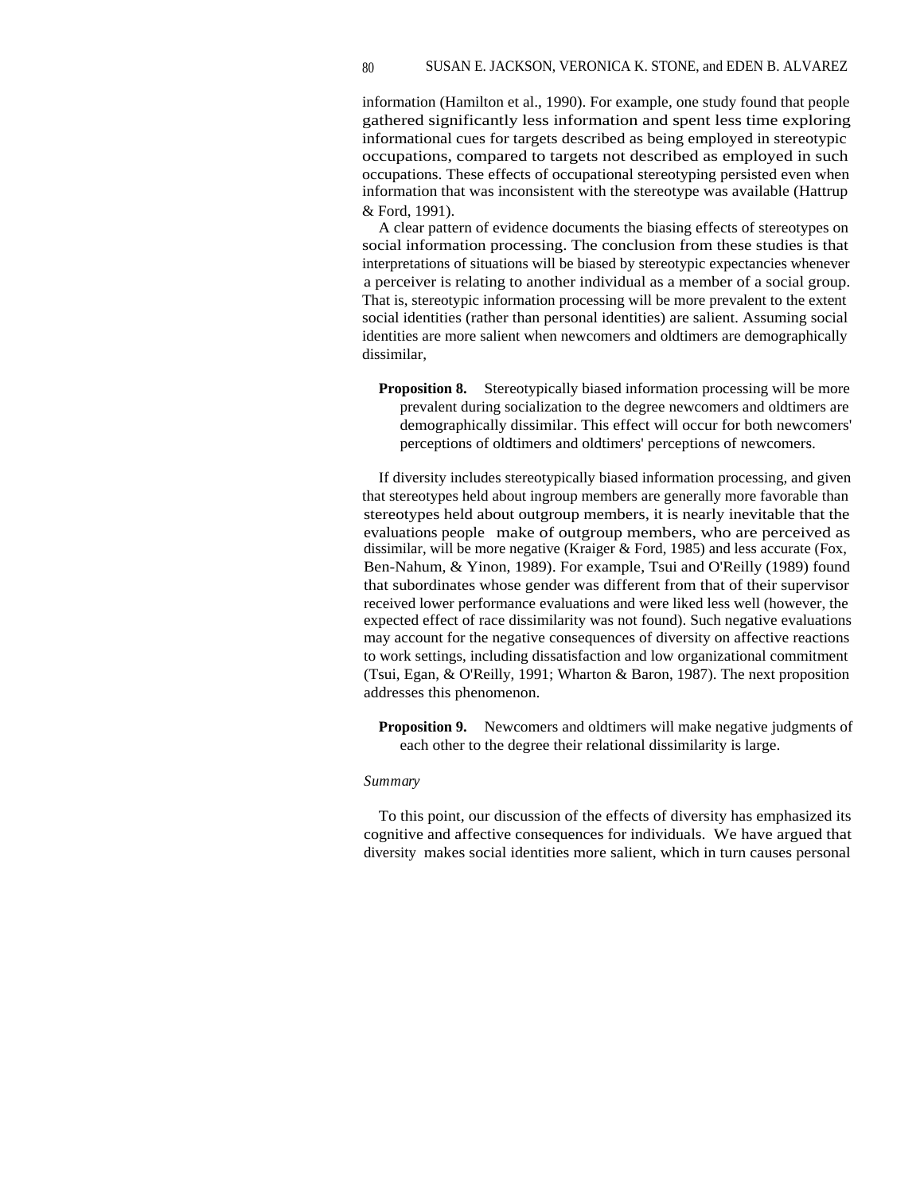information (Hamilton et al., 1990). For example, one study found that people gathered significantly less information and spent less time exploring informational cues for targets described as being employed in stereotypic occupations, compared to targets not described as employed in such occupations. These effects of occupational stereotyping persisted even when information that was inconsistent with the stereotype was available (Hattrup & Ford, 1991).

A clear pattern of evidence documents the biasing effects of stereotypes on social information processing. The conclusion from these studies is that interpretations of situations will be biased by stereotypic expectancies whenever a perceiver is relating to another individual as a member of a social group. That is, stereotypic information processing will be more prevalent to the extent social identities (rather than personal identities) are salient. Assuming social identities are more salient when newcomers and oldtimers are demographically dissimilar,

> **Proposition 8.** Stereotypically biased information processing will be more prevalent during socialization to the degree newcomers and oldtimers are demographically dissimilar. This effect will occur for both newcomers' perceptions of oldtimers and oldtimers' perceptions of newcomers.

If diversity includes stereotypically biased information processing, and given that stereotypes held about ingroup members are generally more favorable than stereotypes held about outgroup members, it is nearly inevitable that the evaluations people make of outgroup members, who are perceived as dissimilar, will be more negative (Kraiger & Ford, 1985) and less accurate (Fox, Ben-Nahum, & Yinon, 1989). For example, Tsui and O'Reilly (1989) found that subordinates whose gender was different from that of their supervisor received lower performance evaluations and were liked less well (however, the expected effect of race dissimilarity was not found). Such negative evaluations may account for the negative consequences of diversity on affective reactions to work settings, including dissatisfaction and low organizational commitment (Tsui, Egan, & O'Reilly, 1991; Wharton & Baron, 1987). The next proposition addresses this phenomenon.

> **Proposition 9.** Newcomers and oldtimers will make negative judgments of each other to the degree their relational dissimilarity is large.

*Summary*

To this point, our discussion of the effects of diversity has emphasized its cognitive and affective consequences for individuals. We have argued that diversity makes social identities more salient, which in turn causes personal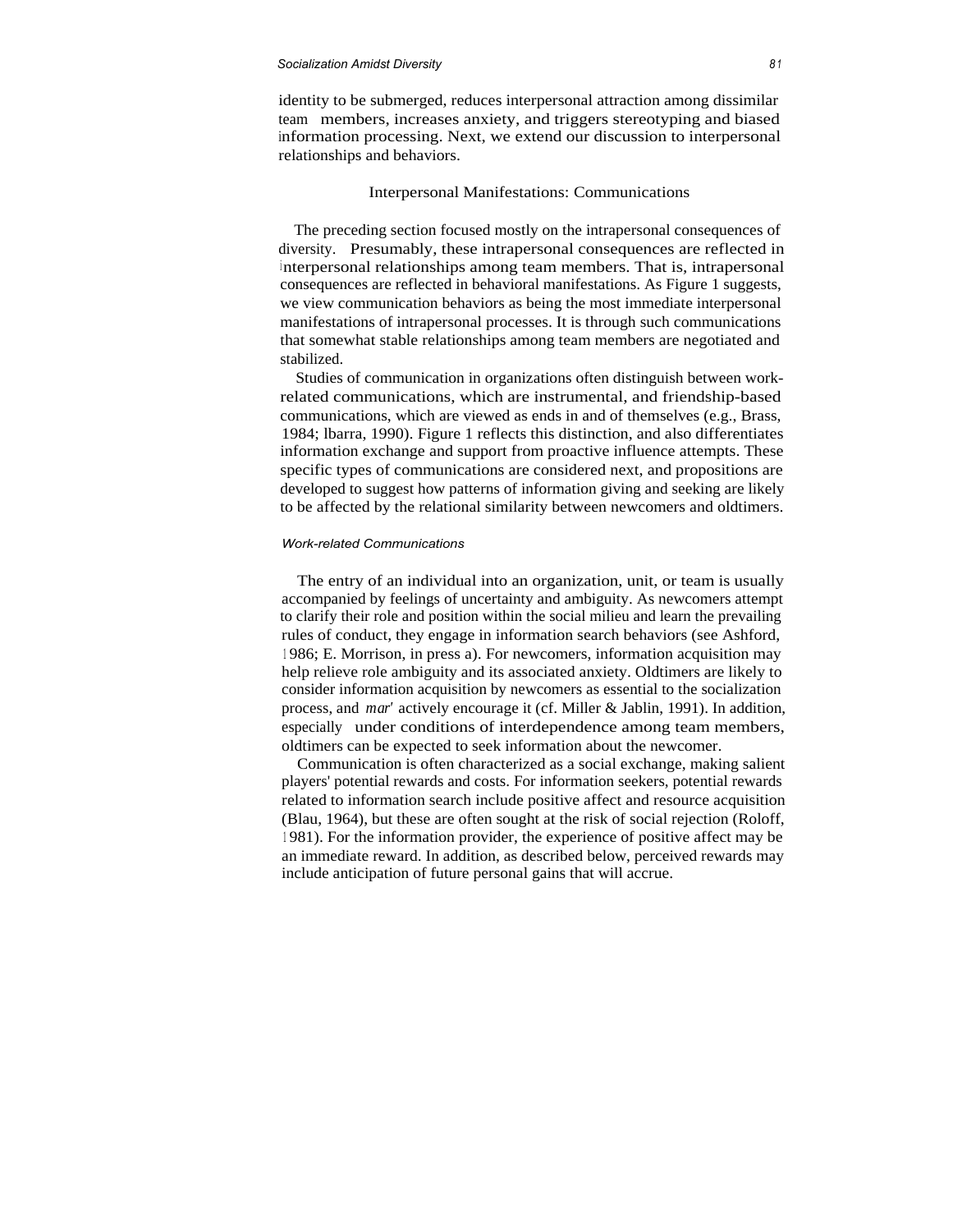identity to be submerged, reduces interpersonal attraction among dissimilar team members, increases anxiety, and triggers stereotyping and biased information processing. Next, we extend our discussion to interpersonal relationships and behaviors.

## Interpersonal Manifestations: Communications

The preceding section focused mostly on the intrapersonal consequences of diversity. Presumably, these intrapersonal consequences are reflected in interpersonal relationships among team members. That is, intrapersonal consequences are reflected in behavioral manifestations. As Figure 1 suggests, we view communication behaviors as being the most immediate interpersonal manifestations of intrapersonal processes. It is through such communications that somewhat stable relationships among team members are negotiated and stabilized.

Studies of communication in organizations often distinguish between work-related communications, which are instrumental, and friendship-based communications, which are viewed as ends in and of themselves (e.g., Brass, 1984; lbarra, 1990). Figure 1 reflects this distinction, and also differentiates information exchange and support from proactive influence attempts. These specific types of communications are considered next, and propositions are developed to suggest how patterns of information giving and seeking are likely to be affected by the relational similarity between newcomers and oldtimers.

### *Work-related Communications*

The entry of an individual into an organization, unit, or team is usually accompanied by feelings of uncertainty and ambiguity. As newcomers attempt to clarify their role and position within the social milieu and learn the prevailing rules of conduct, they engage in information search behaviors (see Ashford, 1986; E. Morrison, in press a). For newcomers, information acquisition may help relieve role ambiguity and its associated anxiety. Oldtimers are likely to consider information acquisition by newcomers as essential to the socialization process, and *mar'* actively encourage it (cf. Miller & Jablin, 1991). In addition, especially under conditions of interdependence among team members, oldtimers can be expected to seek information about the newcomer.

Communication is often characterized as a social exchange, making salient players' potential rewards and costs. For information seekers, potential rewards related to information search include positive affect and resource acquisition (Blau, 1964), but these are often sought at the risk of social rejection (Roloff, 1981). For the information provider, the experience of positive affect may be an immediate reward. In addition, as described below, perceived rewards may include anticipation of future personal gains that will accrue.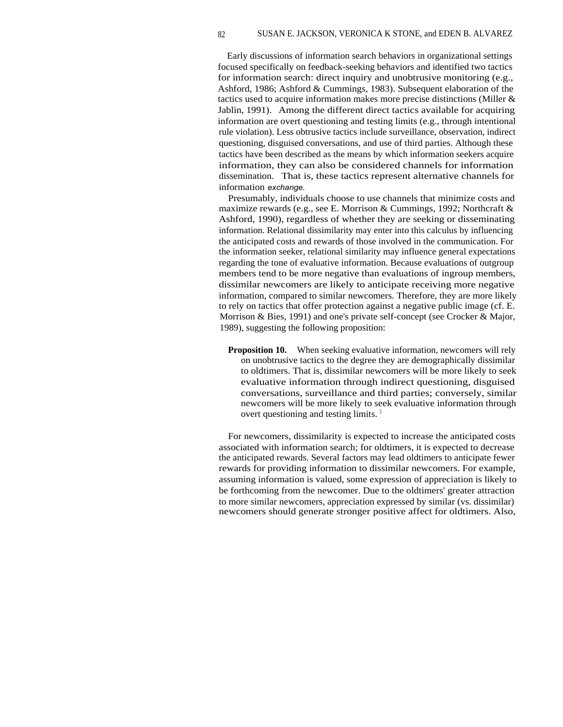Early discussions of information search behaviors in organizational settings focused specifically on feedback-seeking behaviors and identified two tactics for information search: direct inquiry and unobtrusive monitoring (e.g., Ashford, 1986; Ashford & Cummings, 1983). Subsequent elaboration of the tactics used to acquire information makes more precise distinctions (Miller & Jablin, 1991). Among the different direct tactics available for acquiring information are overt questioning and testing limits (e.g., through intentional rule violation). Less obtrusive tactics include surveillance, observation, indirect questioning, disguised conversations, and use of third parties. Although these tactics have been described as the means by which information seekers acquire information, they can also be considered channels for information dissemination. That is, these tactics represent alternative channels for information *exchange*.

Presumably, individuals choose to use channels that minimize costs and maximize rewards (e.g., see E. Morrison & Cummings, 1992; Northcraft & Ashford, 1990), regardless of whether they are seeking or disseminating information. Relational dissimilarity may enter into this calculus by influencing the anticipated costs and rewards of those involved in the communication. For the information seeker, relational similarity may influence general expectations regarding the tone of evaluative information. Because evaluations of outgroup members tend to be more negative than evaluations of ingroup members, dissimilar newcomers are likely to anticipate receiving more negative information, compared to similar newcomers. Therefore, they are more likely to rely on tactics that offer protection against a negative public image (cf. E. Morrison & Bies, 1991) and one's private self-concept (see Crocker & Major, 1989), suggesting the following proposition:

> **Proposition 10.** When seeking evaluative information, newcomers will rely on unobtrusive tactics to the degree they are demographically dissimilar to oldtimers. That is, dissimilar newcomers will be more likely to seek evaluative information through indirect questioning, disguised conversations, surveillance and third parties; conversely, similar newcomers will be more likely to seek evaluative information through overt questioning and testing limits. [5]

For newcomers, dissimilarity is expected to increase the anticipated costs associated with information search; for oldtimers, it is expected to decrease the anticipated rewards. Several factors may lead oldtimers to anticipate fewer rewards for providing information to dissimilar newcomers. For example, assuming information is valued, some expression of appreciation is likely to be forthcoming from the newcomer. Due to the oldtimers' greater attraction to more similar newcomers, appreciation expressed by similar (vs. dissimilar) newcomers should generate stronger positive affect for oldtimers. Also,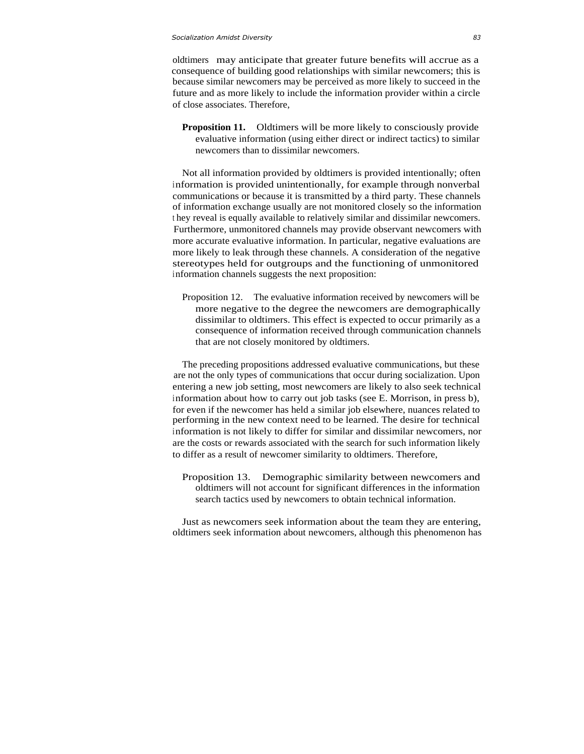oldtimers may anticipate that greater future benefits will accrue as a consequence of building good relationships with similar newcomers; this is because similar newcomers may be perceived as more likely to succeed in the future and as more likely to include the information provider within a circle of close associates. Therefore,

> **Proposition 11.** Oldtimers will be more likely to consciously provide evaluative information (using either direct or indirect tactics) to similar newcomers than to dissimilar newcomers.

Not all information provided by oldtimers is provided intentionally; often information is provided unintentionally, for example through nonverbal communications or because it is transmitted by a third party. These channels of information exchange usually are not monitored closely so the information they reveal is equally available to relatively similar and dissimilar newcomers. Furthermore, unmonitored channels may provide observant newcomers with more accurate evaluative information. In particular, negative evaluations are more likely to leak through these channels. A consideration of the negative stereotypes held for outgroups and the functioning of unmonitored information channels suggests the next proposition:

> Proposition 12. The evaluative information received by newcomers will be more negative to the degree the newcomers are demographically dissimilar to oldtimers. This effect is expected to occur primarily as a consequence of information received through communication channels that are not closely monitored by oldtimers.

The preceding propositions addressed evaluative communications, but these are not the only types of communications that occur during socialization. Upon entering a new job setting, most newcomers are likely to also seek technical information about how to carry out job tasks (see E. Morrison, in press b), for even if the newcomer has held a similar job elsewhere, nuances related to performing in the new context need to be learned. The desire for technical information is not likely to differ for similar and dissimilar newcomers, nor are the costs or rewards associated with the search for such information likely to differ as a result of newcomer similarity to oldtimers. Therefore,

> Proposition 13. Demographic similarity between newcomers and oldtimers will not account for significant differences in the information search tactics used by newcomers to obtain technical information.

Just as newcomers seek information about the team they are entering, oldtimers seek information about newcomers, although this phenomenon has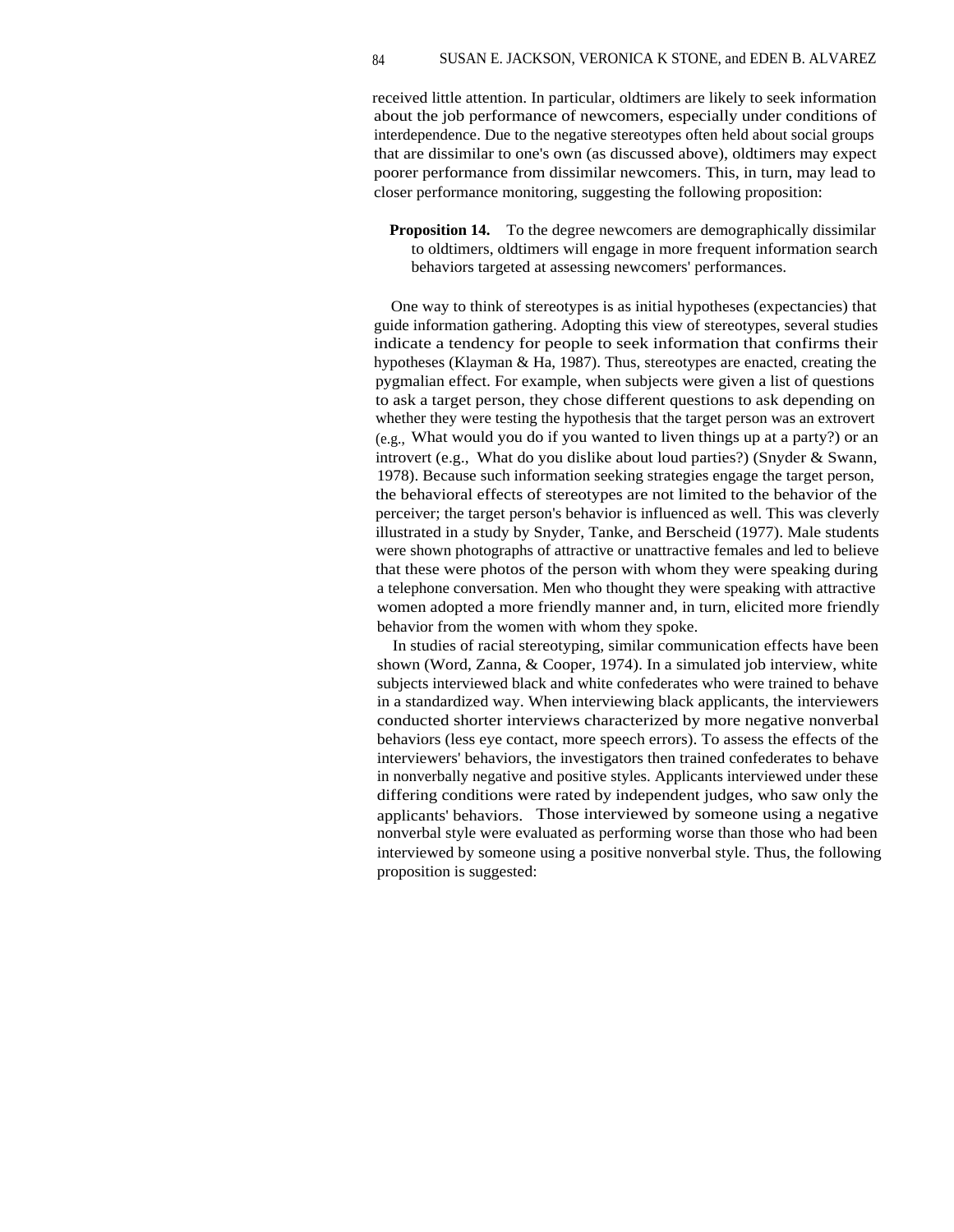received little attention. In particular, oldtimers are likely to seek information about the job performance of newcomers, especially under conditions of interdependence. Due to the negative stereotypes often held about social groups that are dissimilar to one's own (as discussed above), oldtimers may expect poorer performance from dissimilar newcomers. This, in turn, may lead to closer performance monitoring, suggesting the following proposition:

**Proposition 14.** To the degree newcomers are demographically dissimilar to oldtimers, oldtimers will engage in more frequent information search behaviors targeted at assessing newcomers' performances.

One way to think of stereotypes is as initial hypotheses (expectancies) that guide information gathering. Adopting this view of stereotypes, several studies indicate a tendency for people to seek information that confirms their hypotheses (Klayman & Ha, 1987). Thus, stereotypes are enacted, creating the pygmalian effect. For example, when subjects were given a list of questions to ask a target person, they chose different questions to ask depending on whether they were testing the hypothesis that the target person was an extrovert (e.g., What would you do if you wanted to liven things up at a party?) or an introvert (e.g., What do you dislike about loud parties?) (Snyder & Swann, 1978). Because such information seeking strategies engage the target person, the behavioral effects of stereotypes are not limited to the behavior of the perceiver; the target person's behavior is influenced as well. This was cleverly illustrated in a study by Snyder, Tanke, and Berscheid (1977). Male students were shown photographs of attractive or unattractive females and led to believe that these were photos of the person with whom they were speaking during a telephone conversation. Men who thought they were speaking with attractive women adopted a more friendly manner and, in turn, elicited more friendly behavior from the women with whom they spoke.

In studies of racial stereotyping, similar communication effects have been shown (Word, Zanna, & Cooper, 1974). In a simulated job interview, white subjects interviewed black and white confederates who were trained to behave in a standardized way. When interviewing black applicants, the interviewers conducted shorter interviews characterized by more negative nonverbal behaviors (less eye contact, more speech errors). To assess the effects of the interviewers' behaviors, the investigators then trained confederates to behave in nonverbally negative and positive styles. Applicants interviewed under these differing conditions were rated by independent judges, who saw only the applicants' behaviors. Those interviewed by someone using a negative nonverbal style were evaluated as performing worse than those who had been interviewed by someone using a positive nonverbal style. Thus, the following proposition is suggested: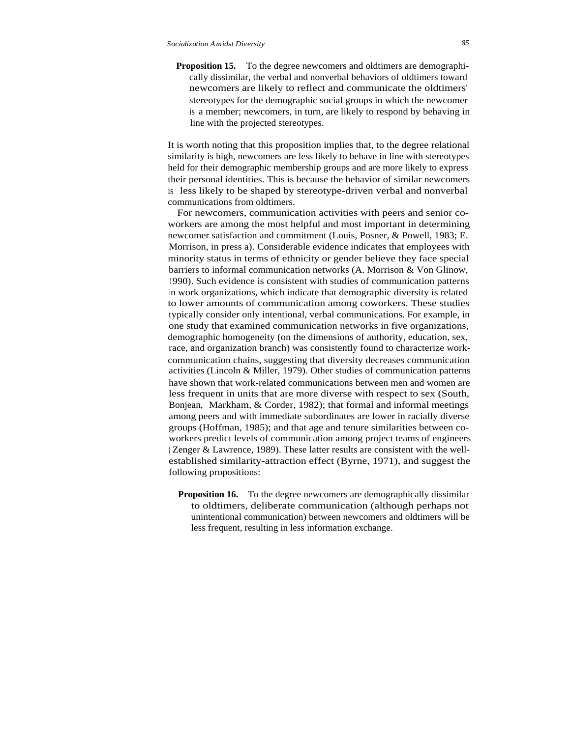**Proposition 15.** To the degree newcomers and oldtimers are demographically dissimilar, the verbal and nonverbal behaviors of oldtimers toward newcomers are likely to reflect and communicate the oldtimers' stereotypes for the demographic social groups in which the newcomer is a member; newcomers, in turn, are likely to respond by behaving in line with the projected stereotypes.

It is worth noting that this proposition implies that, to the degree relational similarity is high, newcomers are less likely to behave in line with stereotypes held for their demographic membership groups and are more likely to express their personal identities. This is because the behavior of similar newcomers is less likely to be shaped by stereotype-driven verbal and nonverbal communications from oldtimers.

For newcomers, communication activities with peers and senior co-workers are among the most helpful and most important in determining newcomer satisfaction and commitment (Louis, Posner, & Powell, 1983; E. Morrison, in press a). Considerable evidence indicates that employees with minority status in terms of ethnicity or gender believe they face special barriers to informal communication networks (A. Morrison & Von Glinow, 1990). Such evidence is consistent with studies of communication patterns in work organizations, which indicate that demographic diversity is related to lower amounts of communication among coworkers. These studies typically consider only intentional, verbal communications. For example, in one study that examined communication networks in five organizations, demographic homogeneity (on the dimensions of authority, education, sex, race, and organization branch) was consistently found to characterize work-communication chains, suggesting that diversity decreases communication activities (Lincoln & Miller, 1979). Other studies of communication patterns have shown that work-related communications between men and women are less frequent in units that are more diverse with respect to sex (South, Bonjean, Markham, & Corder, 1982); that formal and informal meetings among peers and with immediate subordinates are lower in racially diverse groups (Hoffman, 1985); and that age and tenure similarities between co-workers predict levels of communication among project teams of engineers (Zenger & Lawrence, 1989). These latter results are consistent with the well-established similarity-attraction effect (Byrne, 1971), and suggest the following propositions:

**Proposition 16.** To the degree newcomers are demographically dissimilar to oldtimers, deliberate communication (although perhaps not unintentional communication) between newcomers and oldtimers will be less frequent, resulting in less information exchange.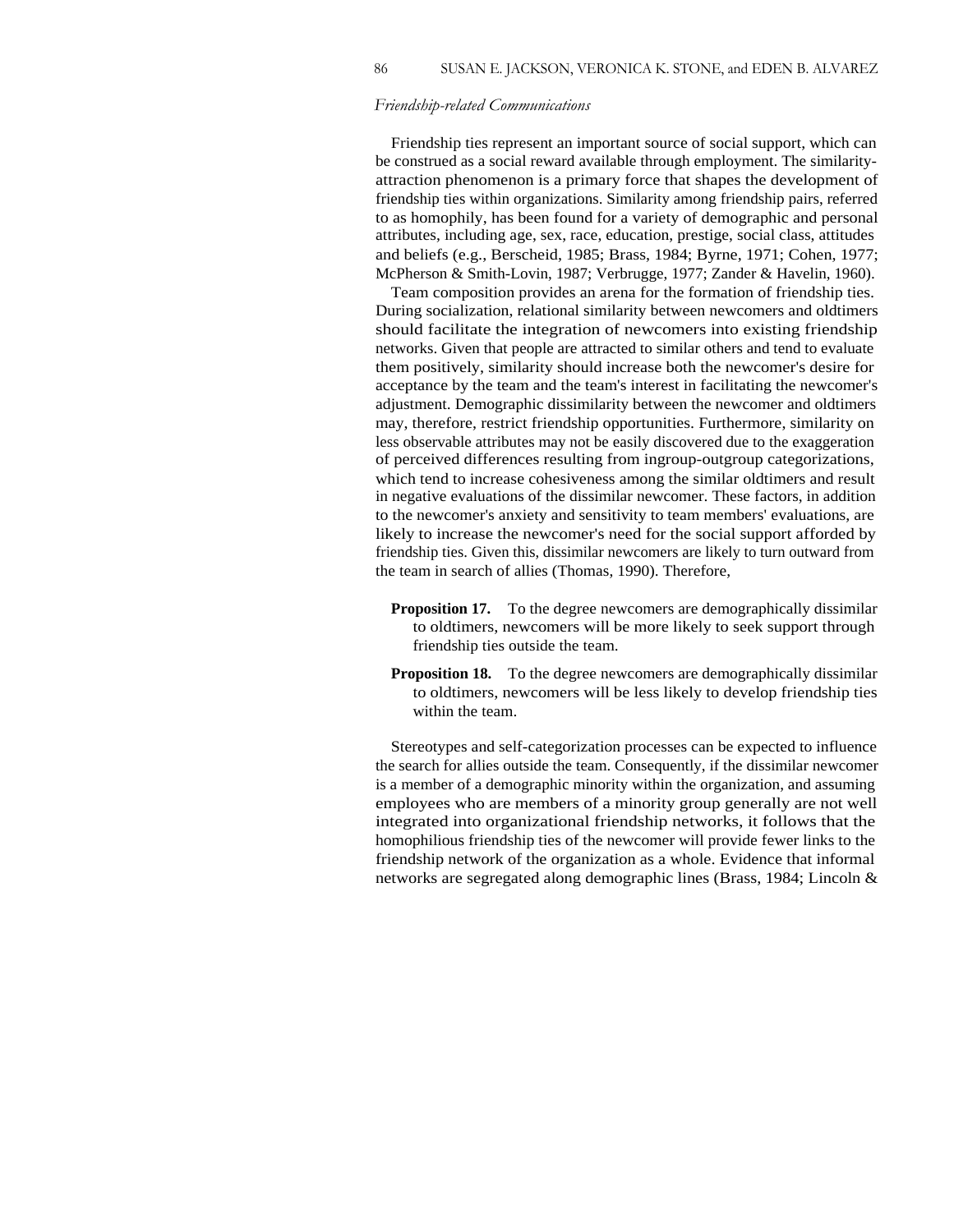*Friendship-related Communications*

Friendship ties represent an important source of social support, which can be construed as a social reward available through employment. The similarity-attraction phenomenon is a primary force that shapes the development of friendship ties within organizations. Similarity among friendship pairs, referred to as homophily, has been found for a variety of demographic and personal attributes, including age, sex, race, education, prestige, social class, attitudes and beliefs (e.g., Berscheid, 1985; Brass, 1984; Byrne, 1971; Cohen, 1977; McPherson & Smith-Lovin, 1987; Verbrugge, 1977; Zander & Havelin, 1960).

Team composition provides an arena for the formation of friendship ties. During socialization, relational similarity between newcomers and oldtimers should facilitate the integration of newcomers into existing friendship networks. Given that people are attracted to similar others and tend to evaluate them positively, similarity should increase both the newcomer's desire for acceptance by the team and the team's interest in facilitating the newcomer's adjustment. Demographic dissimilarity between the newcomer and oldtimers may, therefore, restrict friendship opportunities. Furthermore, similarity on less observable attributes may not be easily discovered due to the exaggeration of perceived differences resulting from ingroup-outgroup categorizations, which tend to increase cohesiveness among the similar oldtimers and result in negative evaluations of the dissimilar newcomer. These factors, in addition to the newcomer's anxiety and sensitivity to team members' evaluations, are likely to increase the newcomer's need for the social support afforded by friendship ties. Given this, dissimilar newcomers are likely to turn outward from the team in search of allies (Thomas, 1990). Therefore,

**Proposition 17.** To the degree newcomers are demographically dissimilar to oldtimers, newcomers will be more likely to seek support through friendship ties outside the team.

**Proposition 18.** To the degree newcomers are demographically dissimilar to oldtimers, newcomers will be less likely to develop friendship ties within the team.

Stereotypes and self-categorization processes can be expected to influence the search for allies outside the team. Consequently, if the dissimilar newcomer is a member of a demographic minority within the organization, and assuming employees who are members of a minority group generally are not well integrated into organizational friendship networks, it follows that the homophilious friendship ties of the newcomer will provide fewer links to the friendship network of the organization as a whole. Evidence that informal networks are segregated along demographic lines (Brass, 1984; Lincoln &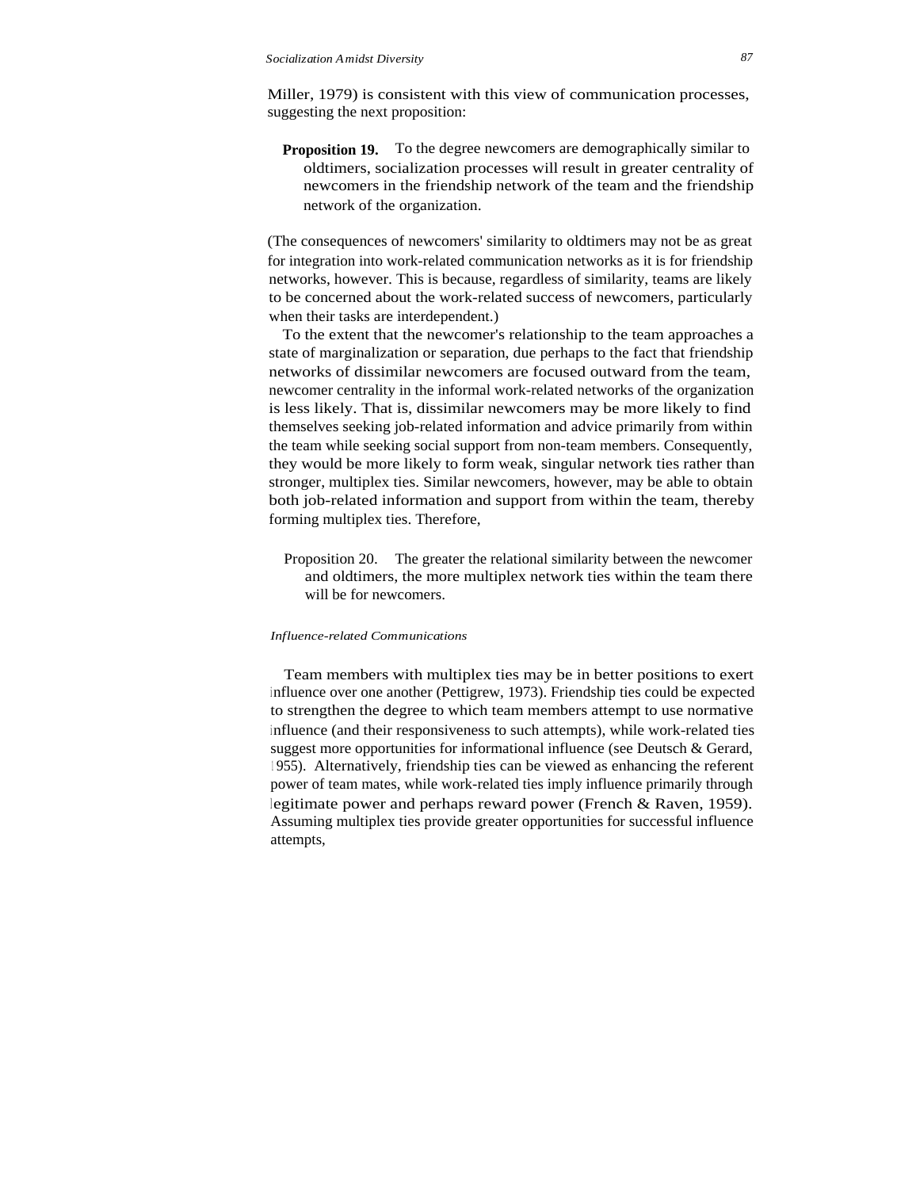Miller, 1979) is consistent with this view of communication processes, suggesting the next proposition:

**Proposition 19.** To the degree newcomers are demographically similar to oldtimers, socialization processes will result in greater centrality of newcomers in the friendship network of the team and the friendship network of the organization.

(The consequences of newcomers' similarity to oldtimers may not be as great for integration into work-related communication networks as it is for friendship networks, however. This is because, regardless of similarity, teams are likely to be concerned about the work-related success of newcomers, particularly when their tasks are interdependent.)

To the extent that the newcomer's relationship to the team approaches a state of marginalization or separation, due perhaps to the fact that friendship networks of dissimilar newcomers are focused outward from the team, newcomer centrality in the informal work-related networks of the organization is less likely. That is, dissimilar newcomers may be more likely to find themselves seeking job-related information and advice primarily from within the team while seeking social support from non-team members. Consequently, they would be more likely to form weak, singular network ties rather than stronger, multiplex ties. Similar newcomers, however, may be able to obtain both job-related information and support from within the team, thereby forming multiplex ties. Therefore,

Proposition 20. The greater the relational similarity between the newcomer and oldtimers, the more multiplex network ties within the team there will be for newcomers.

*Influence-related Communications*

Team members with multiplex ties may be in better positions to exert influence over one another (Pettigrew, 1973). Friendship ties could be expected to strengthen the degree to which team members attempt to use normative influence (and their responsiveness to such attempts), while work-related ties suggest more opportunities for informational influence (see Deutsch & Gerard, 1955). Alternatively, friendship ties can be viewed as enhancing the referent power of team mates, while work-related ties imply influence primarily through legitimate power and perhaps reward power (French & Raven, 1959). Assuming multiplex ties provide greater opportunities for successful influence attempts,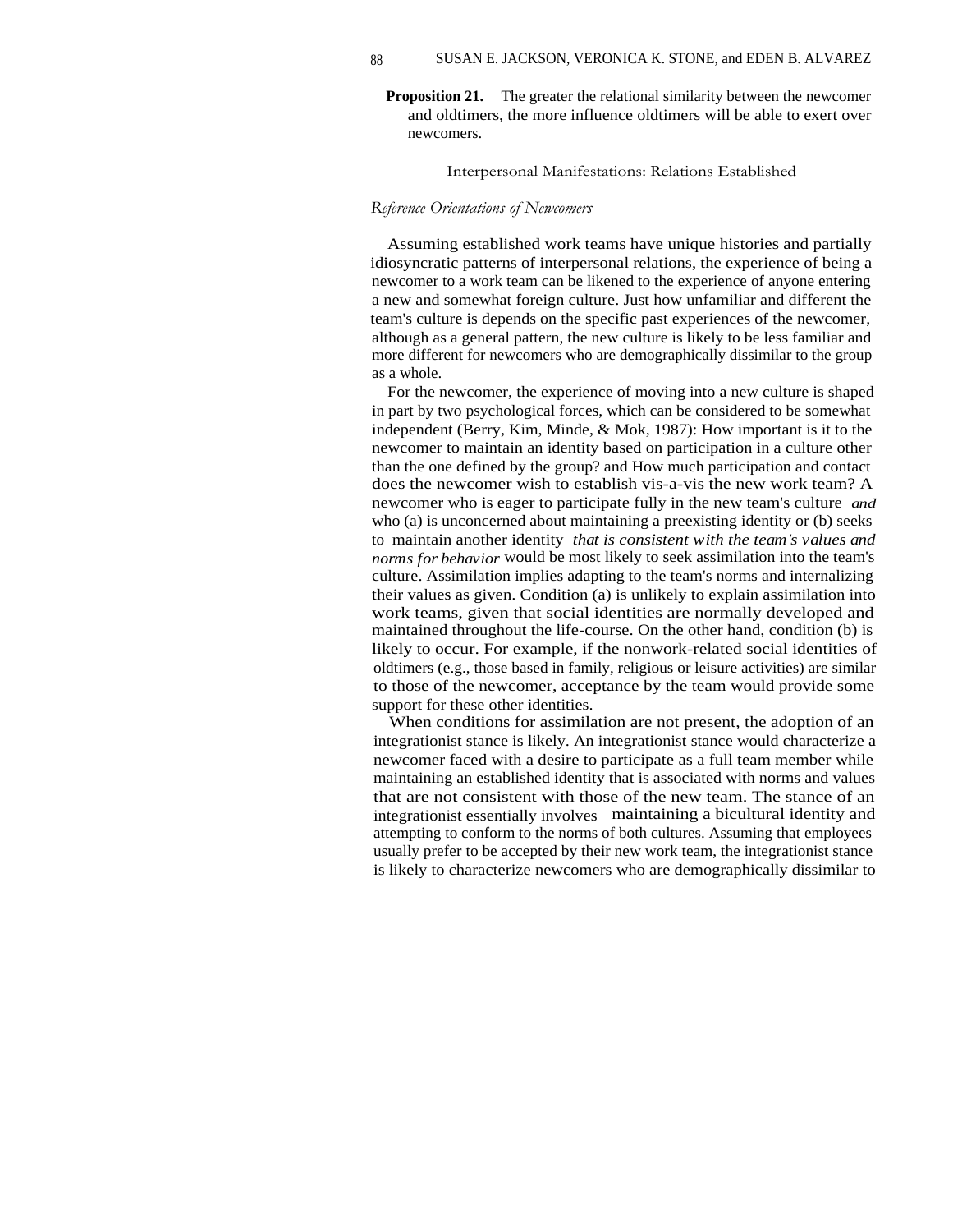**Proposition 21.** The greater the relational similarity between the newcomer and oldtimers, the more influence oldtimers will be able to exert over newcomers.

### Interpersonal Manifestations: Relations Established

#### *Reference Orientations of Newcomers*

Assuming established work teams have unique histories and partially idiosyncratic patterns of interpersonal relations, the experience of being a newcomer to a work team can be likened to the experience of anyone entering a new and somewhat foreign culture. Just how unfamiliar and different the team's culture is depends on the specific past experiences of the newcomer, although as a general pattern, the new culture is likely to be less familiar and more different for newcomers who are demographically dissimilar to the group as a whole.

For the newcomer, the experience of moving into a new culture is shaped in part by two psychological forces, which can be considered to be somewhat independent (Berry, Kim, Minde, & Mok, 1987): How important is it to the newcomer to maintain an identity based on participation in a culture other than the one defined by the group? and How much participation and contact does the newcomer wish to establish vis-a-vis the new work team? A newcomer who is eager to participate fully in the new team's culture *and* who (a) is unconcerned about maintaining a preexisting identity or (b) seeks to maintain another identity *that is consistent with the team's values and norms for behavior* would be most likely to seek assimilation into the team's culture. Assimilation implies adapting to the team's norms and internalizing their values as given. Condition (a) is unlikely to explain assimilation into work teams, given that social identities are normally developed and maintained throughout the life-course. On the other hand, condition (b) is likely to occur. For example, if the nonwork-related social identities of oldtimers (e.g., those based in family, religious or leisure activities) are similar to those of the newcomer, acceptance by the team would provide some support for these other identities.

When conditions for assimilation are not present, the adoption of an integrationist stance is likely. An integrationist stance would characterize a newcomer faced with a desire to participate as a full team member while maintaining an established identity that is associated with norms and values that are not consistent with those of the new team. The stance of an integrationist essentially involves maintaining a bicultural identity and attempting to conform to the norms of both cultures. Assuming that employees usually prefer to be accepted by their new work team, the integrationist stance is likely to characterize newcomers who are demographically dissimilar to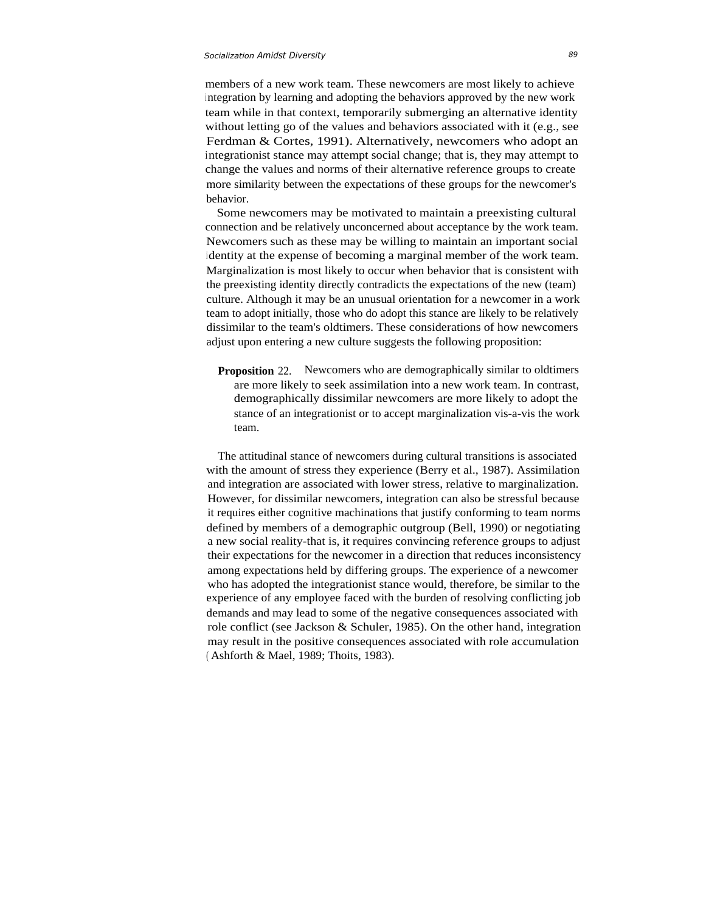members of a new work team. These newcomers are most likely to achieve integration by learning and adopting the behaviors approved by the new work team while in that context, temporarily submerging an alternative identity without letting go of the values and behaviors associated with it (e.g., see Ferdman & Cortes, 1991). Alternatively, newcomers who adopt an integrationist stance may attempt social change; that is, they may attempt to change the values and norms of their alternative reference groups to create more similarity between the expectations of these groups for the newcomer's behavior.

Some newcomers may be motivated to maintain a preexisting cultural connection and be relatively unconcerned about acceptance by the work team. Newcomers such as these may be willing to maintain an important social identity at the expense of becoming a marginal member of the work team. Marginalization is most likely to occur when behavior that is consistent with the preexisting identity directly contradicts the expectations of the new (team) culture. Although it may be an unusual orientation for a newcomer in a work team to adopt initially, those who do adopt this stance are likely to be relatively dissimilar to the team's oldtimers. These considerations of how newcomers adjust upon entering a new culture suggests the following proposition:

> **Proposition 22.** Newcomers who are demographically similar to oldtimers are more likely to seek assimilation into a new work team. In contrast, demographically dissimilar newcomers are more likely to adopt the stance of an integrationist or to accept marginalization vis-a-vis the work team.

The attitudinal stance of newcomers during cultural transitions is associated with the amount of stress they experience (Berry et al., 1987). Assimilation and integration are associated with lower stress, relative to marginalization. However, for dissimilar newcomers, integration can also be stressful because it requires either cognitive machinations that justify conforming to team norms defined by members of a demographic outgroup (Bell, 1990) or negotiating a new social reality-that is, it requires convincing reference groups to adjust their expectations for the newcomer in a direction that reduces inconsistency among expectations held by differing groups. The experience of a newcomer who has adopted the integrationist stance would, therefore, be similar to the experience of any employee faced with the burden of resolving conflicting job demands and may lead to some of the negative consequences associated with role conflict (see Jackson & Schuler, 1985). On the other hand, integration may result in the positive consequences associated with role accumulation (Ashforth & Mael, 1989; Thoits, 1983).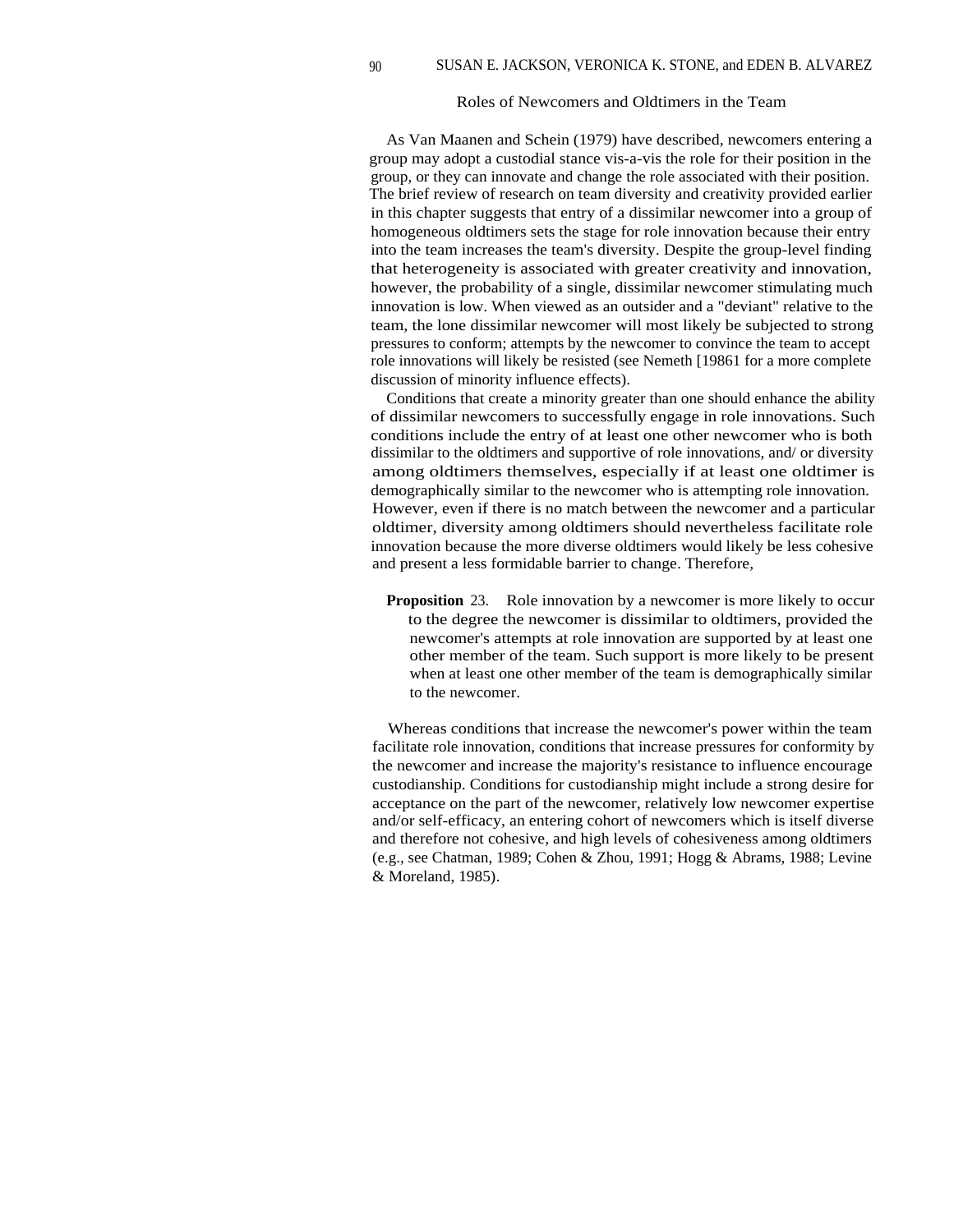## Roles of Newcomers and Oldtimers in the Team

As Van Maanen and Schein (1979) have described, newcomers entering a group may adopt a custodial stance vis-a-vis the role for their position in the group, or they can innovate and change the role associated with their position. The brief review of research on team diversity and creativity provided earlier in this chapter suggests that entry of a dissimilar newcomer into a group of homogeneous oldtimers sets the stage for role innovation because their entry into the team increases the team's diversity. Despite the group-level finding that heterogeneity is associated with greater creativity and innovation, however, the probability of a single, dissimilar newcomer stimulating much innovation is low. When viewed as an outsider and a "deviant" relative to the team, the lone dissimilar newcomer will most likely be subjected to strong pressures to conform; attempts by the newcomer to convince the team to accept role innovations will likely be resisted (see Nemeth [19861 for a more complete discussion of minority influence effects).

Conditions that create a minority greater than one should enhance the ability of dissimilar newcomers to successfully engage in role innovations. Such conditions include the entry of at least one other newcomer who is both dissimilar to the oldtimers and supportive of role innovations, and/ or diversity among oldtimers themselves, especially if at least one oldtimer is demographically similar to the newcomer who is attempting role innovation. However, even if there is no match between the newcomer and a particular oldtimer, diversity among oldtimers should nevertheless facilitate role innovation because the more diverse oldtimers would likely be less cohesive and present a less formidable barrier to change. Therefore,

> **Proposition** 23. Role innovation by a newcomer is more likely to occur to the degree the newcomer is dissimilar to oldtimers, provided the newcomer's attempts at role innovation are supported by at least one other member of the team. Such support is more likely to be present when at least one other member of the team is demographically similar to the newcomer.

Whereas conditions that increase the newcomer's power within the team facilitate role innovation, conditions that increase pressures for conformity by the newcomer and increase the majority's resistance to influence encourage custodianship. Conditions for custodianship might include a strong desire for acceptance on the part of the newcomer, relatively low newcomer expertise and/or self-efficacy, an entering cohort of newcomers which is itself diverse and therefore not cohesive, and high levels of cohesiveness among oldtimers (e.g., see Chatman, 1989; Cohen & Zhou, 1991; Hogg & Abrams, 1988; Levine & Moreland, 1985).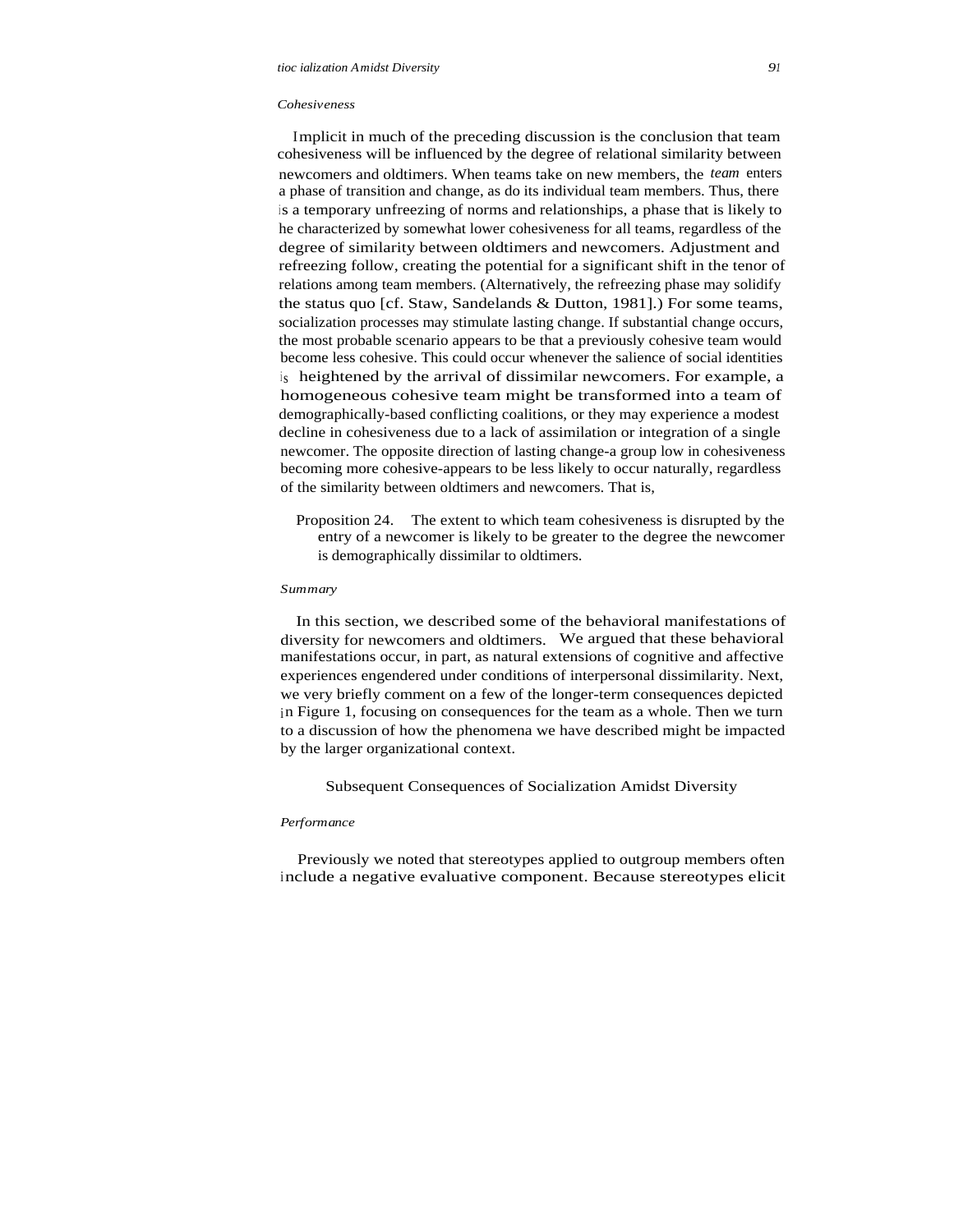*Cohesiveness*

Implicit in much of the preceding discussion is the conclusion that team cohesiveness will be influenced by the degree of relational similarity between newcomers and oldtimers. When teams take on new members, the *team* enters a phase of transition and change, as do its individual team members. Thus, there is a temporary unfreezing of norms and relationships, a phase that is likely to he characterized by somewhat lower cohesiveness for all teams, regardless of the degree of similarity between oldtimers and newcomers. Adjustment and refreezing follow, creating the potential for a significant shift in the tenor of relations among team members. (Alternatively, the refreezing phase may solidify the status quo [cf. Staw, Sandelands & Dutton, 1981].) For some teams, socialization processes may stimulate lasting change. If substantial change occurs, the most probable scenario appears to be that a previously cohesive team would become less cohesive. This could occur whenever the salience of social identities is heightened by the arrival of dissimilar newcomers. For example, a homogeneous cohesive team might be transformed into a team of demographically-based conflicting coalitions, or they may experience a modest decline in cohesiveness due to a lack of assimilation or integration of a single newcomer. The opposite direction of lasting change-a group low in cohesiveness becoming more cohesive-appears to be less likely to occur naturally, regardless of the similarity between oldtimers and newcomers. That is,

Proposition 24. The extent to which team cohesiveness is disrupted by the entry of a newcomer is likely to be greater to the degree the newcomer is demographically dissimilar to oldtimers.

*Summary*

In this section, we described some of the behavioral manifestations of diversity for newcomers and oldtimers. We argued that these behavioral manifestations occur, in part, as natural extensions of cognitive and affective experiences engendered under conditions of interpersonal dissimilarity. Next, we very briefly comment on a few of the longer-term consequences depicted in Figure 1, focusing on consequences for the team as a whole. Then we turn to a discussion of how the phenomena we have described might be impacted by the larger organizational context.

## Subsequent Consequences of Socialization Amidst Diversity

*Performance*

Previously we noted that stereotypes applied to outgroup members often include a negative evaluative component. Because stereotypes elicit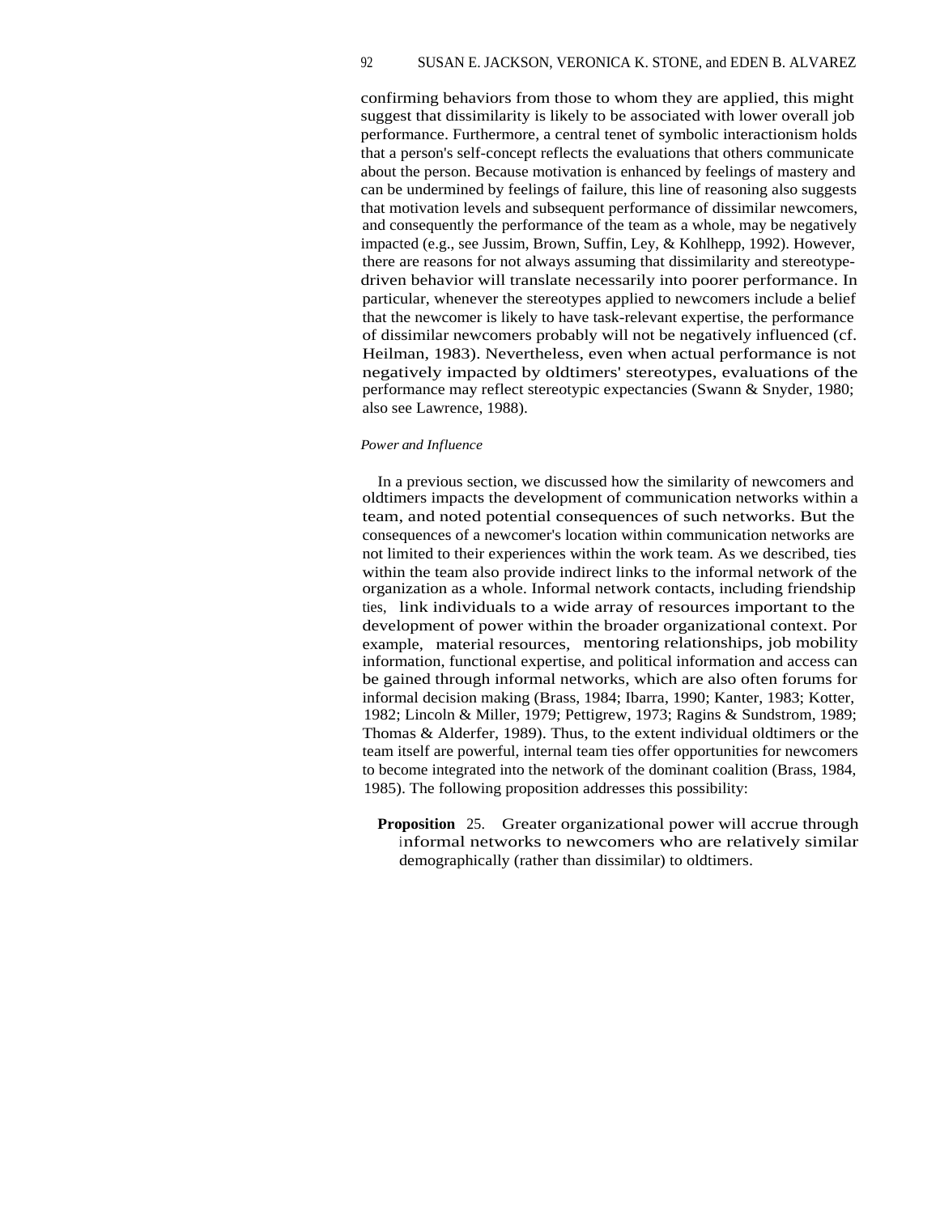confirming behaviors from those to whom they are applied, this might suggest that dissimilarity is likely to be associated with lower overall job performance. Furthermore, a central tenet of symbolic interactionism holds that a person's self-concept reflects the evaluations that others communicate about the person. Because motivation is enhanced by feelings of mastery and can be undermined by feelings of failure, this line of reasoning also suggests that motivation levels and subsequent performance of dissimilar newcomers, and consequently the performance of the team as a whole, may be negatively impacted (e.g., see Jussim, Brown, Suffin, Ley, & Kohlhepp, 1992). However, there are reasons for not always assuming that dissimilarity and stereotype-driven behavior will translate necessarily into poorer performance. In particular, whenever the stereotypes applied to newcomers include a belief that the newcomer is likely to have task-relevant expertise, the performance of dissimilar newcomers probably will not be negatively influenced (cf. Heilman, 1983). Nevertheless, even when actual performance is not negatively impacted by oldtimers' stereotypes, evaluations of the performance may reflect stereotypic expectancies (Swann & Snyder, 1980; also see Lawrence, 1988).

*Power and Influence*

In a previous section, we discussed how the similarity of newcomers and oldtimers impacts the development of communication networks within a team, and noted potential consequences of such networks. But the consequences of a newcomer's location within communication networks are not limited to their experiences within the work team. As we described, ties within the team also provide indirect links to the informal network of the organization as a whole. Informal network contacts, including friendship ties, link individuals to a wide array of resources important to the development of power within the broader organizational context. Por example, material resources, mentoring relationships, job mobility information, functional expertise, and political information and access can be gained through informal networks, which are also often forums for informal decision making (Brass, 1984; Ibarra, 1990; Kanter, 1983; Kotter, 1982; Lincoln & Miller, 1979; Pettigrew, 1973; Ragins & Sundstrom, 1989; Thomas & Alderfer, 1989). Thus, to the extent individual oldtimers or the team itself are powerful, internal team ties offer opportunities for newcomers to become integrated into the network of the dominant coalition (Brass, 1984, 1985). The following proposition addresses this possibility:

**Proposition** 25. Greater organizational power will accrue through informal networks to newcomers who are relatively similar demographically (rather than dissimilar) to oldtimers.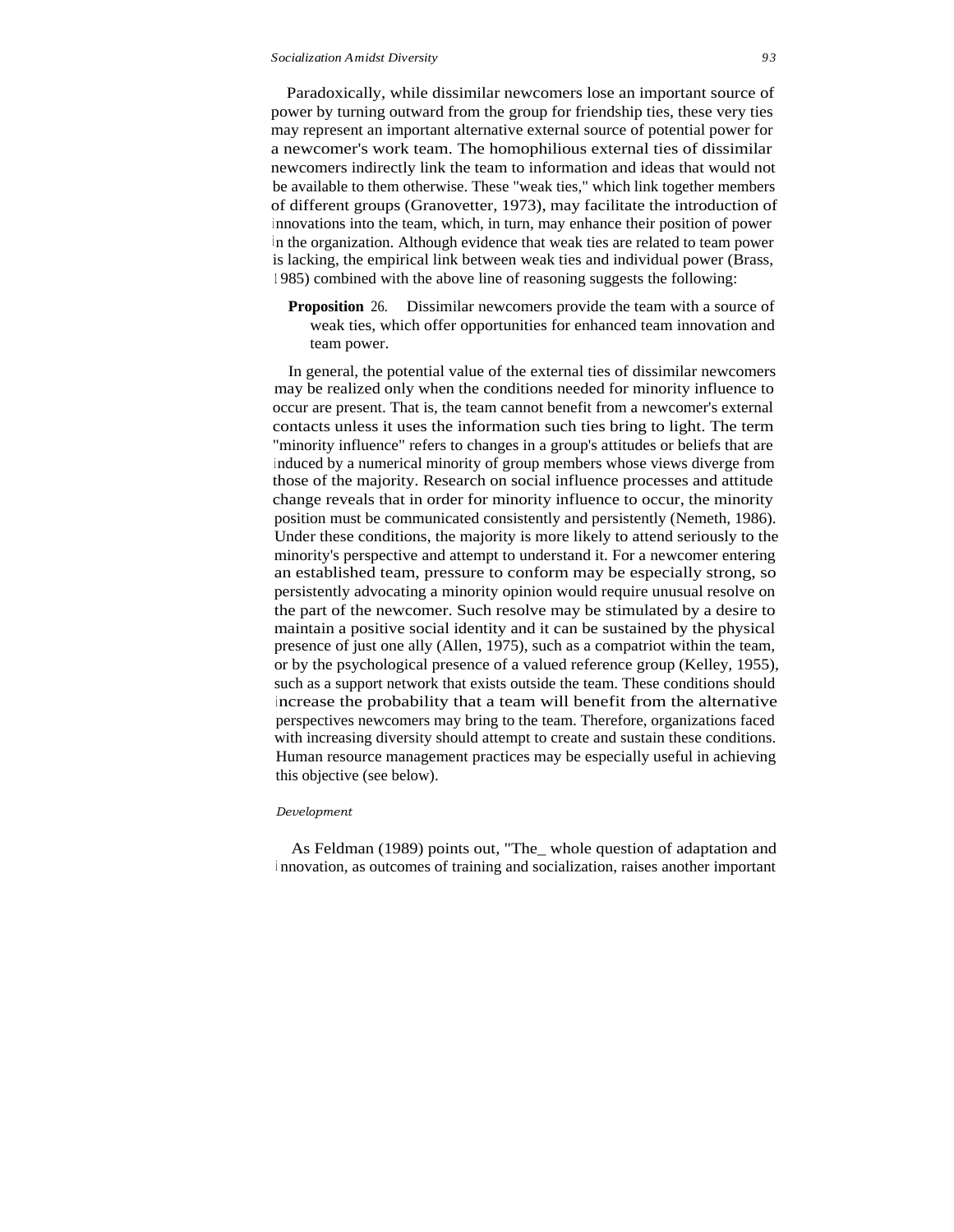Paradoxically, while dissimilar newcomers lose an important source of power by turning outward from the group for friendship ties, these very ties may represent an important alternative external source of potential power for a newcomer's work team. The homophilious external ties of dissimilar newcomers indirectly link the team to information and ideas that would not be available to them otherwise. These "weak ties," which link together members of different groups (Granovetter, 1973), may facilitate the introduction of innovations into the team, which, in turn, may enhance their position of power in the organization. Although evidence that weak ties are related to team power is lacking, the empirical link between weak ties and individual power (Brass, 1985) combined with the above line of reasoning suggests the following:

> **Proposition** 26. Dissimilar newcomers provide the team with a source of weak ties, which offer opportunities for enhanced team innovation and team power.

In general, the potential value of the external ties of dissimilar newcomers may be realized only when the conditions needed for minority influence to occur are present. That is, the team cannot benefit from a newcomer's external contacts unless it uses the information such ties bring to light. The term "minority influence" refers to changes in a group's attitudes or beliefs that are induced by a numerical minority of group members whose views diverge from those of the majority. Research on social influence processes and attitude change reveals that in order for minority influence to occur, the minority position must be communicated consistently and persistently (Nemeth, 1986). Under these conditions, the majority is more likely to attend seriously to the minority's perspective and attempt to understand it. For a newcomer entering an established team, pressure to conform may be especially strong, so persistently advocating a minority opinion would require unusual resolve on the part of the newcomer. Such resolve may be stimulated by a desire to maintain a positive social identity and it can be sustained by the physical presence of just one ally (Allen, 1975), such as a compatriot within the team, or by the psychological presence of a valued reference group (Kelley, 1955), such as a support network that exists outside the team. These conditions should increase the probability that a team will benefit from the alternative perspectives newcomers may bring to the team. Therefore, organizations faced with increasing diversity should attempt to create and sustain these conditions. Human resource management practices may be especially useful in achieving this objective (see below).

*Development*

As Feldman (1989) points out, "The_ whole question of adaptation and innovation, as outcomes of training and socialization, raises another important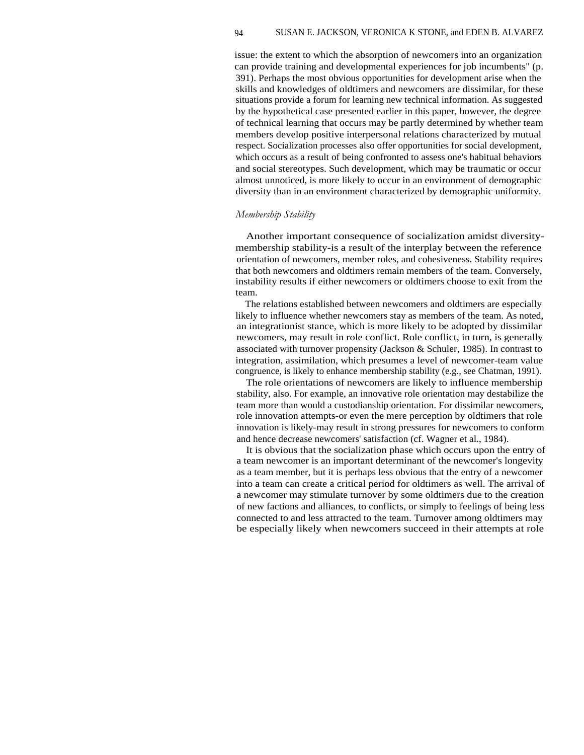issue: the extent to which the absorption of newcomers into an organization can provide training and developmental experiences for job incumbents" (p. 391). Perhaps the most obvious opportunities for development arise when the skills and knowledges of oldtimers and newcomers are dissimilar, for these situations provide a forum for learning new technical information. As suggested by the hypothetical case presented earlier in this paper, however, the degree of technical learning that occurs may be partly determined by whether team members develop positive interpersonal relations characterized by mutual respect. Socialization processes also offer opportunities for social development, which occurs as a result of being confronted to assess one's habitual behaviors and social stereotypes. Such development, which may be traumatic or occur almost unnoticed, is more likely to occur in an environment of demographic diversity than in an environment characterized by demographic uniformity.

*Membership Stability*

Another important consequence of socialization amidst diversity-membership stability-is a result of the interplay between the reference orientation of newcomers, member roles, and cohesiveness. Stability requires that both newcomers and oldtimers remain members of the team. Conversely, instability results if either newcomers or oldtimers choose to exit from the team.

The relations established between newcomers and oldtimers are especially likely to influence whether newcomers stay as members of the team. As noted, an integrationist stance, which is more likely to be adopted by dissimilar newcomers, may result in role conflict. Role conflict, in turn, is generally associated with turnover propensity (Jackson & Schuler, 1985). In contrast to integration, assimilation, which presumes a level of newcomer-team value congruence, is likely to enhance membership stability (e.g., see Chatman, 1991).

The role orientations of newcomers are likely to influence membership stability, also. For example, an innovative role orientation may destabilize the team more than would a custodianship orientation. For dissimilar newcomers, role innovation attempts-or even the mere perception by oldtimers that role innovation is likely-may result in strong pressures for newcomers to conform and hence decrease newcomers' satisfaction (cf. Wagner et al., 1984).

It is obvious that the socialization phase which occurs upon the entry of a team newcomer is an important determinant of the newcomer's longevity as a team member, but it is perhaps less obvious that the entry of a newcomer into a team can create a critical period for oldtimers as well. The arrival of a newcomer may stimulate turnover by some oldtimers due to the creation of new factions and alliances, to conflicts, or simply to feelings of being less connected to and less attracted to the team. Turnover among oldtimers may be especially likely when newcomers succeed in their attempts at role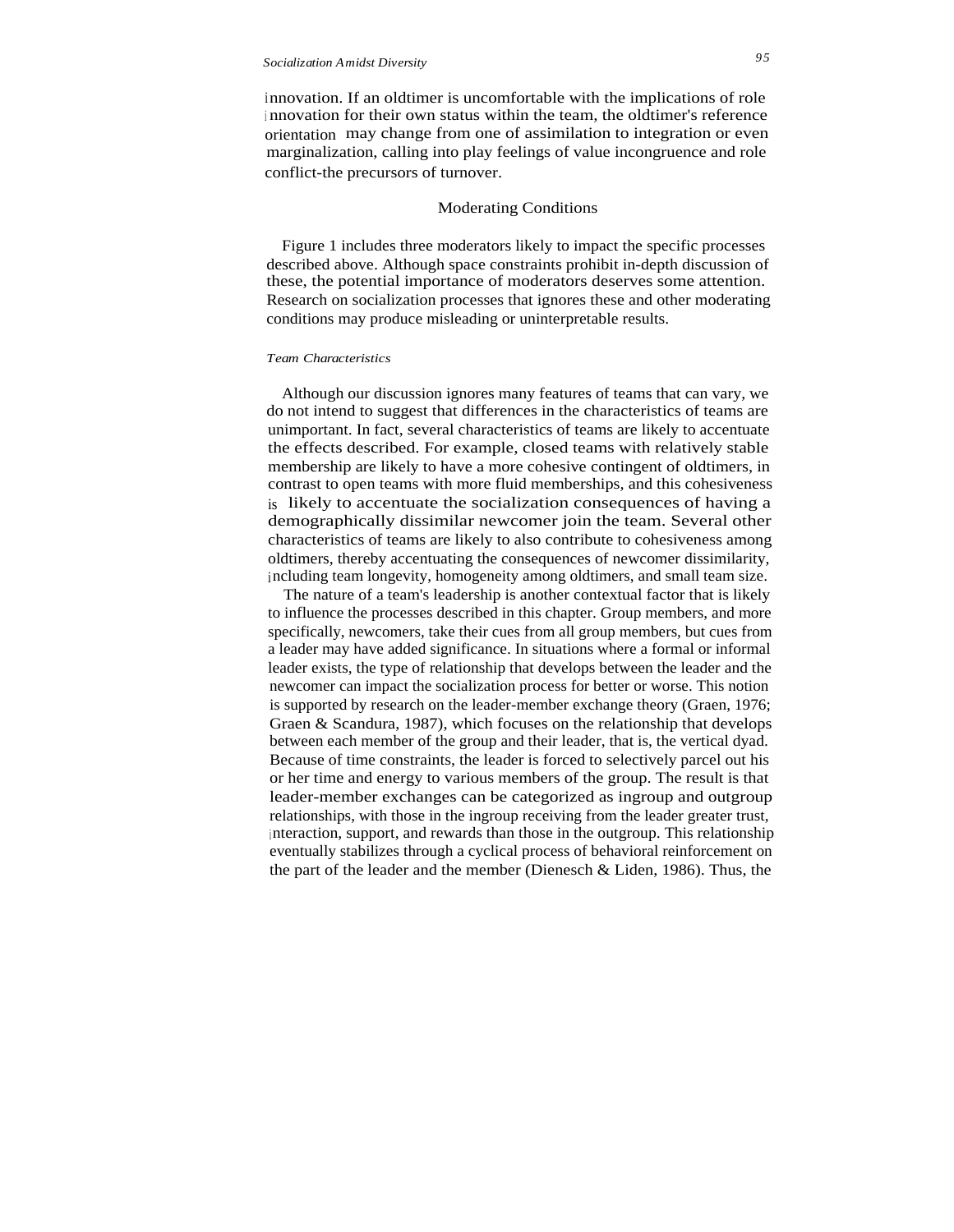innovation. If an oldtimer is uncomfortable with the implications of role innovation for their own status within the team, the oldtimer's reference orientation may change from one of assimilation to integration or even marginalization, calling into play feelings of value incongruence and role conflict-the precursors of turnover.

## Moderating Conditions

Figure 1 includes three moderators likely to impact the specific processes described above. Although space constraints prohibit in-depth discussion of these, the potential importance of moderators deserves some attention. Research on socialization processes that ignores these and other moderating conditions may produce misleading or uninterpretable results.

### *Team Characteristics*

Although our discussion ignores many features of teams that can vary, we do not intend to suggest that differences in the characteristics of teams are unimportant. In fact, several characteristics of teams are likely to accentuate the effects described. For example, closed teams with relatively stable membership are likely to have a more cohesive contingent of oldtimers, in contrast to open teams with more fluid memberships, and this cohesiveness is likely to accentuate the socialization consequences of having a demographically dissimilar newcomer join the team. Several other characteristics of teams are likely to also contribute to cohesiveness among oldtimers, thereby accentuating the consequences of newcomer dissimilarity, including team longevity, homogeneity among oldtimers, and small team size.

The nature of a team's leadership is another contextual factor that is likely to influence the processes described in this chapter. Group members, and more specifically, newcomers, take their cues from all group members, but cues from a leader may have added significance. In situations where a formal or informal leader exists, the type of relationship that develops between the leader and the newcomer can impact the socialization process for better or worse. This notion is supported by research on the leader-member exchange theory (Graen, 1976; Graen & Scandura, 1987), which focuses on the relationship that develops between each member of the group and their leader, that is, the vertical dyad. Because of time constraints, the leader is forced to selectively parcel out his or her time and energy to various members of the group. The result is that leader-member exchanges can be categorized as ingroup and outgroup relationships, with those in the ingroup receiving from the leader greater trust, interaction, support, and rewards than those in the outgroup. This relationship eventually stabilizes through a cyclical process of behavioral reinforcement on the part of the leader and the member (Dienesch & Liden, 1986). Thus, the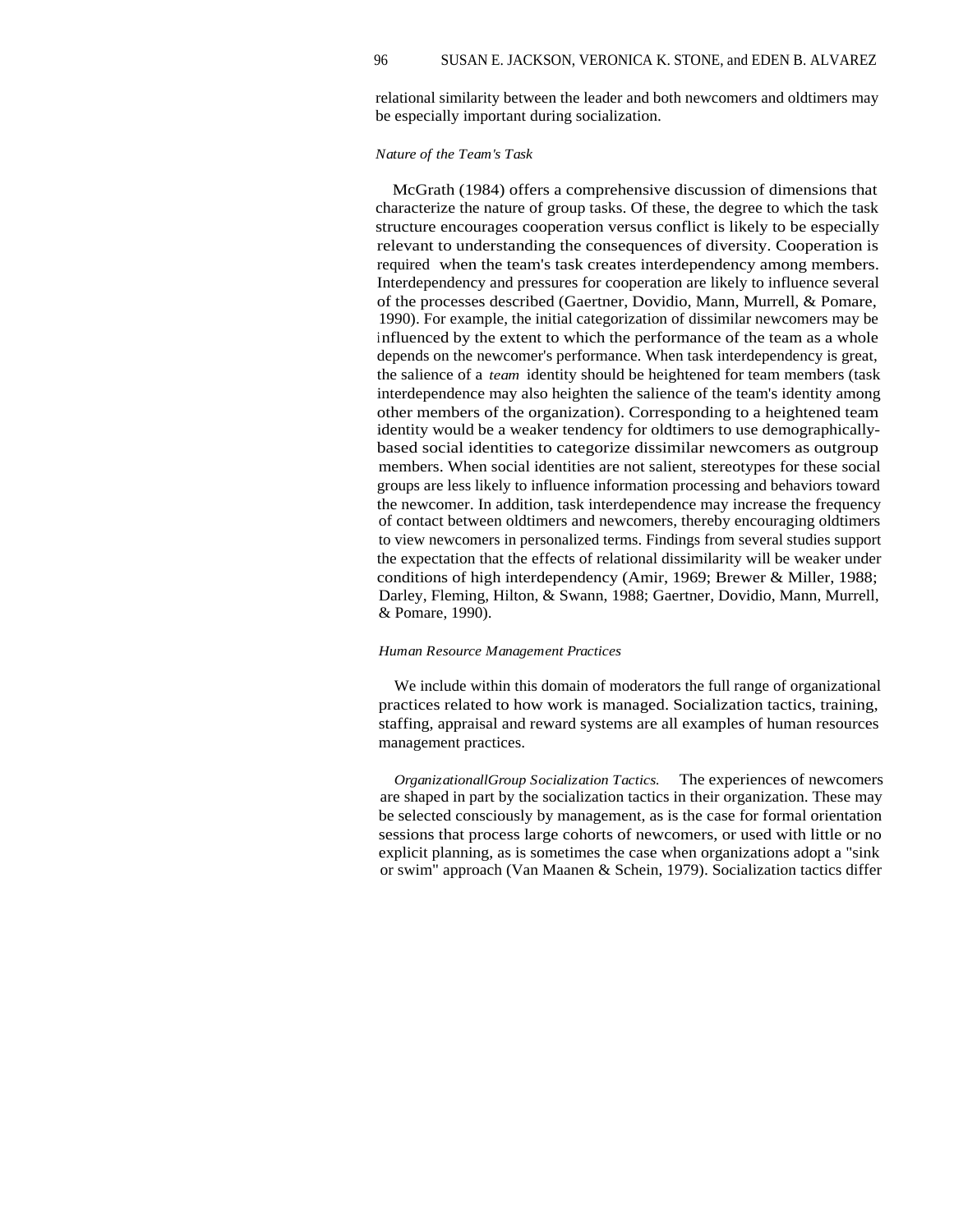relational similarity between the leader and both newcomers and oldtimers may be especially important during socialization.

### *Nature of the Team's Task*

McGrath (1984) offers a comprehensive discussion of dimensions that characterize the nature of group tasks. Of these, the degree to which the task structure encourages cooperation versus conflict is likely to be especially relevant to understanding the consequences of diversity. Cooperation is required when the team's task creates interdependency among members. Interdependency and pressures for cooperation are likely to influence several of the processes described (Gaertner, Dovidio, Mann, Murrell, & Pomare, 1990). For example, the initial categorization of dissimilar newcomers may be influenced by the extent to which the performance of the team as a whole depends on the newcomer's performance. When task interdependency is great, the salience of a *team* identity should be heightened for team members (task interdependence may also heighten the salience of the team's identity among other members of the organization). Corresponding to a heightened team identity would be a weaker tendency for oldtimers to use demographically-based social identities to categorize dissimilar newcomers as outgroup members. When social identities are not salient, stereotypes for these social groups are less likely to influence information processing and behaviors toward the newcomer. In addition, task interdependence may increase the frequency of contact between oldtimers and newcomers, thereby encouraging oldtimers to view newcomers in personalized terms. Findings from several studies support the expectation that the effects of relational dissimilarity will be weaker under conditions of high interdependency (Amir, 1969; Brewer & Miller, 1988; Darley, Fleming, Hilton, & Swann, 1988; Gaertner, Dovidio, Mann, Murrell, & Pomare, 1990).

### *Human Resource Management Practices*

We include within this domain of moderators the full range of organizational practices related to how work is managed. Socialization tactics, training, staffing, appraisal and reward systems are all examples of human resources management practices.

*OrganizationallGroup Socialization Tactics.* The experiences of newcomers are shaped in part by the socialization tactics in their organization. These may be selected consciously by management, as is the case for formal orientation sessions that process large cohorts of newcomers, or used with little or no explicit planning, as is sometimes the case when organizations adopt a "sink or swim" approach (Van Maanen & Schein, 1979). Socialization tactics differ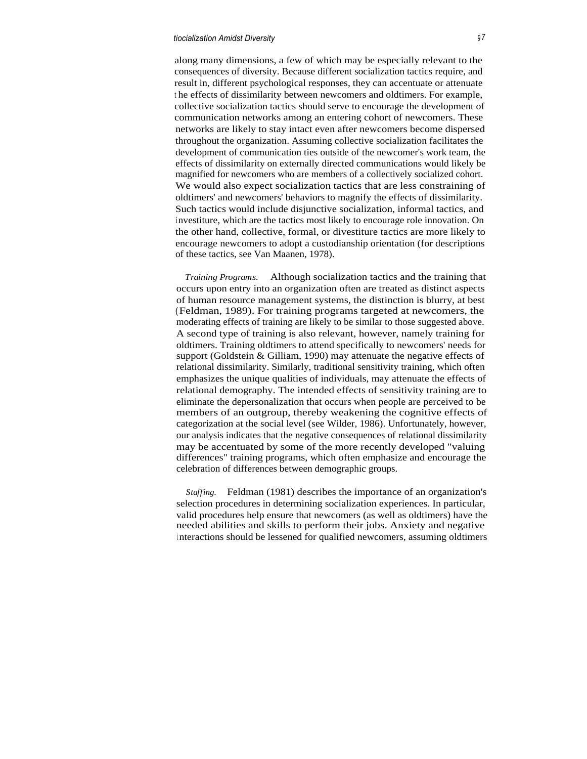along many dimensions, a few of which may be especially relevant to the consequences of diversity. Because different socialization tactics require, and result in, different psychological responses, they can accentuate or attenuate the effects of dissimilarity between newcomers and oldtimers. For example, collective socialization tactics should serve to encourage the development of communication networks among an entering cohort of newcomers. These networks are likely to stay intact even after newcomers become dispersed throughout the organization. Assuming collective socialization facilitates the development of communication ties outside of the newcomer's work team, the effects of dissimilarity on externally directed communications would likely be magnified for newcomers who are members of a collectively socialized cohort. We would also expect socialization tactics that are less constraining of oldtimers' and newcomers' behaviors to magnify the effects of dissimilarity. Such tactics would include disjunctive socialization, informal tactics, and investiture, which are the tactics most likely to encourage role innovation. On the other hand, collective, formal, or divestiture tactics are more likely to encourage newcomers to adopt a custodianship orientation (for descriptions of these tactics, see Van Maanen, 1978).

*Training Programs.* Although socialization tactics and the training that occurs upon entry into an organization often are treated as distinct aspects of human resource management systems, the distinction is blurry, at best (Feldman, 1989). For training programs targeted at newcomers, the moderating effects of training are likely to be similar to those suggested above. A second type of training is also relevant, however, namely training for oldtimers. Training oldtimers to attend specifically to newcomers' needs for support (Goldstein & Gilliam, 1990) may attenuate the negative effects of relational dissimilarity. Similarly, traditional sensitivity training, which often emphasizes the unique qualities of individuals, may attenuate the effects of relational demography. The intended effects of sensitivity training are to eliminate the depersonalization that occurs when people are perceived to be members of an outgroup, thereby weakening the cognitive effects of categorization at the social level (see Wilder, 1986). Unfortunately, however, our analysis indicates that the negative consequences of relational dissimilarity may be accentuated by some of the more recently developed "valuing differences" training programs, which often emphasize and encourage the celebration of differences between demographic groups.

*Staffing.* Feldman (1981) describes the importance of an organization's selection procedures in determining socialization experiences. In particular, valid procedures help ensure that newcomers (as well as oldtimers) have the needed abilities and skills to perform their jobs. Anxiety and negative interactions should be lessened for qualified newcomers, assuming oldtimers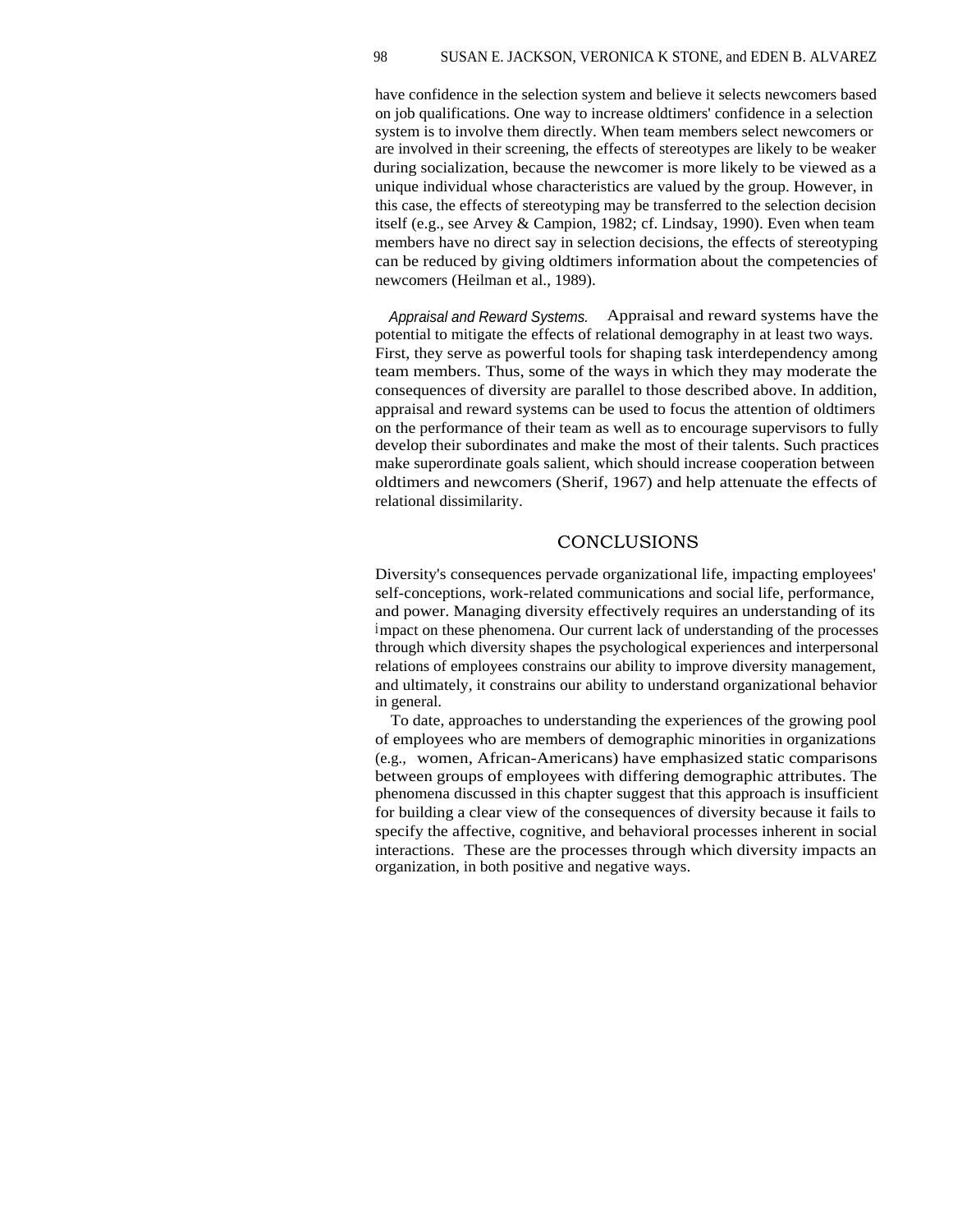have confidence in the selection system and believe it selects newcomers based on job qualifications. One way to increase oldtimers' confidence in a selection system is to involve them directly. When team members select newcomers or are involved in their screening, the effects of stereotypes are likely to be weaker during socialization, because the newcomer is more likely to be viewed as a unique individual whose characteristics are valued by the group. However, in this case, the effects of stereotyping may be transferred to the selection decision itself (e.g., see Arvey & Campion, 1982; cf. Lindsay, 1990). Even when team members have no direct say in selection decisions, the effects of stereotyping can be reduced by giving oldtimers information about the competencies of newcomers (Heilman et al., 1989).

*Appraisal and Reward Systems.* Appraisal and reward systems have the potential to mitigate the effects of relational demography in at least two ways. First, they serve as powerful tools for shaping task interdependency among team members. Thus, some of the ways in which they may moderate the consequences of diversity are parallel to those described above. In addition, appraisal and reward systems can be used to focus the attention of oldtimers on the performance of their team as well as to encourage supervisors to fully develop their subordinates and make the most of their talents. Such practices make superordinate goals salient, which should increase cooperation between oldtimers and newcomers (Sherif, 1967) and help attenuate the effects of relational dissimilarity.

## CONCLUSIONS

Diversity's consequences pervade organizational life, impacting employees' self-conceptions, work-related communications and social life, performance, and power. Managing diversity effectively requires an understanding of its impact on these phenomena. Our current lack of understanding of the processes through which diversity shapes the psychological experiences and interpersonal relations of employees constrains our ability to improve diversity management, and ultimately, it constrains our ability to understand organizational behavior in general.

To date, approaches to understanding the experiences of the growing pool of employees who are members of demographic minorities in organizations (e.g., women, African-Americans) have emphasized static comparisons between groups of employees with differing demographic attributes. The phenomena discussed in this chapter suggest that this approach is insufficient for building a clear view of the consequences of diversity because it fails to specify the affective, cognitive, and behavioral processes inherent in social interactions. These are the processes through which diversity impacts an organization, in both positive and negative ways.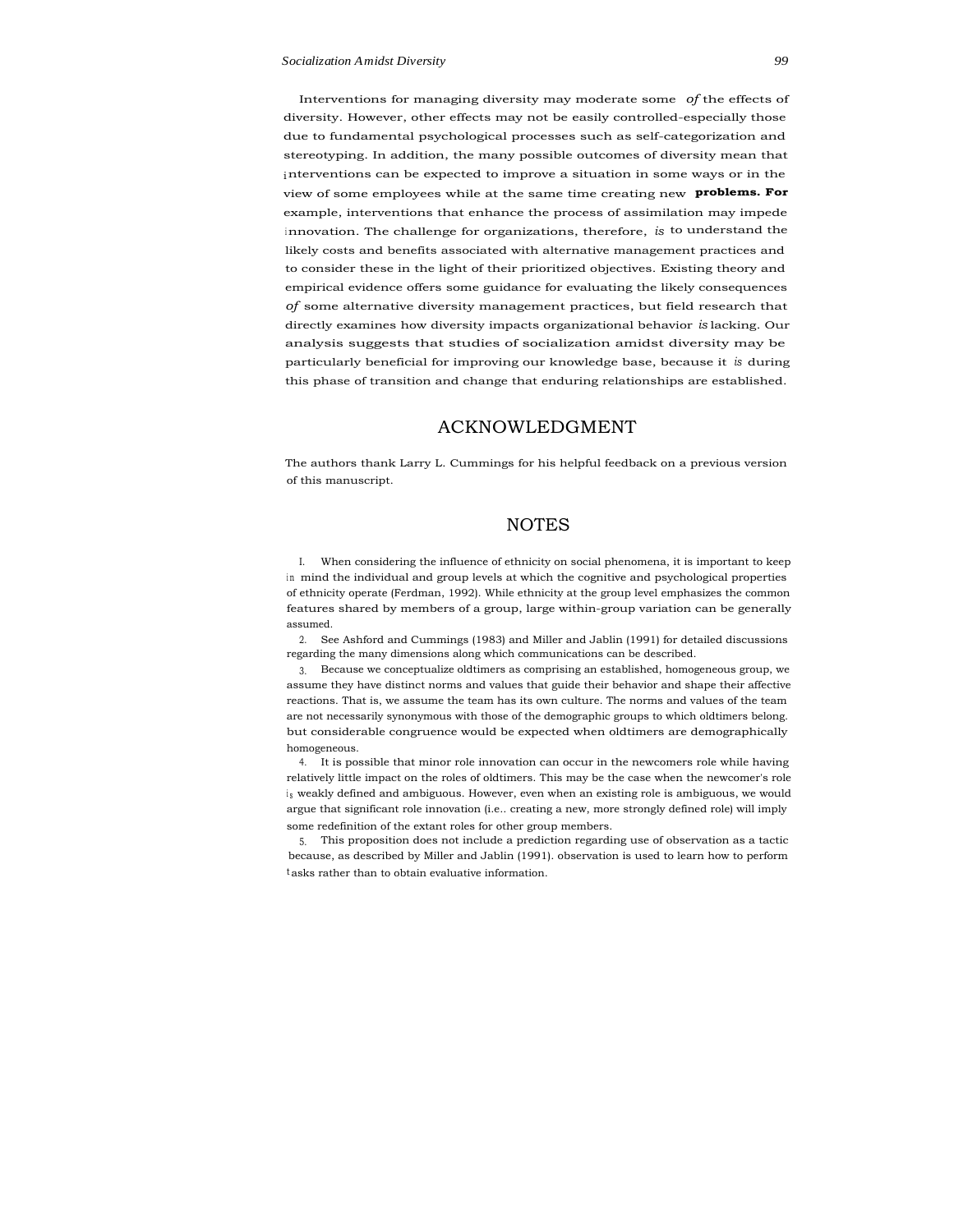Interventions for managing diversity may moderate some of the effects of diversity. However, other effects may not be easily controlled-especially those due to fundamental psychological processes such as self-categorization and stereotyping. In addition, the many possible outcomes of diversity mean that interventions can be expected to improve a situation in some ways or in the view of some employees while at the same time creating new problems. For example, interventions that enhance the process of assimilation may impede innovation. The challenge for organizations, therefore, is to understand the likely costs and benefits associated with alternative management practices and to consider these in the light of their prioritized objectives. Existing theory and empirical evidence offers some guidance for evaluating the likely consequences of some alternative diversity management practices, but field research that directly examines how diversity impacts organizational behavior is lacking. Our analysis suggests that studies of socialization amidst diversity may be particularly beneficial for improving our knowledge base, because it is during this phase of transition and change that enduring relationships are established.

## ACKNOWLEDGMENT

The authors thank Larry L. Cummings for his helpful feedback on a previous version of this manuscript.

## NOTES

1. When considering the influence of ethnicity on social phenomena, it is important to keep in mind the individual and group levels at which the cognitive and psychological properties of ethnicity operate (Ferdman, 1992). While ethnicity at the group level emphasizes the common features shared by members of a group, large within-group variation can be generally assumed.
2. See Ashford and Cummings (1983) and Miller and Jablin (1991) for detailed discussions regarding the many dimensions along which communications can be described.
3. Because we conceptualize oldtimers as comprising an established, homogeneous group, we assume they have distinct norms and values that guide their behavior and shape their affective reactions. That is, we assume the team has its own culture. The norms and values of the team are not necessarily synonymous with those of the demographic groups to which oldtimers belong. but considerable congruence would be expected when oldtimers are demographically homogeneous.
4. It is possible that minor role innovation can occur in the newcomers role while having relatively little impact on the roles of oldtimers. This may be the case when the newcomer's role is weakly defined and ambiguous. However, even when an existing role is ambiguous, we would argue that significant role innovation (i.e.. creating a new, more strongly defined role) will imply some redefinition of the extant roles for other group members.
5. This proposition does not include a prediction regarding use of observation as a tactic because, as described by Miller and Jablin (1991). observation is used to learn how to perform tasks rather than to obtain evaluative information.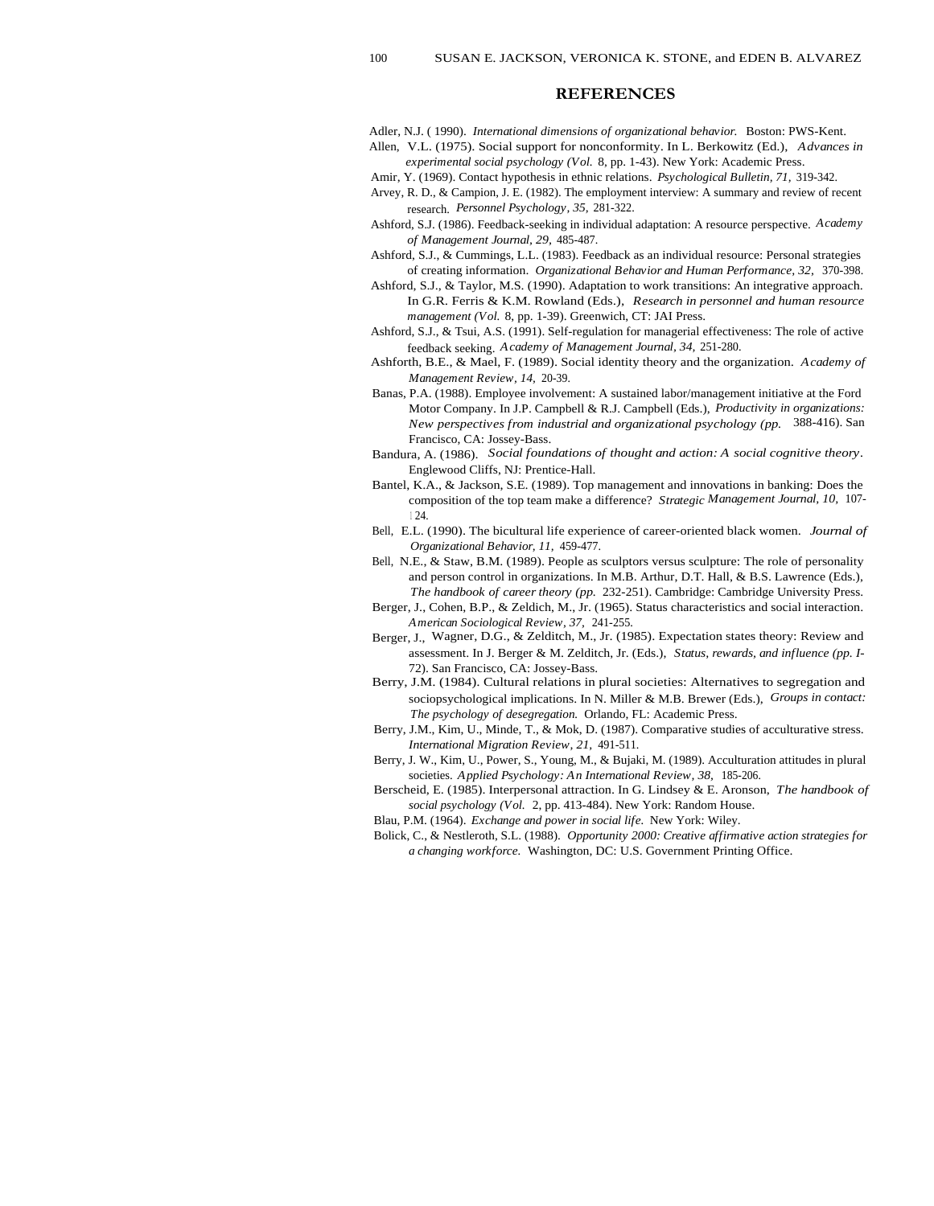## REFERENCES

Adler, N.J. ( 1990). *International dimensions of organizational behavior.* Boston: PWS-Kent.

Allen, V.L. (1975). Social support for nonconformity. In L. Berkowitz (Ed.), *Advances in experimental social psychology (Vol.* 8, pp. 1-43). New York: Academic Press.

Amir, Y. (1969). Contact hypothesis in ethnic relations. *Psychological Bulletin, 71,* 319-342.

Arvey, R. D., & Campion, J. E. (1982). The employment interview: A summary and review of recent research. *Personnel Psychology, 35,* 281-322.

Ashford, S.J. (1986). Feedback-seeking in individual adaptation: A resource perspective. *Academy of Management Journal, 29,* 485-487.

Ashford, S.J., & Cummings, L.L. (1983). Feedback as an individual resource: Personal strategies of creating information. *Organizational Behavior and Human Performance, 32,* 370-398.

Ashford, S.J., & Taylor, M.S. (1990). Adaptation to work transitions: An integrative approach. In G.R. Ferris & K.M. Rowland (Eds.), *Research in personnel and human resource management (Vol.* 8, pp. 1-39). Greenwich, CT: JAI Press.

Ashford, S.J., & Tsui, A.S. (1991). Self-regulation for managerial effectiveness: The role of active feedback seeking. *Academy of Management Journal, 34,* 251-280.

Ashforth, B.E., & Mael, F. (1989). Social identity theory and the organization. *Academy of Management Review, 14,* 20-39.

Banas, P.A. (1988). Employee involvement: A sustained labor/management initiative at the Ford Motor Company. In J.P. Campbell & R.J. Campbell (Eds.), *Productivity in organizations: New perspectives from industrial and organizational psychology (pp.* 388-416). San Francisco, CA: Jossey-Bass.

Bandura, A. (1986). *Social foundations of thought and action: A social cognitive theory.* Englewood Cliffs, NJ: Prentice-Hall.

Bantel, K.A., & Jackson, S.E. (1989). Top management and innovations in banking: Does the composition of the top team make a difference? *Strategic Management Journal, 10,* 107-124.

Bell, E.L. (1990). The bicultural life experience of career-oriented black women. *Journal of Organizational Behavior, 11,* 459-477.

Bell, N.E., & Staw, B.M. (1989). People as sculptors versus sculpture: The role of personality and person control in organizations. In M.B. Arthur, D.T. Hall, & B.S. Lawrence (Eds.), *The handbook of career theory (pp.* 232-251). Cambridge: Cambridge University Press.

Berger, J., Cohen, B.P., & Zeldich, M., Jr. (1965). Status characteristics and social interaction. *American Sociological Review, 37,* 241-255.

Berger, J., Wagner, D.G., & Zelditch, M., Jr. (1985). Expectation states theory: Review and assessment. In J. Berger & M. Zelditch, Jr. (Eds.), *Status, rewards, and influence (pp. I-*72). San Francisco, CA: Jossey-Bass.

Berry, J.M. (1984). Cultural relations in plural societies: Alternatives to segregation and sociopsychological implications. In N. Miller & M.B. Brewer (Eds.), *Groups in contact: The psychology of desegregation.* Orlando, FL: Academic Press.

Berry, J.M., Kim, U., Minde, T., & Mok, D. (1987). Comparative studies of acculturative stress. *International Migration Review, 21,* 491-511.

Berry, J. W., Kim, U., Power, S., Young, M., & Bujaki, M. (1989). Acculturation attitudes in plural societies. *Applied Psychology: An International Review, 38,* 185-206.

Berscheid, E. (1985). Interpersonal attraction. In G. Lindsey & E. Aronson, *The handbook of social psychology (Vol.* 2, pp. 413-484). New York: Random House.

Blau, P.M. (1964). *Exchange and power in social life.* New York: Wiley.

Bolick, C., & Nestleroth, S.L. (1988). *Opportunity 2000: Creative affirmative action strategies for a changing workforce.* Washington, DC: U.S. Government Printing Office.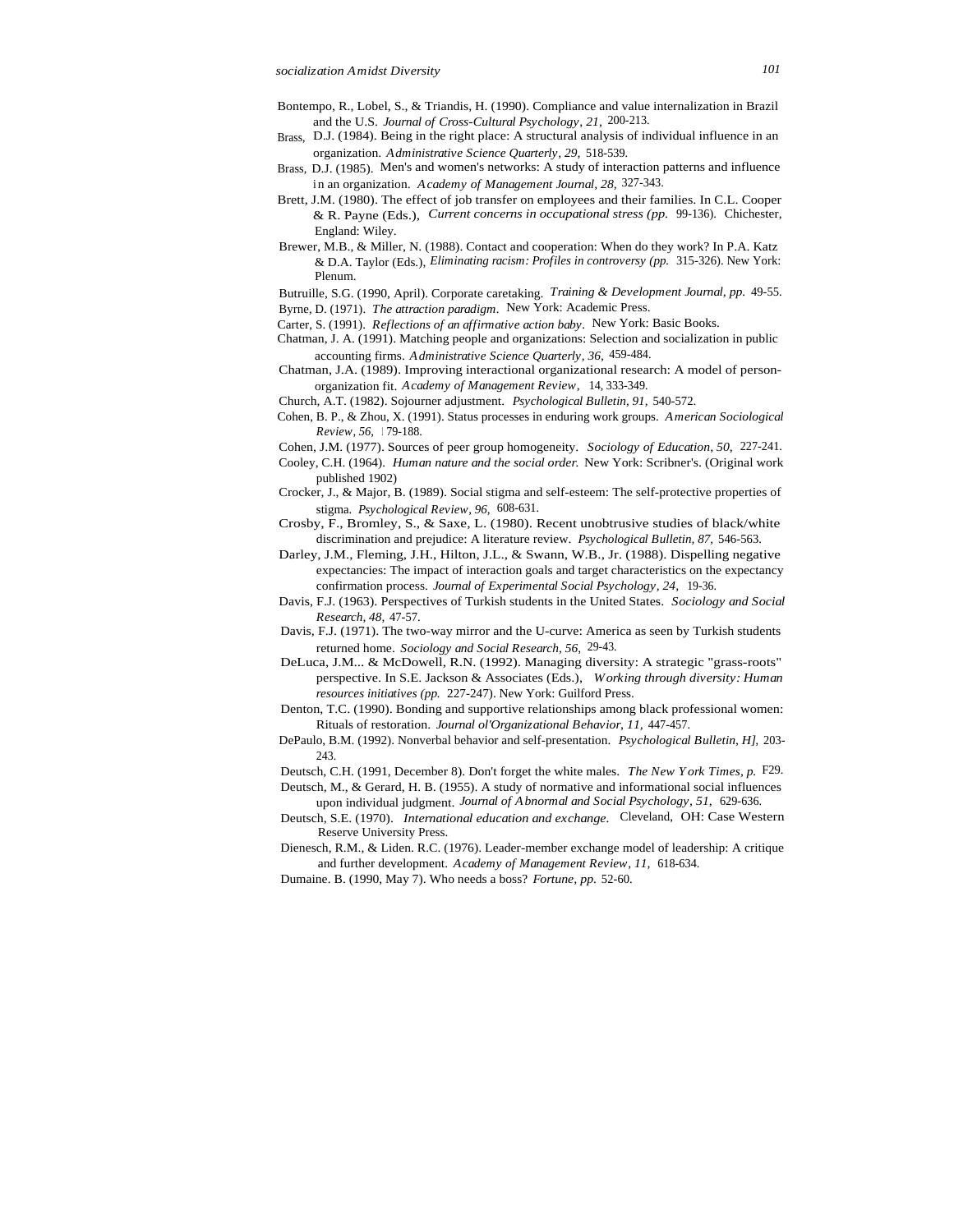Bontempo, R., Lobel, S., & Triandis, H. (1990). Compliance and value internalization in Brazil and the U.S. *Journal of Cross-Cultural Psychology, 21,* 200-213.

Brass, D.J. (1984). Being in the right place: A structural analysis of individual influence in an organization. *Administrative Science Quarterly, 29,* 518-539.

Brass, D.J. (1985). Men's and women's networks: A study of interaction patterns and influence in an organization. *Academy of Management Journal, 28,* 327-343.

Brett, J.M. (1980). The effect of job transfer on employees and their families. In C.L. Cooper & R. Payne (Eds.), *Current concerns in occupational stress (pp.* 99-136). Chichester, England: Wiley.

Brewer, M.B., & Miller, N. (1988). Contact and cooperation: When do they work? In P.A. Katz & D.A. Taylor (Eds.), *Eliminating racism: Profiles in controversy (pp.* 315-326). New York: Plenum.

Butruille, S.G. (1990, April). Corporate caretaking. *Training & Development Journal, pp.* 49-55.

Byrne, D. (1971). *The attraction paradigm*. New York: Academic Press.

Carter, S. (1991). *Reflections of an affirmative action baby*. New York: Basic Books.

Chatman, J. A. (1991). Matching people and organizations: Selection and socialization in public accounting firms. *Administrative Science Quarterly, 36,* 459-484.

Chatman, J.A. (1989). Improving interactional organizational research: A model of person-organization fit. *Academy of Management Review,* 14, 333-349.

Church, A.T. (1982). Sojourner adjustment. *Psychological Bulletin, 91,* 540-572.

Cohen, B. P., & Zhou, X. (1991). Status processes in enduring work groups. *American Sociological Review, 56,* 179-188.

Cohen, J.M. (1977). Sources of peer group homogeneity. *Sociology of Education, 50,* 227-241.

Cooley, C.H. (1964). *Human nature and the social order.* New York: Scribner's. (Original work published 1902)

Crocker, J., & Major, B. (1989). Social stigma and self-esteem: The self-protective properties of stigma. *Psychological Review, 96,* 608-631.

Crosby, F., Bromley, S., & Saxe, L. (1980). Recent unobtrusive studies of black/white discrimination and prejudice: A literature review. *Psychological Bulletin, 87,* 546-563.

Darley, J.M., Fleming, J.H., Hilton, J.L., & Swann, W.B., Jr. (1988). Dispelling negative expectancies: The impact of interaction goals and target characteristics on the expectancy confirmation process. *Journal of Experimental Social Psychology, 24,* 19-36.

Davis, F.J. (1963). Perspectives of Turkish students in the United States. *Sociology and Social Research, 48,* 47-57.

Davis, F.J. (1971). The two-way mirror and the U-curve: America as seen by Turkish students returned home. *Sociology and Social Research, 56,* 29-43.

DeLuca, J.M... & McDowell, R.N. (1992). Managing diversity: A strategic "grass-roots" perspective. In S.E. Jackson & Associates (Eds.), *Working through diversity: Human resources initiatives (pp.* 227-247). New York: Guilford Press.

Denton, T.C. (1990). Bonding and supportive relationships among black professional women: Rituals of restoration. *Journal ol'Organizational Behavior, 11,* 447-457.

DePaulo, B.M. (1992). Nonverbal behavior and self-presentation. *Psychological Bulletin, H],* 203-243.

Deutsch, C.H. (1991, December 8). Don't forget the white males. *The New York Times, p.* F29.

Deutsch, M., & Gerard, H. B. (1955). A study of normative and informational social influences upon individual judgment. *Journal of Abnormal and Social Psychology, 51,* 629-636.

Deutsch, S.E. (1970). *International education and exchange.* Cleveland, OH: Case Western Reserve University Press.

Dienesch, R.M., & Liden. R.C. (1976). Leader-member exchange model of leadership: A critique and further development. *Academy of Management Review, 11,* 618-634.

Dumaine. B. (1990, May 7). Who needs a boss? *Fortune, pp.* 52-60.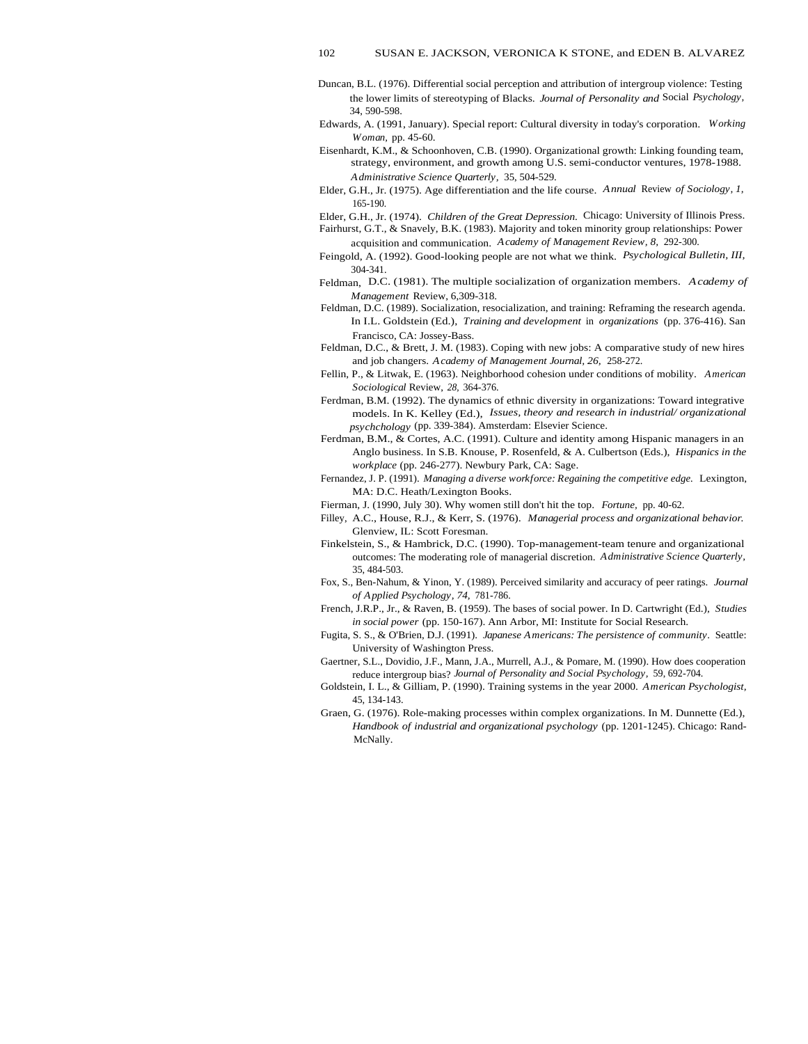Duncan, B.L. (1976). Differential social perception and attribution of intergroup violence: Testing the lower limits of stereotyping of Blacks. *Journal of Personality and Social Psychology,* 34, 590-598.

Edwards, A. (1991, January). Special report: Cultural diversity in today's corporation. *Working Woman,* pp. 45-60.

Eisenhardt, K.M., & Schoonhoven, C.B. (1990). Organizational growth: Linking founding team, strategy, environment, and growth among U.S. semi-conductor ventures, 1978-1988. *Administrative Science Quarterly,* 35, 504-529.

Elder, G.H., Jr. (1975). Age differentiation and the life course. *Annual Review of Sociology, 1,* 165-190.

Elder, G.H., Jr. (1974). *Children of the Great Depression.* Chicago: University of Illinois Press.

Fairhurst, G.T., & Snavely, B.K. (1983). Majority and token minority group relationships: Power acquisition and communication. *Academy of Management Review, 8,* 292-300.

Feingold, A. (1992). Good-looking people are not what we think. *Psychological Bulletin, III,* 304-341.

Feldman, D.C. (1981). The multiple socialization of organization members. *Academy of Management Review,* 6,309-318.

Feldman, D.C. (1989). Socialization, resocialization, and training: Reframing the research agenda. In I.L. Goldstein (Ed.), *Training and development in organizations* (pp. 376-416). San Francisco, CA: Jossey-Bass.

Feldman, D.C., & Brett, J. M. (1983). Coping with new jobs: A comparative study of new hires and job changers. *Academy of Management Journal, 26,* 258-272.

Fellin, P., & Litwak, E. (1963). Neighborhood cohesion under conditions of mobility. *American Sociological Review, 28,* 364-376.

Ferdman, B.M. (1992). The dynamics of ethnic diversity in organizations: Toward integrative models. In K. Kelley (Ed.), *Issues, theory and research in industrial/ organizational psychchology* (pp. 339-384). Amsterdam: Elsevier Science.

Ferdman, B.M., & Cortes, A.C. (1991). Culture and identity among Hispanic managers in an Anglo business. In S.B. Knouse, P. Rosenfeld, & A. Culbertson (Eds.), *Hispanics in the workplace* (pp. 246-277). Newbury Park, CA: Sage.

Fernandez, J. P. (1991). *Managing a diverse workforce: Regaining the competitive edge.* Lexington, MA: D.C. Heath/Lexington Books.

Fierman, J. (1990, July 30). Why women still don't hit the top. *Fortune,* pp. 40-62.

Filley, A.C., House, R.J., & Kerr, S. (1976). *Managerial process and organizational behavior.* Glenview, IL: Scott Foresman.

Finkelstein, S., & Hambrick, D.C. (1990). Top-management-team tenure and organizational outcomes: The moderating role of managerial discretion. *Administrative Science Quarterly,* 35, 484-503.

Fox, S., Ben-Nahum, & Yinon, Y. (1989). Perceived similarity and accuracy of peer ratings. *Journal of Applied Psychology, 74,* 781-786.

French, J.R.P., Jr., & Raven, B. (1959). The bases of social power. In D. Cartwright (Ed.), *Studies in social power* (pp. 150-167). Ann Arbor, MI: Institute for Social Research.

Fugita, S. S., & O'Brien, D.J. (1991). *Japanese Americans: The persistence of community*. Seattle: University of Washington Press.

Gaertner, S.L., Dovidio, J.F., Mann, J.A., Murrell, A.J., & Pomare, M. (1990). How does cooperation reduce intergroup bias? *Journal of Personality and Social Psychology,* 59, 692-704.

Goldstein, I. L., & Gilliam, P. (1990). Training systems in the year 2000. *American Psychologist,* 45, 134-143.

Graen, G. (1976). Role-making processes within complex organizations. In M. Dunnette (Ed.), *Handbook of industrial and organizational psychology* (pp. 1201-1245). Chicago: Rand-McNally.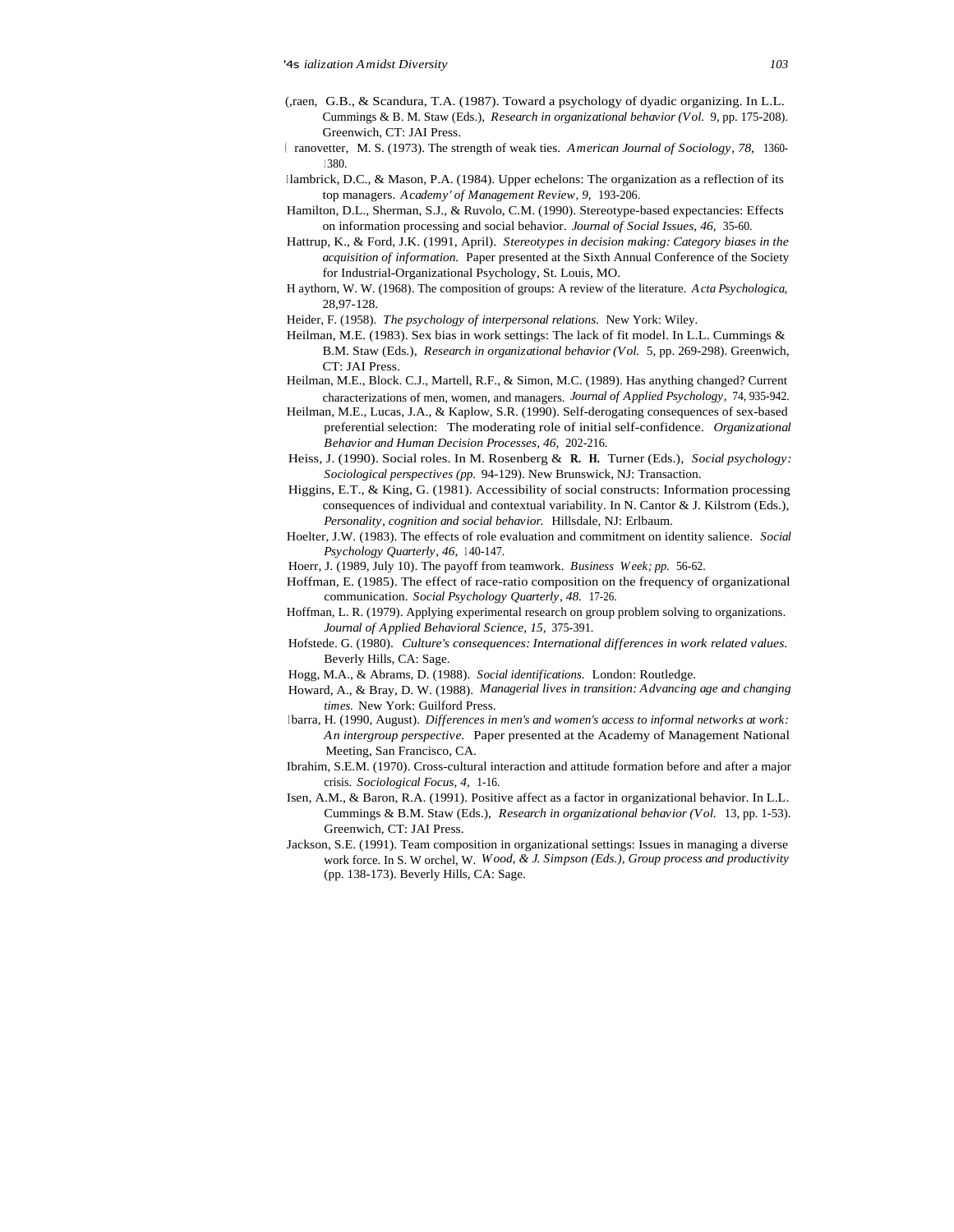(,raen, G.B., & Scandura, T.A. (1987). Toward a psychology of dyadic organizing. In L.L. Cummings & B. M. Staw (Eds.), *Research in organizational behavior (Vol.* 9, pp. 175-208). Greenwich, CT: JAI Press.

( ranovetter, M. S. (1973). The strength of weak ties. *American Journal of Sociology, 78,* 1360-1380.

Ilambrick, D.C., & Mason, P.A. (1984). Upper echelons: The organization as a reflection of its top managers. *Academy' of Management Review, 9,* 193-206.

Hamilton, D.L., Sherman, S.J., & Ruvolo, C.M. (1990). Stereotype-based expectancies: Effects on information processing and social behavior. *Journal of Social Issues, 46,* 35-60.

Hattrup, K., & Ford, J.K. (1991, April). *Stereotypes in decision making: Category biases in the acquisition of information.* Paper presented at the Sixth Annual Conference of the Society for Industrial-Organizational Psychology, St. Louis, MO.

H aythorn, W. W. (1968). The composition of groups: A review of the literature. *Acta Psychologica,* 28,97-128.

Heider, F. (1958). *The psychology of interpersonal relations.* New York: Wiley.

Heilman, M.E. (1983). Sex bias in work settings: The lack of fit model. In L.L. Cummings & B.M. Staw (Eds.), *Research in organizational behavior (Vol.* 5, pp. 269-298). Greenwich, CT: JAI Press.

Heilman, M.E., Block. C.J., Martell, R.F., & Simon, M.C. (1989). Has anything changed? Current characterizations of men, women, and managers. *Journal of Applied Psychology,* 74, 935-942.

Heilman, M.E., Lucas, J.A., & Kaplow, S.R. (1990). Self-derogating consequences of sex-based preferential selection: The moderating role of initial self-confidence. *Organizational Behavior and Human Decision Processes, 46,* 202-216.

Heiss, J. (1990). Social roles. In M. Rosenberg & **R. H.** Turner (Eds.), *Social psychology: Sociological perspectives (pp.* 94-129). New Brunswick, NJ: Transaction.

Higgins, E.T., & King, G. (1981). Accessibility of social constructs: Information processing consequences of individual and contextual variability. In N. Cantor & J. Kilstrom (Eds.), *Personality, cognition and social behavior.* Hillsdale, NJ: Erlbaum.

Hoelter, J.W. (1983). The effects of role evaluation and commitment on identity salience. *Social Psychology Quarterly, 46,* 140-147.

Hoerr, J. (1989, July 10). The payoff from teamwork. *Business Week; pp.* 56-62.

Hoffman, E. (1985). The effect of race-ratio composition on the frequency of organizational communication. *Social Psychology Quarterly, 48.* 17-26.

Hoffman, L. R. (1979). Applying experimental research on group problem solving to organizations. *Journal of Applied Behavioral Science, 15,* 375-391.

Hofstede. G. (1980). *Culture's consequences: International differences in work related values.* Beverly Hills, CA: Sage.

Hogg, M.A., & Abrams, D. (1988). *Social identifications.* London: Routledge.

Howard, A., & Bray, D. W. (1988). *Managerial lives in transition: Advancing age and changing times.* New York: Guilford Press.

Ibarra, H. (1990, August). *Differences in men's and women's access to informal networks at work: An intergroup perspective.* Paper presented at the Academy of Management National Meeting, San Francisco, CA.

Ibrahim, S.E.M. (1970). Cross-cultural interaction and attitude formation before and after a major crisis. *Sociological Focus, 4,* 1-16.

Isen, A.M., & Baron, R.A. (1991). Positive affect as a factor in organizational behavior. In L.L. Cummings & B.M. Staw (Eds.), *Research in organizational behavior (Vol.* 13, pp. 1-53). Greenwich, CT: JAI Press.

Jackson, S.E. (1991). Team composition in organizational settings: Issues in managing a diverse work force. In S. W orchel, W. *Wood, & J. Simpson (Eds.), Group process and productivity* (pp. 138-173). Beverly Hills, CA: Sage.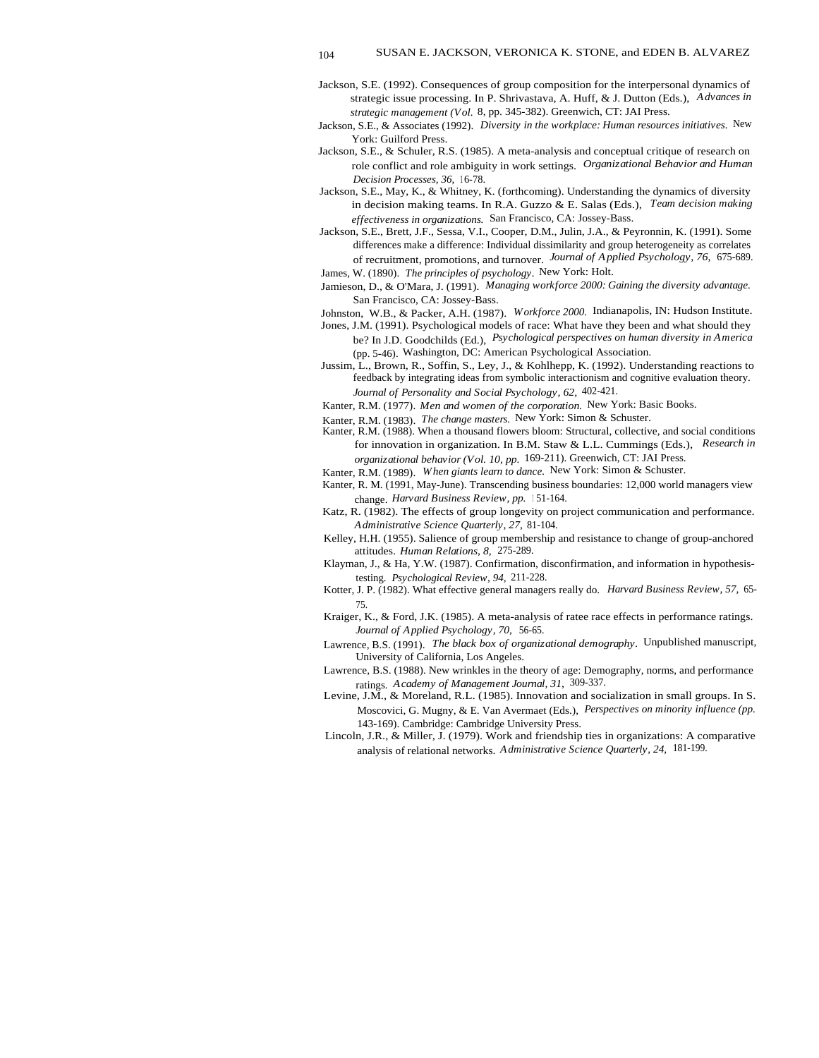Jackson, S.E. (1992). Consequences of group composition for the interpersonal dynamics of strategic issue processing. In P. Shrivastava, A. Huff, & J. Dutton (Eds.), *Advances in strategic management (Vol.* 8, pp. 345-382). Greenwich, CT: JAI Press.

Jackson, S.E., & Associates (1992). *Diversity in the workplace: Human resources initiatives.* New York: Guilford Press.

Jackson, S.E., & Schuler, R.S. (1985). A meta-analysis and conceptual critique of research on role conflict and role ambiguity in work settings. *Organizational Behavior and Human Decision Processes, 36,* 16-78.

Jackson, S.E., May, K., & Whitney, K. (forthcoming). Understanding the dynamics of diversity in decision making teams. In R.A. Guzzo & E. Salas (Eds.), *Team decision making effectiveness in organizations.* San Francisco, CA: Jossey-Bass.

Jackson, S.E., Brett, J.F., Sessa, V.I., Cooper, D.M., Julin, J.A., & Peyronnin, K. (1991). Some differences make a difference: Individual dissimilarity and group heterogeneity as correlates of recruitment, promotions, and turnover. *Journal of Applied Psychology, 76,* 675-689.

James, W. (1890). *The principles of psychology*. New York: Holt.

Jamieson, D., & O'Mara, J. (1991). *Managing workforce 2000: Gaining the diversity advantage.* San Francisco, CA: Jossey-Bass.

Johnston, W.B., & Packer, A.H. (1987). *Workforce 2000.* Indianapolis, IN: Hudson Institute.

Jones, J.M. (1991). Psychological models of race: What have they been and what should they be? In J.D. Goodchilds (Ed.), *Psychological perspectives on human diversity in America* (pp. 5-46). Washington, DC: American Psychological Association.

Jussim, L., Brown, R., Soffin, S., Ley, J., & Kohlhepp, K. (1992). Understanding reactions to feedback by integrating ideas from symbolic interactionism and cognitive evaluation theory. *Journal of Personality and Social Psychology, 62,* 402-421.

Kanter, R.M. (1977). *Men and women of the corporation.* New York: Basic Books.

Kanter, R.M. (1983). *The change masters.* New York: Simon & Schuster.

Kanter, R.M. (1988). When a thousand flowers bloom: Structural, collective, and social conditions for innovation in organization. In B.M. Staw & L.L. Cummings (Eds.), *Research in organizational behavior (Vol. 10, pp.* 169-211). Greenwich, CT: JAI Press.

Kanter, R.M. (1989). *When giants learn to dance.* New York: Simon & Schuster.

Kanter, R. M. (1991, May-June). Transcending business boundaries: 12,000 world managers view change. *Harvard Business Review, pp.* 151-164.

Katz, R. (1982). The effects of group longevity on project communication and performance. *Administrative Science Quarterly, 27,* 81-104.

Kelley, H.H. (1955). Salience of group membership and resistance to change of group-anchored attitudes. *Human Relations, 8,* 275-289.

Klayman, J., & Ha, Y.W. (1987). Confirmation, disconfirmation, and information in hypothesis-testing. *Psychological Review, 94,* 211-228.

Kotter, J. P. (1982). What effective general managers really do. *Harvard Business Review, 57,* 65-75.

Kraiger, K., & Ford, J.K. (1985). A meta-analysis of ratee race effects in performance ratings. *Journal of Applied Psychology, 70,* 56-65.

Lawrence, B.S. (1991). *The black box of organizational demography*. Unpublished manuscript, University of California, Los Angeles.

Lawrence, B.S. (1988). New wrinkles in the theory of age: Demography, norms, and performance ratings. *Academy of Management Journal, 31,* 309-337.

Levine, J.M., & Moreland, R.L. (1985). Innovation and socialization in small groups. In S. Moscovici, G. Mugny, & E. Van Avermaet (Eds.), *Perspectives on minority influence (pp.* 143-169). Cambridge: Cambridge University Press.

Lincoln, J.R., & Miller, J. (1979). Work and friendship ties in organizations: A comparative analysis of relational networks. *Administrative Science Quarterly, 24,* 181-199.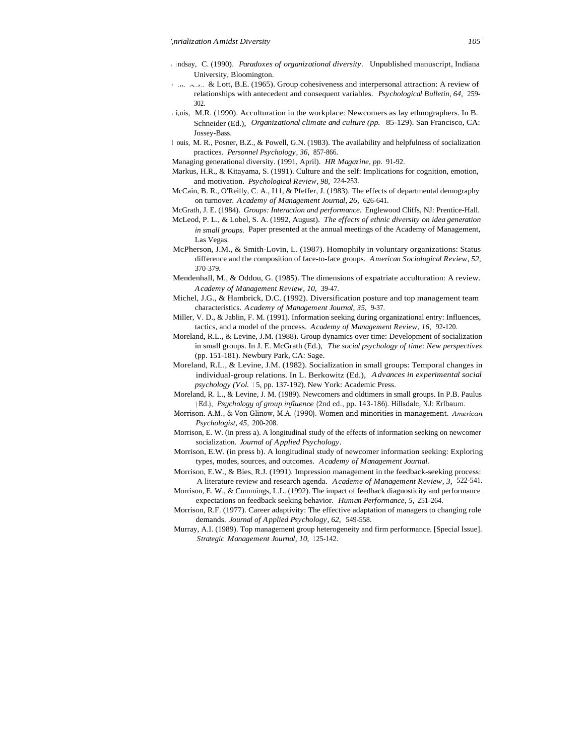Lindsay, C. (1990). *Paradoxes of organizational diversity*. Unpublished manuscript, Indiana University, Bloomington.

Lott, A.J., & Lott, B.E. (1965). Group cohesiveness and interpersonal attraction: A review of relationships with antecedent and consequent variables. *Psychological Bulletin, 64,* 259-302.

Louis, M.R. (1990). Acculturation in the workplace: Newcomers as lay ethnographers. In B. Schneider (Ed.), *Organizational climate and culture (pp.* 85-129). San Francisco, CA: Jossey-Bass.

Louis, M. R., Posner, B.Z., & Powell, G.N. (1983). The availability and helpfulness of socialization practices. *Personnel Psychology, 36,* 857-866.

Managing generational diversity. (1991, April). *HR Magazine, pp.* 91-92.

Markus, H.R., & Kitayama, S. (1991). Culture and the self: Implications for cognition, emotion, and motivation. *Psychological Review, 98,* 224-253.

McCain, B. R., O'Reilly, C. A., I11, & Pfeffer, J. (1983). The effects of departmental demography on turnover. *Academy of Management Journal, 26,* 626-641.

McGrath, J. E. (1984). *Groups: Interaction and performance.* Englewood Cliffs, NJ: Prentice-Hall.

McLeod, P. L., & Lobel, S. A. (1992, August). *The effects of ethnic diversity on idea generation in small groups.* Paper presented at the annual meetings of the Academy of Management, Las Vegas.

McPherson, J.M., & Smith-Lovin, L. (1987). Homophily in voluntary organizations: Status difference and the composition of face-to-face groups. *American Sociological Review, 52,* 370-379.

Mendenhall, M., & Oddou, G. (1985). The dimensions of expatriate acculturation: A review. *Academy of Management Review, 10,* 39-47.

Michel, J.G., & Hambrick, D.C. (1992). Diversification posture and top management team characteristics. *Academy of Management Journal, 35,* 9-37.

Miller, V. D., & Jablin, F. M. (1991). Information seeking during organizational entry: Influences, tactics, and a model of the process. *Academy of Management Review, 16,* 92-120.

Moreland, R.L., & Levine, J.M. (1988). Group dynamics over time: Development of socialization in small groups. In J. E. McGrath (Ed.), *The social psychology of time: New perspectives* (pp. 151-181). Newbury Park, CA: Sage.

Moreland, R.L., & Levine, J.M. (1982). Socialization in small groups: Temporal changes in individual-group relations. In L. Berkowitz (Ed.), *Advances in experimental social psychology (Vol.* 15, pp. 137-192). New York: Academic Press.

Moreland, R. L., & Levine, J. M. (1989). Newcomers and oldtimers in small groups. In P.B. Paulus (Ed.), *Psychology of group influence* (2nd ed., pp. 143-186). Hillsdale, NJ: Erlbaum.

Morrison. A.M., & Von Glinow, M.A. (1990). Women and minorities in management. *American Psychologist, 45,* 200-208.

Morrison, E. W. (in press a). A longitudinal study of the effects of information seeking on newcomer socialization. *Journal of Applied Psychology*.

Morrison, E.W. (in press b). A longitudinal study of newcomer information seeking: Exploring types, modes, sources, and outcomes. *Academy of Management Journal.*

Morrison, E.W., & Bies, R.J. (1991). Impression management in the feedback-seeking process: A literature review and research agenda. *Academe of Management Review, 3,* 522-541.

Morrison, E. W., & Cummings, L.L. (1992). The impact of feedback diagnosticity and performance expectations on feedback seeking behavior. *Human Performance, 5,* 251-264.

Morrison, R.F. (1977). Career adaptivity: The effective adaptation of managers to changing role demands. *Journal of Applied Psychology, 62,* 549-558.

Murray, A.I. (1989). Top management group heterogeneity and firm performance. [Special Issue]. *Strategic Management Journal, 10,* 125-142.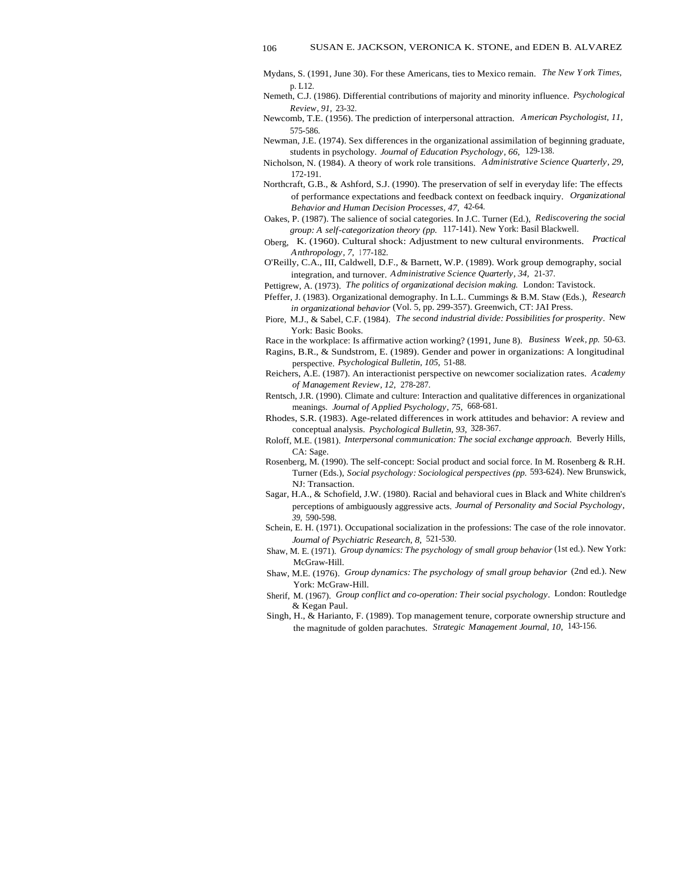Mydans, S. (1991, June 30). For these Americans, ties to Mexico remain. *The New York Times*, p. L12.

Nemeth, C.J. (1986). Differential contributions of majority and minority influence. *Psychological Review, 91*, 23-32.

Newcomb, T.E. (1956). The prediction of interpersonal attraction. *American Psychologist, 11*, 575-586.

Newman, J.E. (1974). Sex differences in the organizational assimilation of beginning graduate, students in psychology. *Journal of Education Psychology, 66*, 129-138.

Nicholson, N. (1984). A theory of work role transitions. *Administrative Science Quarterly, 29*, 172-191.

Northcraft, G.B., & Ashford, S.J. (1990). The preservation of self in everyday life: The effects of performance expectations and feedback context on feedback inquiry. *Organizational Behavior and Human Decision Processes, 47*, 42-64.

Oakes, P. (1987). The salience of social categories. In J.C. Turner (Ed.), *Rediscovering the social group: A self-categorization theory (pp.* 117-141). New York: Basil Blackwell.

Oberg, K. (1960). Cultural shock: Adjustment to new cultural environments. *Practical Anthropology, 7*, 177-182.

O'Reilly, C.A., III, Caldwell, D.F., & Barnett, W.P. (1989). Work group demography, social integration, and turnover. *Administrative Science Quarterly, 34*, 21-37.

Pettigrew, A. (1973). *The politics of organizational decision making.* London: Tavistock.

Pfeffer, J. (1983). Organizational demography. In L.L. Cummings & B.M. Staw (Eds.), *Research in organizational behavior* (Vol. 5, pp. 299-357). Greenwich, CT: JAI Press.

Piore, M.J., & Sabel, C.F. (1984). *The second industrial divide: Possibilities for prosperity*. New York: Basic Books.

Race in the workplace: Is affirmative action working? (1991, June 8). *Business Week, pp.* 50-63.

Ragins, B.R., & Sundstrom, E. (1989). Gender and power in organizations: A longitudinal perspective. *Psychological Bulletin, 105*, 51-88.

Reichers, A.E. (1987). An interactionist perspective on newcomer socialization rates. *Academy of Management Review, 12*, 278-287.

Rentsch, J.R. (1990). Climate and culture: Interaction and qualitative differences in organizational meanings. *Journal of Applied Psychology, 75*, 668-681.

Rhodes, S.R. (1983). Age-related differences in work attitudes and behavior: A review and conceptual analysis. *Psychological Bulletin, 93*, 328-367.

Roloff, M.E. (1981). *Interpersonal communication: The social exchange approach.* Beverly Hills, CA: Sage.

Rosenberg, M. (1990). The self-concept: Social product and social force. In M. Rosenberg & R.H. Turner (Eds.), *Social psychology: Sociological perspectives (pp.* 593-624). New Brunswick, NJ: Transaction.

Sagar, H.A., & Schofield, J.W. (1980). Racial and behavioral cues in Black and White children's perceptions of ambiguously aggressive acts. *Journal of Personality and Social Psychology, 39*, 590-598.

Schein, E. H. (1971). Occupational socialization in the professions: The case of the role innovator. *Journal of Psychiatric Research, 8*, 521-530.

Shaw, M. E. (1971). *Group dynamics: The psychology of small group behavior* (1st ed.). New York: McGraw-Hill.

Shaw, M.E. (1976). *Group dynamics: The psychology of small group behavior* (2nd ed.). New York: McGraw-Hill.

Sherif, M. (1967). *Group conflict and co-operation: Their social psychology*. London: Routledge & Kegan Paul.

Singh, H., & Harianto, F. (1989). Top management tenure, corporate ownership structure and the magnitude of golden parachutes. *Strategic Management Journal, 10*, 143-156.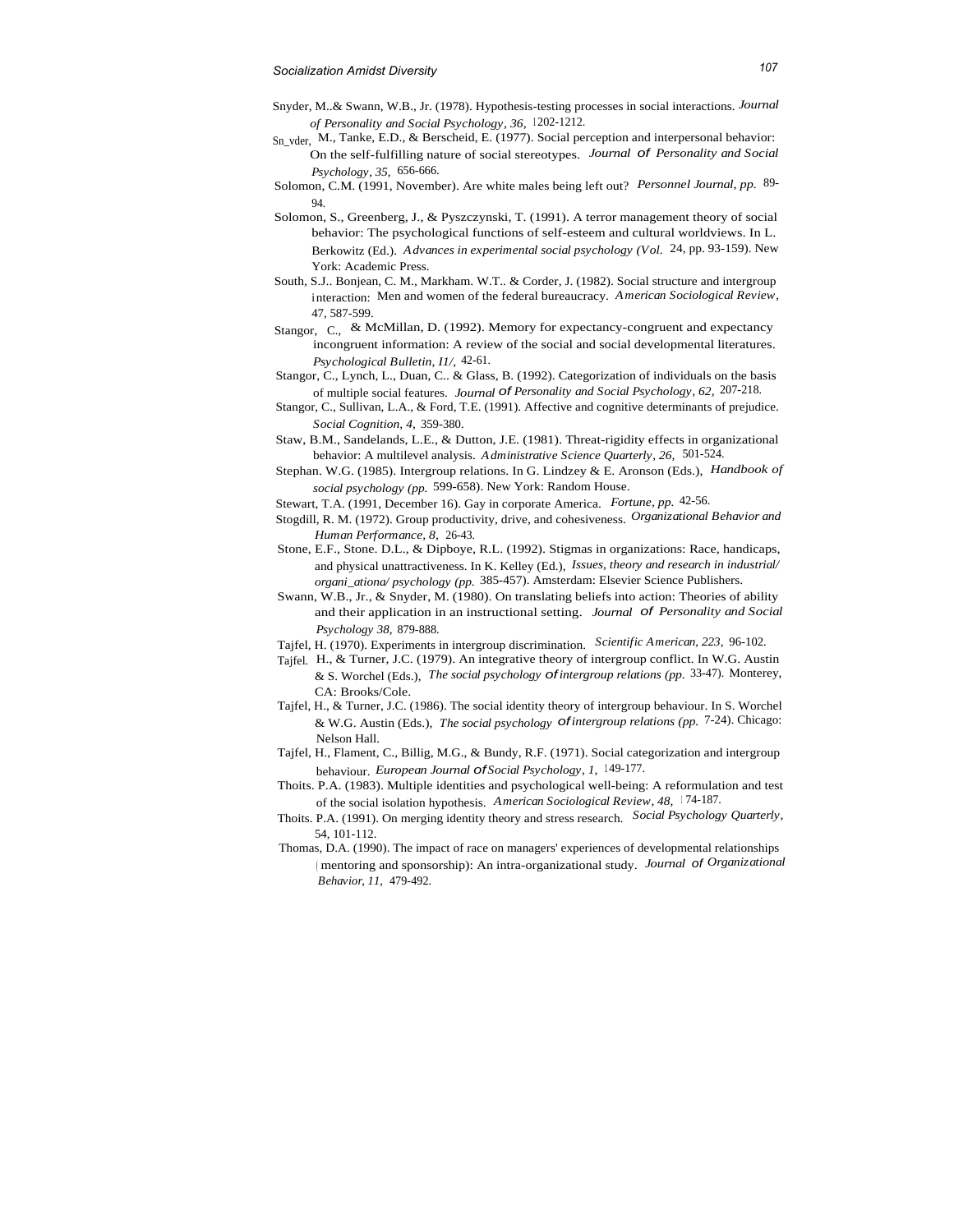Snyder, M..& Swann, W.B., Jr. (1978). Hypothesis-testing processes in social interactions. *Journal of Personality and Social Psychology, 36,* 1202-1212.

Sn_vder, M., Tanke, E.D., & Berscheid, E. (1977). Social perception and interpersonal behavior: On the self-fulfilling nature of social stereotypes. *Journal of Personality and Social Psychology, 35,* 656-666.

Solomon, C.M. (1991, November). Are white males being left out? *Personnel Journal, pp.* 89-94.

Solomon, S., Greenberg, J., & Pyszczynski, T. (1991). A terror management theory of social behavior: The psychological functions of self-esteem and cultural worldviews. In L. Berkowitz (Ed.). *Advances in experimental social psychology (Vol.* 24, pp. 93-159). New York: Academic Press.

South, S.J.. Bonjean, C. M., Markham. W.T.. & Corder, J. (1982). Social structure and intergroup interaction: Men and women of the federal bureaucracy. *American Sociological Review,* 47, 587-599.

Stangor, C., & McMillan, D. (1992). Memory for expectancy-congruent and expectancy incongruent information: A review of the social and social developmental literatures. *Psychological Bulletin, I1/,* 42-61.

Stangor, C., Lynch, L., Duan, C.. & Glass, B. (1992). Categorization of individuals on the basis of multiple social features. *Journal of Personality and Social Psychology, 62,* 207-218.

Stangor, C., Sullivan, L.A., & Ford, T.E. (1991). Affective and cognitive determinants of prejudice. *Social Cognition, 4,* 359-380.

Staw, B.M., Sandelands, L.E., & Dutton, J.E. (1981). Threat-rigidity effects in organizational behavior: A multilevel analysis. *Administrative Science Quarterly, 26,* 501-524.

Stephan. W.G. (1985). Intergroup relations. In G. Lindzey & E. Aronson (Eds.), *Handbook of social psychology (pp.* 599-658). New York: Random House.

Stewart, T.A. (1991, December 16). Gay in corporate America. *Fortune, pp.* 42-56.

Stogdill, R. M. (1972). Group productivity, drive, and cohesiveness. *Organizational Behavior and Human Performance, 8,* 26-43.

Stone, E.F., Stone. D.L., & Dipboye, R.L. (1992). Stigmas in organizations: Race, handicaps, and physical unattractiveness. In K. Kelley (Ed.), *Issues, theory and research in industrial/ organi_ationa/ psychology (pp.* 385-457). Amsterdam: Elsevier Science Publishers.

Swann, W.B., Jr., & Snyder, M. (1980). On translating beliefs into action: Theories of ability and their application in an instructional setting. *Journal of Personality and Social Psychology 38,* 879-888.

Tajfel, H. (1970). Experiments in intergroup discrimination. *Scientific American, 223,* 96-102.

Tajfel. H., & Turner, J.C. (1979). An integrative theory of intergroup conflict. In W.G. Austin & S. Worchel (Eds.), *The social psychology of intergroup relations (pp.* 33-47). Monterey, CA: Brooks/Cole.

Tajfel, H., & Turner, J.C. (1986). The social identity theory of intergroup behaviour. In S. Worchel & W.G. Austin (Eds.), *The social psychology of intergroup relations (pp.* 7-24). Chicago: Nelson Hall.

Tajfel, H., Flament, C., Billig, M.G., & Bundy, R.F. (1971). Social categorization and intergroup behaviour. *European Journal of Social Psychology, 1,* 149-177.

Thoits. P.A. (1983). Multiple identities and psychological well-being: A reformulation and test of the social isolation hypothesis. *American Sociological Review, 48,* 174-187.

Thoits. P.A. (1991). On merging identity theory and stress research. *Social Psychology Quarterly,* 54, 101-112.

Thomas, D.A. (1990). The impact of race on managers' experiences of developmental relationships (mentoring and sponsorship): An intra-organizational study. *Journal of Organizational Behavior, 11,* 479-492.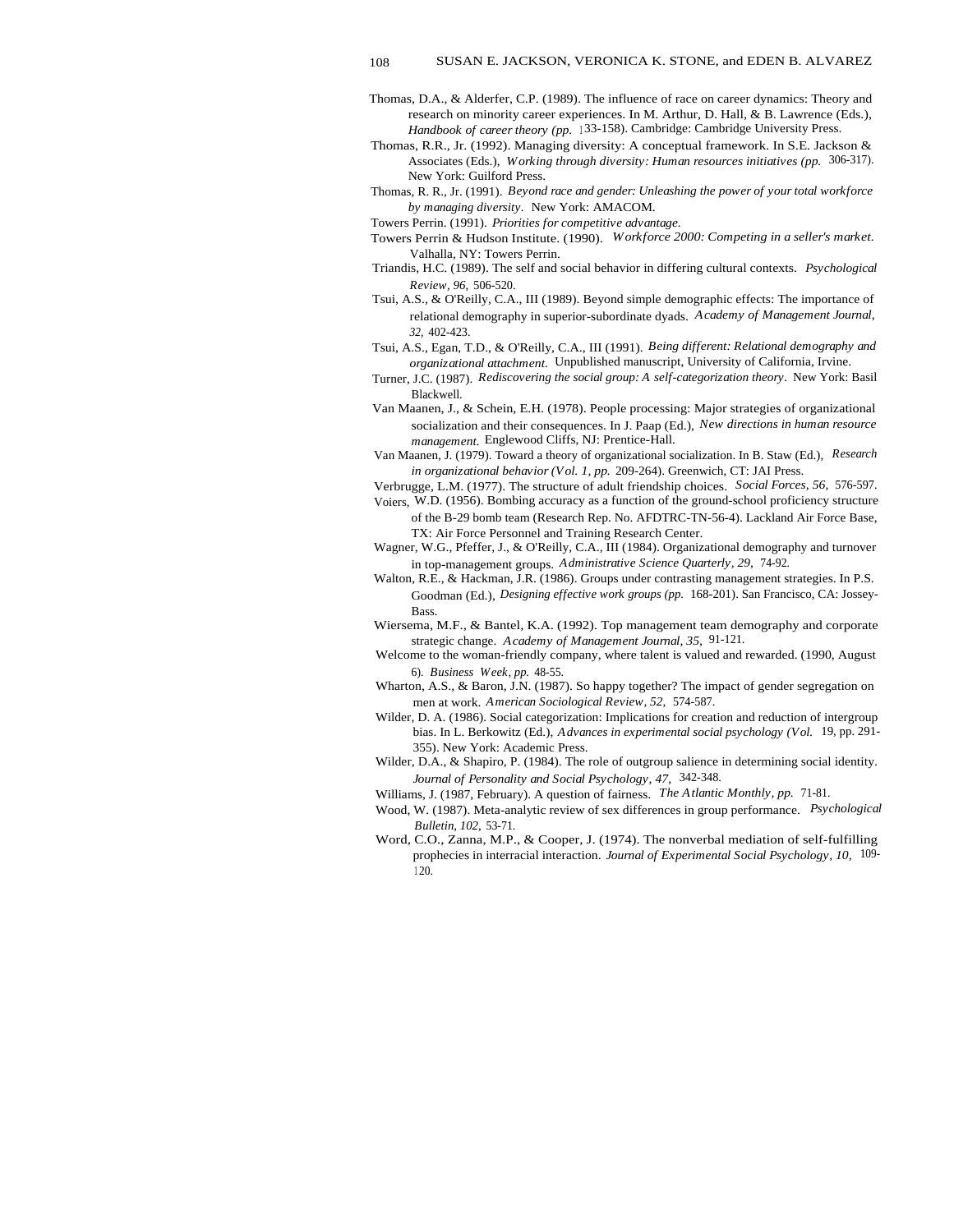Thomas, D.A., & Alderfer, C.P. (1989). The influence of race on career dynamics: Theory and research on minority career experiences. In M. Arthur, D. Hall, & B. Lawrence (Eds.), *Handbook of career theory (pp.* 133-158). Cambridge: Cambridge University Press.

Thomas, R.R., Jr. (1992). Managing diversity: A conceptual framework. In S.E. Jackson & Associates (Eds.), *Working through diversity: Human resources initiatives (pp.* 306-317). New York: Guilford Press.

Thomas, R. R., Jr. (1991). *Beyond race and gender: Unleashing the power of your total workforce by managing diversity*. New York: AMACOM.

Towers Perrin. (1991). *Priorities for competitive advantage.*

Towers Perrin & Hudson Institute. (1990). *Workforce 2000: Competing in a seller's market.* Valhalla, NY: Towers Perrin.

Triandis, H.C. (1989). The self and social behavior in differing cultural contexts. *Psychological Review, 96,* 506-520.

Tsui, A.S., & O'Reilly, C.A., III (1989). Beyond simple demographic effects: The importance of relational demography in superior-subordinate dyads. *Academy of Management Journal, 32,* 402-423.

Tsui, A.S., Egan, T.D., & O'Reilly, C.A., III (1991). *Being different: Relational demography and organizational attachment.* Unpublished manuscript, University of California, Irvine.

Turner, J.C. (1987). *Rediscovering the social group: A self-categorization theory*. New York: Basil Blackwell.

Van Maanen, J., & Schein, E.H. (1978). People processing: Major strategies of organizational socialization and their consequences. In J. Paap (Ed.), *New directions in human resource management.* Englewood Cliffs, NJ: Prentice-Hall.

Van Maanen, J. (1979). Toward a theory of organizational socialization. In B. Staw (Ed.), *Research in organizational behavior (Vol. 1, pp.* 209-264). Greenwich, CT: JAI Press.

Verbrugge, L.M. (1977). The structure of adult friendship choices. *Social Forces, 56,* 576-597.

Voiers, W.D. (1956). Bombing accuracy as a function of the ground-school proficiency structure of the B-29 bomb team (Research Rep. No. AFDTRC-TN-56-4). Lackland Air Force Base, TX: Air Force Personnel and Training Research Center.

Wagner, W.G., Pfeffer, J., & O'Reilly, C.A., III (1984). Organizational demography and turnover in top-management groups. *Administrative Science Quarterly, 29,* 74-92.

Walton, R.E., & Hackman, J.R. (1986). Groups under contrasting management strategies. In P.S. Goodman (Ed.), *Designing effective work groups (pp.* 168-201). San Francisco, CA: Jossey-Bass.

Wiersema, M.F., & Bantel, K.A. (1992). Top management team demography and corporate strategic change. *Academy of Management Journal, 35,* 91-121.

Welcome to the woman-friendly company, where talent is valued and rewarded. (1990, August 6). *Business Week, pp.* 48-55.

Wharton, A.S., & Baron, J.N. (1987). So happy together? The impact of gender segregation on men at work. *American Sociological Review, 52,* 574-587.

Wilder, D. A. (1986). Social categorization: Implications for creation and reduction of intergroup bias. In L. Berkowitz (Ed.), *Advances in experimental social psychology (Vol.* 19, pp. 291-355). New York: Academic Press.

Wilder, D.A., & Shapiro, P. (1984). The role of outgroup salience in determining social identity. *Journal of Personality and Social Psychology, 47,* 342-348.

Williams, J. (1987, February). A question of fairness. *The Atlantic Monthly, pp.* 71-81.

Wood, W. (1987). Meta-analytic review of sex differences in group performance. *Psychological Bulletin, 102,* 53-71.

Word, C.O., Zanna, M.P., & Cooper, J. (1974). The nonverbal mediation of self-fulfilling prophecies in interracial interaction. *Journal of Experimental Social Psychology, 10,* 109-120.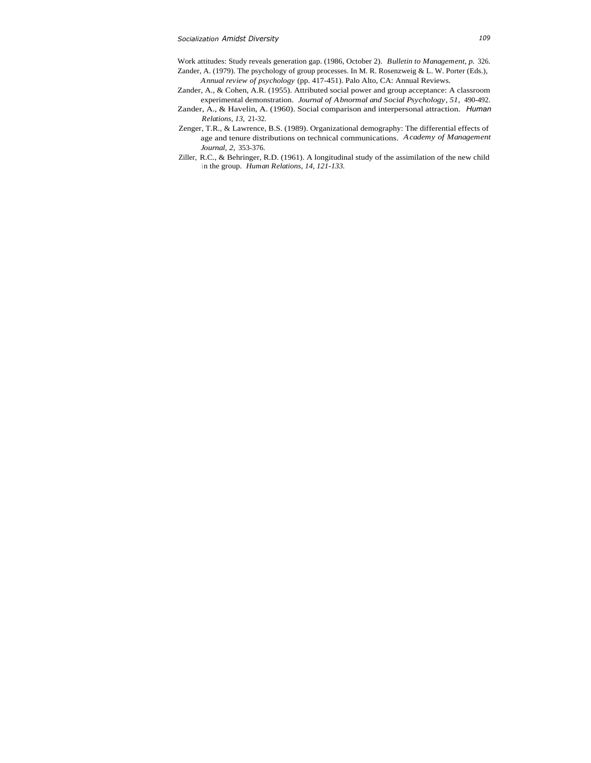Work attitudes: Study reveals generation gap. (1986, October 2). *Bulletin to Management, p.* 326.

Zander, A. (1979). The psychology of group processes. In M. R. Rosenzweig & L. W. Porter (Eds.), *Annual review of psychology* (pp. 417-451). Palo Alto, CA: Annual Reviews.

Zander, A., & Cohen, A.R. (1955). Attributed social power and group acceptance: A classroom experimental demonstration. *Journal of Abnormal and Social Psychology, 51,* 490-492.

Zander, A., & Havelin, A. (1960). Social comparison and interpersonal attraction. *Human Relations, 13,* 21-32.

Zenger, T.R., & Lawrence, B.S. (1989). Organizational demography: The differential effects of age and tenure distributions on technical communications. *Academy of Management Journal, 2,* 353-376.

Ziller, R.C., & Behringer, R.D. (1961). A longitudinal study of the assimilation of the new child in the group. *Human Relations, 14, 121-133.*